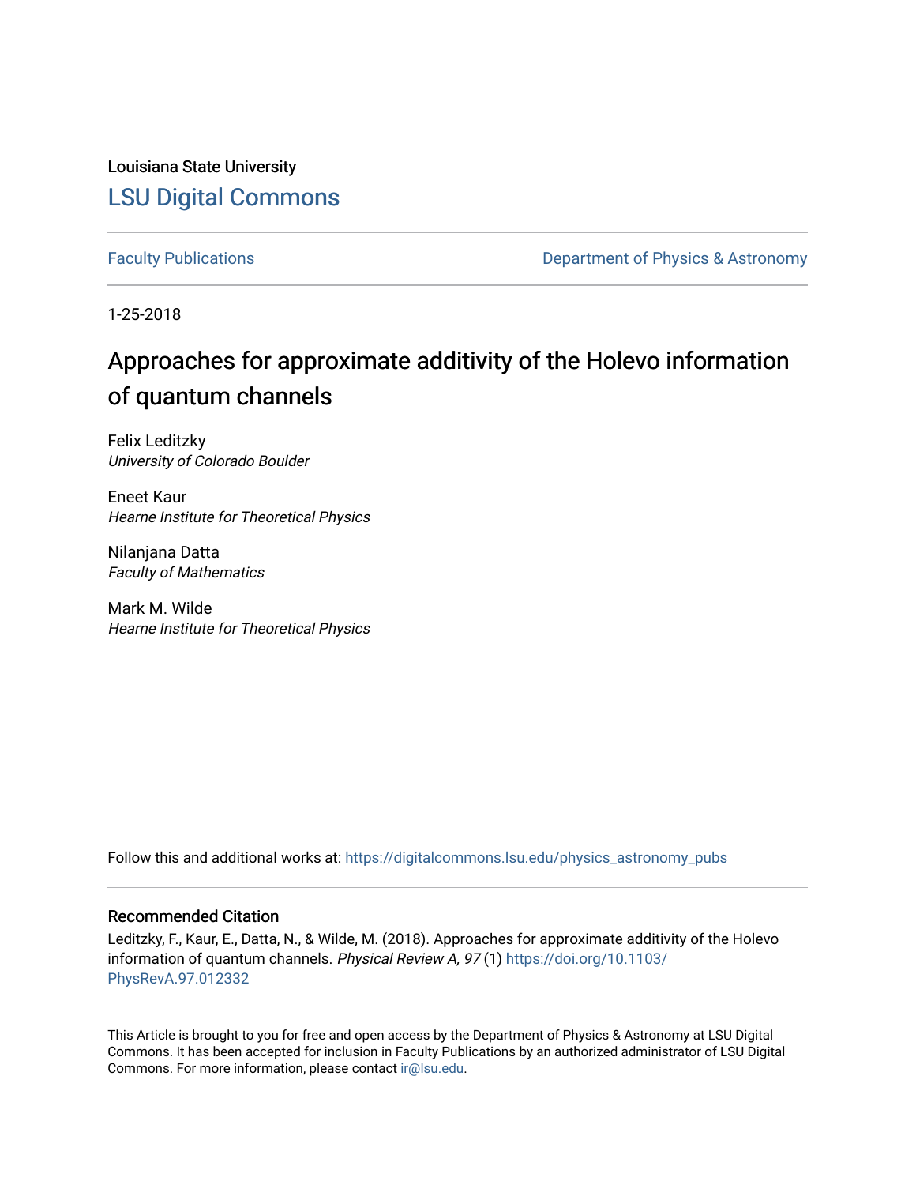Louisiana State University

# LSU Digital Commons

Faculty Publications

Department of Physics & Astronomy

1-25-2018

# Approaches for approximate additivity of the Holevo information of quantum channels

Felix Leditzky
*University of Colorado Boulder*

Eneet Kaur
*Hearne Institute for Theoretical Physics*

Nilanjana Datta
*Faculty of Mathematics*

Mark M. Wilde
*Hearne Institute for Theoretical Physics*

Follow this and additional works at: https://digitalcommons.lsu.edu/physics_astronomy_pubs

## Recommended Citation

Leditzky, F., Kaur, E., Datta, N., & Wilde, M. (2018). Approaches for approximate additivity of the Holevo information of quantum channels. *Physical Review A, 97* (1) https://doi.org/10.1103/PhysRevA.97.012332

This Article is brought to you for free and open access by the Department of Physics & Astronomy at LSU Digital Commons. It has been accepted for inclusion in Faculty Publications by an authorized administrator of LSU Digital Commons. For more information, please contact ir@lsu.edu.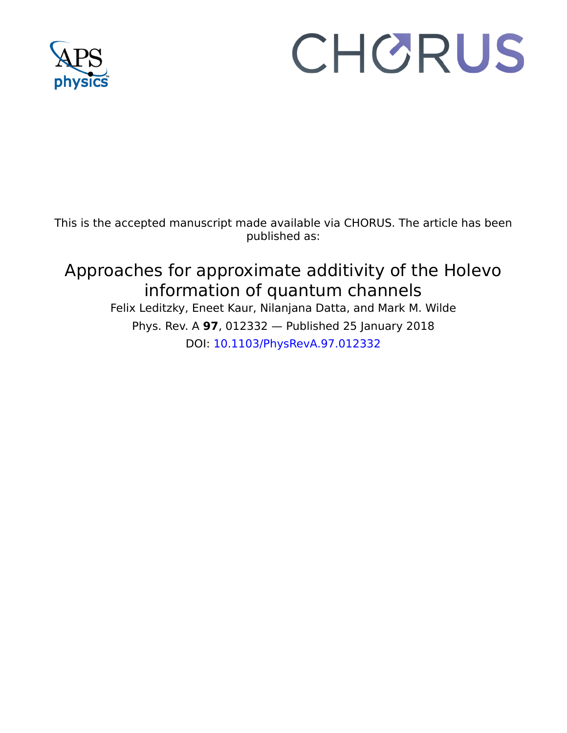This is the accepted manuscript made available via CHORUS. The article has been published as:

# Approaches for approximate additivity of the Holevo information of quantum channels

Felix Leditzky, Eneet Kaur, Nilanjana Datta, and Mark M. Wilde

Phys. Rev. A **97**, 012332 — Published 25 January 2018

DOI: 10.1103/PhysRevA.97.012332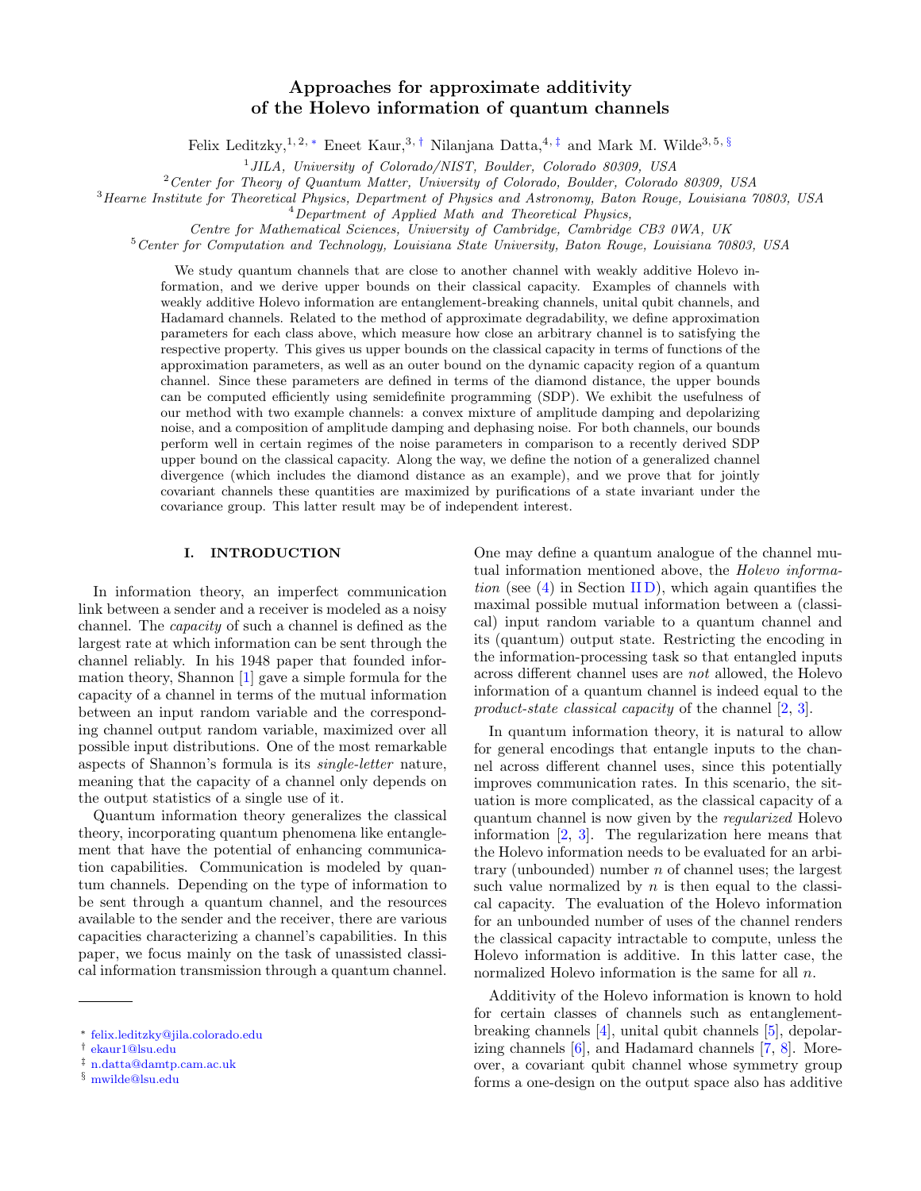# Approaches for approximate additivity of the Holevo information of quantum channels

Felix Leditzky,[1,2,*] Eneet Kaur,[3,†] Nilanjana Datta,[4,‡] and Mark M. Wilde[3,5,§]

[1] *JILA, University of Colorado/NIST, Boulder, Colorado 80309, USA*

[2] *Center for Theory of Quantum Matter, University of Colorado, Boulder, Colorado 80309, USA*

[3] *Hearne Institute for Theoretical Physics, Department of Physics and Astronomy, Baton Rouge, Louisiana 70803, USA*

[4] *Department of Applied Math and Theoretical Physics, Centre for Mathematical Sciences, University of Cambridge, Cambridge CB3 0WA, UK*

[5] *Center for Computation and Technology, Louisiana State University, Baton Rouge, Louisiana 70803, USA*

We study quantum channels that are close to another channel with weakly additive Holevo information, and we derive upper bounds on their classical capacity. Examples of channels with weakly additive Holevo information are entanglement-breaking channels, unital qubit channels, and Hadamard channels. Related to the method of approximate degradability, we define approximation parameters for each class above, which measure how close an arbitrary channel is to satisfying the respective property. This gives us upper bounds on the classical capacity in terms of functions of the approximation parameters, as well as an outer bound on the dynamic capacity region of a quantum channel. Since these parameters are defined in terms of the diamond distance, the upper bounds can be computed efficiently using semidefinite programming (SDP). We exhibit the usefulness of our method with two example channels: a convex mixture of amplitude damping and depolarizing noise, and a composition of amplitude damping and dephasing noise. For both channels, our bounds perform well in certain regimes of the noise parameters in comparison to a recently derived SDP upper bound on the classical capacity. Along the way, we define the notion of a generalized channel divergence (which includes the diamond distance as an example), and we prove that for jointly covariant channels these quantities are maximized by purifications of a state invariant under the covariance group. This latter result may be of independent interest.

## I. INTRODUCTION

In information theory, an imperfect communication link between a sender and a receiver is modeled as a noisy channel. The *capacity* of such a channel is defined as the largest rate at which information can be sent through the channel reliably. In his 1948 paper that founded information theory, Shannon [1] gave a simple formula for the capacity of a channel in terms of the mutual information between an input random variable and the corresponding channel output random variable, maximized over all possible input distributions. One of the most remarkable aspects of Shannon's formula is its *single-letter* nature, meaning that the capacity of a channel only depends on the output statistics of a single use of it.

Quantum information theory generalizes the classical theory, incorporating quantum phenomena like entanglement that have the potential of enhancing communication capabilities. Communication is modeled by quantum channels. Depending on the type of information to be sent through a quantum channel, and the resources available to the sender and the receiver, there are various capacities characterizing a channel's capabilities. In this paper, we focus mainly on the task of unassisted classical information transmission through a quantum channel. One may define a quantum analogue of the channel mutual information mentioned above, the *Holevo information* (see (4) in Section II D), which again quantifies the maximal possible mutual information between a (classical) input random variable to a quantum channel and its (quantum) output state. Restricting the encoding in the information-processing task so that entangled inputs across different channel uses are *not* allowed, the Holevo information of a quantum channel is indeed equal to the *product-state classical capacity* of the channel [2, 3].

In quantum information theory, it is natural to allow for general encodings that entangle inputs to the channel across different channel uses, since this potentially improves communication rates. In this scenario, the situation is more complicated, as the classical capacity of a quantum channel is now given by the *regularized* Holevo information [2, 3]. The regularization here means that the Holevo information needs to be evaluated for an arbitrary (unbounded) number $n$ of channel uses; the largest such value normalized by $n$ is then equal to the classical capacity. The evaluation of the Holevo information for an unbounded number of uses of the channel renders the classical capacity intractable to compute, unless the Holevo information is additive. In this latter case, the normalized Holevo information is the same for all $n$.

Additivity of the Holevo information is known to hold for certain classes of channels such as entanglement-breaking channels [4], unital qubit channels [5], depolarizing channels [6], and Hadamard channels [7, 8]. Moreover, a covariant qubit channel whose symmetry group forms a one-design on the output space also has additive

---

* felix.leditzky@jila.colorado.edu

† ekaur1@lsu.edu

‡ n.datta@damtp.cam.ac.uk

§ mwilde@lsu.edu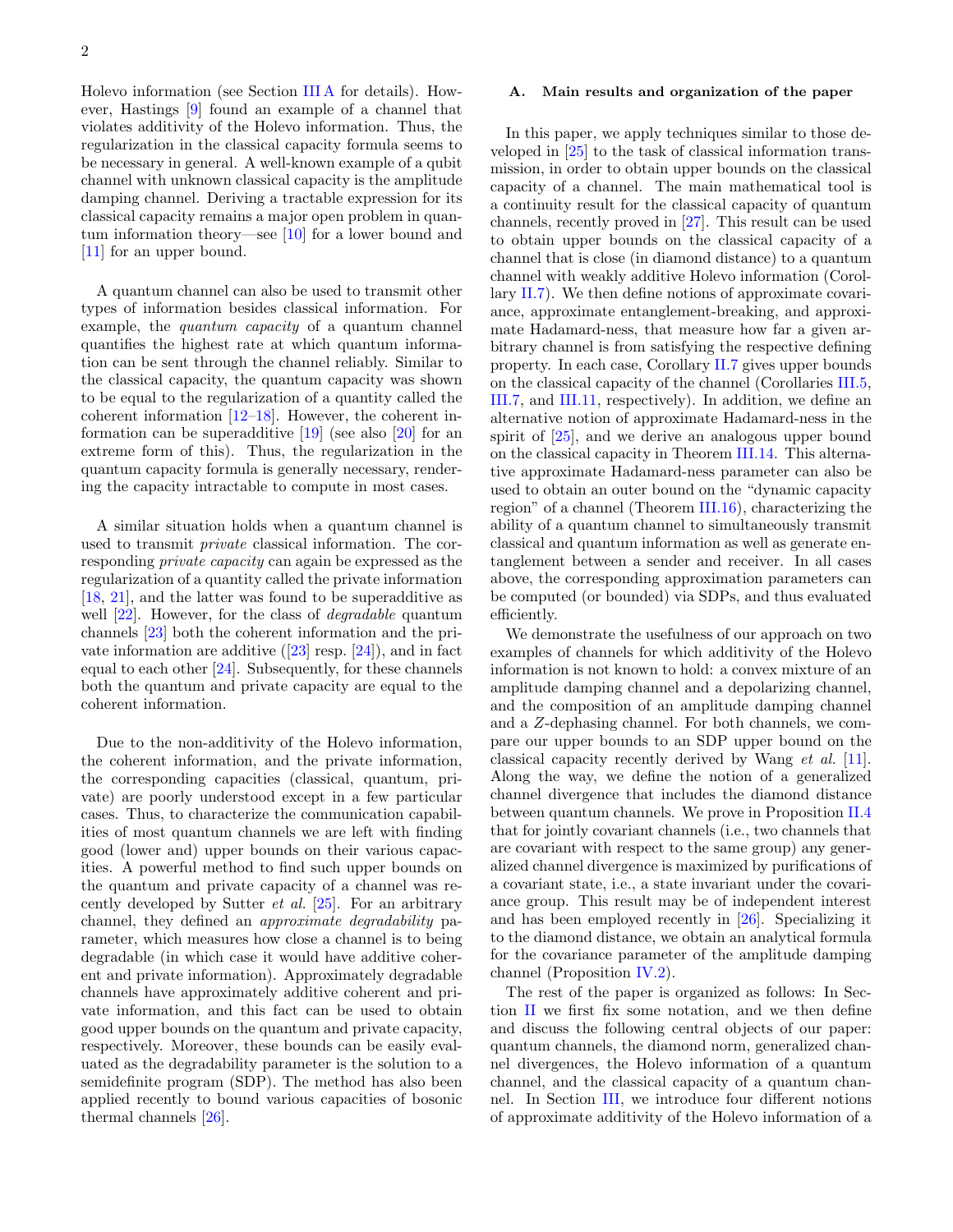Holevo information (see Section III A for details). However, Hastings [9] found an example of a channel that violates additivity of the Holevo information. Thus, the regularization in the classical capacity formula seems to be necessary in general. A well-known example of a qubit channel with unknown classical capacity is the amplitude damping channel. Deriving a tractable expression for its classical capacity remains a major open problem in quantum information theory—see [10] for a lower bound and [11] for an upper bound.

A quantum channel can also be used to transmit other types of information besides classical information. For example, the *quantum capacity* of a quantum channel quantifies the highest rate at which quantum information can be sent through the channel reliably. Similar to the classical capacity, the quantum capacity was shown to be equal to the regularization of a quantity called the coherent information [12–18]. However, the coherent information can be superadditive [19] (see also [20] for an extreme form of this). Thus, the regularization in the quantum capacity formula is generally necessary, rendering the capacity intractable to compute in most cases.

A similar situation holds when a quantum channel is used to transmit *private* classical information. The corresponding *private capacity* can again be expressed as the regularization of a quantity called the private information [18, 21], and the latter was found to be superadditive as well [22]. However, for the class of *degradable* quantum channels [23] both the coherent information and the private information are additive ([23] resp. [24]), and in fact equal to each other [24]. Subsequently, for these channels both the quantum and private capacity are equal to the coherent information.

Due to the non-additivity of the Holevo information, the coherent information, and the private information, the corresponding capacities (classical, quantum, private) are poorly understood except in a few particular cases. Thus, to characterize the communication capabilities of most quantum channels we are left with finding good (lower and) upper bounds on their various capacities. A powerful method to find such upper bounds on the quantum and private capacity of a channel was recently developed by Sutter *et al.* [25]. For an arbitrary channel, they defined an *approximate degradability* parameter, which measures how close a channel is to being degradable (in which case it would have additive coherent and private information). Approximately degradable channels have approximately additive coherent and private information, and this fact can be used to obtain good upper bounds on the quantum and private capacity, respectively. Moreover, these bounds can be easily evaluated as the degradability parameter is the solution to a semidefinite program (SDP). The method has also been applied recently to bound various capacities of bosonic thermal channels [26].

## A. Main results and organization of the paper

In this paper, we apply techniques similar to those developed in [25] to the task of classical information transmission, in order to obtain upper bounds on the classical capacity of a channel. The main mathematical tool is a continuity result for the classical capacity of quantum channels, recently proved in [27]. This result can be used to obtain upper bounds on the classical capacity of a channel that is close (in diamond distance) to a quantum channel with weakly additive Holevo information (Corollary II.7). We then define notions of approximate covariance, approximate entanglement-breaking, and approximate Hadamard-ness, that measure how far a given arbitrary channel is from satisfying the respective defining property. In each case, Corollary II.7 gives upper bounds on the classical capacity of the channel (Corollaries III.5, III.7, and III.11, respectively). In addition, we define an alternative notion of approximate Hadamard-ness in the spirit of [25], and we derive an analogous upper bound on the classical capacity in Theorem III.14. This alternative approximate Hadamard-ness parameter can also be used to obtain an outer bound on the "dynamic capacity region" of a channel (Theorem III.16), characterizing the ability of a quantum channel to simultaneously transmit classical and quantum information as well as generate entanglement between a sender and receiver. In all cases above, the corresponding approximation parameters can be computed (or bounded) via SDPs, and thus evaluated efficiently.

We demonstrate the usefulness of our approach on two examples of channels for which additivity of the Holevo information is not known to hold: a convex mixture of an amplitude damping channel and a depolarizing channel, and the composition of an amplitude damping channel and a $Z$-dephasing channel. For both channels, we compare our upper bounds to an SDP upper bound on the classical capacity recently derived by Wang *et al.* [11]. Along the way, we define the notion of a generalized channel divergence that includes the diamond distance between quantum channels. We prove in Proposition II.4 that for jointly covariant channels (i.e., two channels that are covariant with respect to the same group) any generalized channel divergence is maximized by purifications of a covariant state, i.e., a state invariant under the covariance group. This result may be of independent interest and has been employed recently in [26]. Specializing it to the diamond distance, we obtain an analytical formula for the covariance parameter of the amplitude damping channel (Proposition IV.2).

The rest of the paper is organized as follows: In Section II we first fix some notation, and we then define and discuss the following central objects of our paper: quantum channels, the diamond norm, generalized channel divergences, the Holevo information of a quantum channel, and the classical capacity of a quantum channel. In Section III, we introduce four different notions of approximate additivity of the Holevo information of a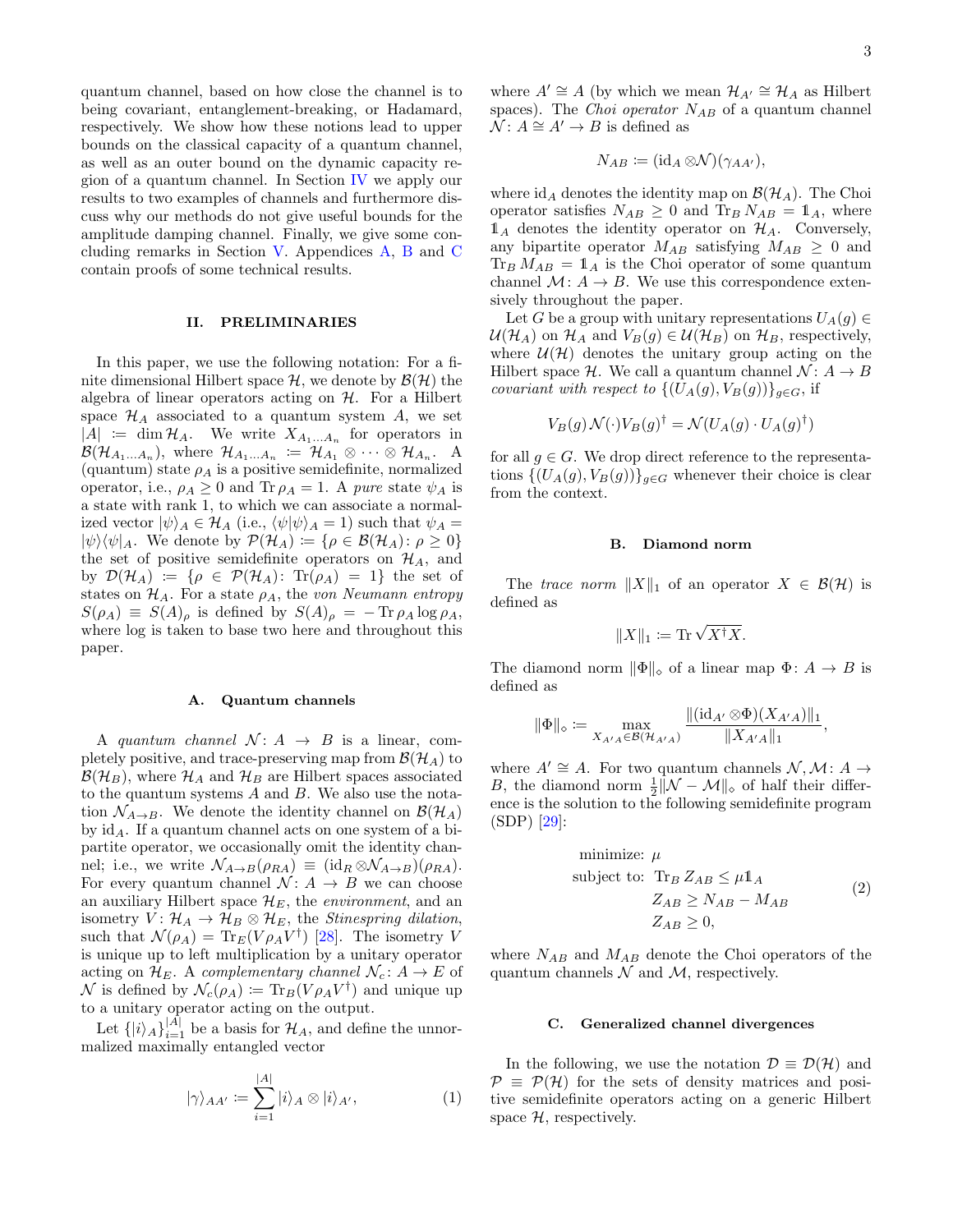quantum channel, based on how close the channel is to being covariant, entanglement-breaking, or Hadamard, respectively. We show how these notions lead to upper bounds on the classical capacity of a quantum channel, as well as an outer bound on the dynamic capacity region of a quantum channel. In Section IV we apply our results to two examples of channels and furthermore discuss why our methods do not give useful bounds for the amplitude damping channel. We give some concluding remarks in Section V. Appendices A, B and C contain proofs of some technical results.

## II. PRELIMINARIES

In this paper, we use the following notation: For a finite dimensional Hilbert space $\mathcal{H}$, we denote by $\mathcal{B}(\mathcal{H})$ the algebra of linear operators acting on $\mathcal{H}$. For a Hilbert space $\mathcal{H}_A$ associated to a quantum system $A$, we set $|A| := \dim \mathcal{H}_A$. We write $X_{A_1\dots A_n}$ for operators in $\mathcal{B}(\mathcal{H}_{A_1\dots A_n})$, where $\mathcal{H}_{A_1\dots A_n} := \mathcal{H}_{A_1}\otimes\dots\otimes\mathcal{H}_{A_n}$. A (quantum) state $\rho_A$ is a positive semidefinite, normalized operator, i.e., $\rho_A \geq 0$ and $\operatorname{Tr}\rho_A = 1$. A *pure* state $\psi_A$ is a state with rank 1, to which we can associate a normalized vector $|\psi\rangle_A \in \mathcal{H}_A$ (i.e., $\langle\psi|\psi\rangle_A = 1$) such that $\psi_A = |\psi\rangle\langle\psi|_A$. We denote by $\mathcal{P}(\mathcal{H}_A) := \{\rho \in \mathcal{B}(\mathcal{H}_A) \colon \rho \geq 0\}$ the set of positive semidefinite operators on $\mathcal{H}_A$, and by $\mathcal{D}(\mathcal{H}_A) := \{\rho \in \mathcal{P}(\mathcal{H}_A) \colon \operatorname{Tr}(\rho_A) = 1\}$ the set of states on $\mathcal{H}_A$. For a state $\rho_A$, the *von Neumann entropy* $S(\rho_A) \equiv S(A)_\rho$ is defined by $S(A)_\rho = -\operatorname{Tr}\rho_A \log \rho_A$, where log is taken to base two here and throughout this paper.

### A. Quantum channels

A *quantum channel* $\mathcal{N}\colon A \to B$ is a linear, completely positive, and trace-preserving map from $\mathcal{B}(\mathcal{H}_A)$ to $\mathcal{B}(\mathcal{H}_B)$, where $\mathcal{H}_A$ and $\mathcal{H}_B$ are Hilbert spaces associated to the quantum systems $A$ and $B$. We also use the notation $\mathcal{N}_{A\to B}$. We denote the identity channel on $\mathcal{B}(\mathcal{H}_A)$ by $\mathrm{id}_A$. If a quantum channel acts on one system of a bipartite operator, we occasionally omit the identity channel; i.e., we write $\mathcal{N}_{A\to B}(\rho_{RA}) \equiv (\mathrm{id}_R \otimes \mathcal{N}_{A\to B})(\rho_{RA})$. For every quantum channel $\mathcal{N}\colon A \to B$ we can choose an auxiliary Hilbert space $\mathcal{H}_E$, the *environment*, and an isometry $V\colon \mathcal{H}_A \to \mathcal{H}_B \otimes \mathcal{H}_E$, the *Stinespring dilation*, such that $\mathcal{N}(\rho_A) = \operatorname{Tr}_E(V\rho_A V^\dagger)$ [28]. The isometry $V$ is unique up to left multiplication by a unitary operator acting on $\mathcal{H}_E$. A *complementary channel* $\mathcal{N}_c\colon A \to E$ of $\mathcal{N}$ is defined by $\mathcal{N}_c(\rho_A) := \operatorname{Tr}_B(V\rho_A V^\dagger)$ and unique up to a unitary operator acting on the output.

Let $\{|i\rangle_A\}_{i=1}^{|A|}$ be a basis for $\mathcal{H}_A$, and define the unnormalized maximally entangled vector

$$|\gamma\rangle_{AA'} := \sum_{i=1}^{|A|} |i\rangle_A \otimes |i\rangle_{A'}, \tag{1}$$

where $A' \cong A$ (by which we mean $\mathcal{H}_{A'} \cong \mathcal{H}_A$ as Hilbert spaces). The *Choi operator* $N_{AB}$ of a quantum channel $\mathcal{N}\colon A \cong A' \to B$ is defined as

$$N_{AB} := (\mathrm{id}_A \otimes \mathcal{N})(\gamma_{AA'}),$$

where $\mathrm{id}_A$ denotes the identity map on $\mathcal{B}(\mathcal{H}_A)$. The Choi operator satisfies $N_{AB} \geq 0$ and $\operatorname{Tr}_B N_{AB} = \mathbb{1}_A$, where $\mathbb{1}_A$ denotes the identity operator on $\mathcal{H}_A$. Conversely, any bipartite operator $M_{AB}$ satisfying $M_{AB} \geq 0$ and $\operatorname{Tr}_B M_{AB} = \mathbb{1}_A$ is the Choi operator of some quantum channel $\mathcal{M}\colon A \to B$. We use this correspondence extensively throughout the paper.

Let $G$ be a group with unitary representations $U_A(g) \in \mathcal{U}(\mathcal{H}_A)$ on $\mathcal{H}_A$ and $V_B(g) \in \mathcal{U}(\mathcal{H}_B)$ on $\mathcal{H}_B$, respectively, where $\mathcal{U}(\mathcal{H})$ denotes the unitary group acting on the Hilbert space $\mathcal{H}$. We call a quantum channel $\mathcal{N}\colon A \to B$ *covariant with respect to* $\{(U_A(g), V_B(g))\}_{g\in G}$, if

$$V_B(g)\mathcal{N}(\cdot)V_B(g)^\dagger = \mathcal{N}(U_A(g)\cdot U_A(g)^\dagger)$$

for all $g \in G$. We drop direct reference to the representations $\{(U_A(g), V_B(g))\}_{g\in G}$ whenever their choice is clear from the context.

### B. Diamond norm

The *trace norm* $\|X\|_1$ of an operator $X \in \mathcal{B}(\mathcal{H})$ is defined as

$$\|X\|_1 := \operatorname{Tr}\sqrt{X^\dagger X}.$$

The diamond norm $\|\Phi\|_\diamond$ of a linear map $\Phi\colon A \to B$ is defined as

$$\|\Phi\|_\diamond := \max_{X_{A'A}\in\mathcal{B}(\mathcal{H}_{A'A})} \frac{\|(\mathrm{id}_{A'}\otimes\Phi)(X_{A'A})\|_1}{\|X_{A'A}\|_1},$$

where $A' \cong A$. For two quantum channels $\mathcal{N}, \mathcal{M}\colon A \to B$, the diamond norm $\frac{1}{2}\|\mathcal{N} - \mathcal{M}\|_\diamond$ of half their difference is the solution to the following semidefinite program (SDP) [29]:

$$\begin{aligned} \text{minimize: } & \mu \\ \text{subject to: } & \operatorname{Tr}_B Z_{AB} \leq \mu \mathbb{1}_A \\ & Z_{AB} \geq N_{AB} - M_{AB} \\ & Z_{AB} \geq 0, \end{aligned} \tag{2}$$

where $N_{AB}$ and $M_{AB}$ denote the Choi operators of the quantum channels $\mathcal{N}$ and $\mathcal{M}$, respectively.

### C. Generalized channel divergences

In the following, we use the notation $\mathcal{D} \equiv \mathcal{D}(\mathcal{H})$ and $\mathcal{P} \equiv \mathcal{P}(\mathcal{H})$ for the sets of density matrices and positive semidefinite operators acting on a generic Hilbert space $\mathcal{H}$, respectively.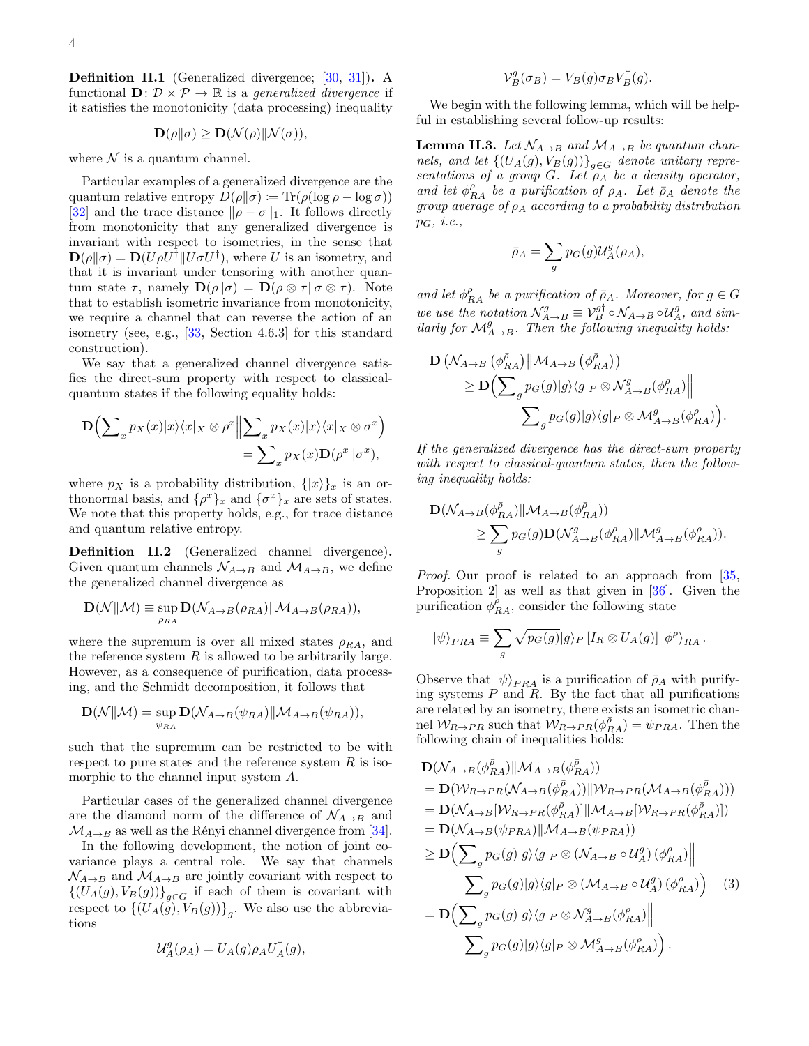**Definition II.1** (Generalized divergence; [30, 31])**.** A functional $\mathbf{D}\colon \mathcal{D}\times\mathcal{P}\to\mathbb{R}$ is a *generalized divergence* if it satisfies the monotonicity (data processing) inequality

$$\mathbf{D}(\rho\|\sigma)\geq \mathbf{D}(\mathcal{N}(\rho)\|\mathcal{N}(\sigma)),$$

where $\mathcal{N}$ is a quantum channel.

Particular examples of a generalized divergence are the quantum relative entropy $D(\rho\|\sigma) := \operatorname{Tr}(\rho(\log\rho-\log\sigma))$ [32] and the trace distance $\|\rho-\sigma\|_1$. It follows directly from monotonicity that any generalized divergence is invariant with respect to isometries, in the sense that $\mathbf{D}(\rho\|\sigma)=\mathbf{D}(U\rho U^\dagger\|U\sigma U^\dagger)$, where $U$ is an isometry, and that it is invariant under tensoring with another quantum state $\tau$, namely $\mathbf{D}(\rho\|\sigma)=\mathbf{D}(\rho\otimes\tau\|\sigma\otimes\tau)$. Note that to establish isometric invariance from monotonicity, we require a channel that can reverse the action of an isometry (see, e.g., [33, Section 4.6.3] for this standard construction).

We say that a generalized channel divergence satisfies the direct-sum property with respect to classical-quantum states if the following equality holds:

$$\mathbf{D}\Big(\sum_x p_X(x)|x\rangle\langle x|_X\otimes\rho^x\Big\|\sum_x p_X(x)|x\rangle\langle x|_X\otimes\sigma^x\Big) = \sum_x p_X(x)\mathbf{D}(\rho^x\|\sigma^x),$$

where $p_X$ is a probability distribution, $\{|x\rangle\}_x$ is an orthonormal basis, and $\{\rho^x\}_x$ and $\{\sigma^x\}_x$ are sets of states. We note that this property holds, e.g., for trace distance and quantum relative entropy.

**Definition II.2** (Generalized channel divergence)**.** Given quantum channels $\mathcal{N}_{A\to B}$ and $\mathcal{M}_{A\to B}$, we define the generalized channel divergence as

$$\mathbf{D}(\mathcal{N}\|\mathcal{M})\equiv\sup_{\rho_{RA}}\mathbf{D}(\mathcal{N}_{A\to B}(\rho_{RA})\|\mathcal{M}_{A\to B}(\rho_{RA})),$$

where the supremum is over all mixed states $\rho_{RA}$, and the reference system $R$ is allowed to be arbitrarily large. However, as a consequence of purification, data processing, and the Schmidt decomposition, it follows that

$$\mathbf{D}(\mathcal{N}\|\mathcal{M})=\sup_{\psi_{RA}}\mathbf{D}(\mathcal{N}_{A\to B}(\psi_{RA})\|\mathcal{M}_{A\to B}(\psi_{RA})),$$

such that the supremum can be restricted to be with respect to pure states and the reference system $R$ is isomorphic to the channel input system $A$.

Particular cases of the generalized channel divergence are the diamond norm of the difference of $\mathcal{N}_{A\to B}$ and $\mathcal{M}_{A\to B}$ as well as the Rényi channel divergence from [34].

In the following development, the notion of joint covariance plays a central role. We say that channels $\mathcal{N}_{A\to B}$ and $\mathcal{M}_{A\to B}$ are jointly covariant with respect to $\{(U_A(g),V_B(g))\}_{g\in G}$ if each of them is covariant with respect to $\{(U_A(g),V_B(g))\}_g$. We also use the abbreviations

$$\mathcal{U}_A^g(\rho_A)=U_A(g)\rho_A U_A^\dagger(g),$$

$$\mathcal{V}_B^g(\sigma_B)=V_B(g)\sigma_B V_B^\dagger(g).$$

We begin with the following lemma, which will be helpful in establishing several follow-up results:

**Lemma II.3.** *Let $\mathcal{N}_{A\to B}$ and $\mathcal{M}_{A\to B}$ be quantum channels, and let $\{(U_A(g),V_B(g))\}_{g\in G}$ denote unitary representations of a group $G$. Let $\rho_A$ be a density operator, and let $\phi^\rho_{RA}$ be a purification of $\rho_A$. Let $\bar{\rho}_A$ denote the group average of $\rho_A$ according to a probability distribution $p_G$, i.e.,*

$$\bar{\rho}_A=\sum_g p_G(g)\mathcal{U}_A^g(\rho_A),$$

*and let $\phi^{\bar{\rho}}_{RA}$ be a purification of $\bar{\rho}_A$. Moreover, for $g\in G$ we use the notation $\mathcal{N}^g_{A\to B}\equiv\mathcal{V}_B^{g\dagger}\circ\mathcal{N}_{A\to B}\circ\mathcal{U}_A^g$, and similarly for $\mathcal{M}^g_{A\to B}$. Then the following inequality holds:*

$$\begin{aligned}\mathbf{D}\left(\mathcal{N}_{A\to B}\left(\phi^{\bar{\rho}}_{RA}\right)\|\mathcal{M}_{A\to B}\left(\phi^{\bar{\rho}}_{RA}\right)\right) &\geq \mathbf{D}\Big(\sum_g p_G(g)|g\rangle\langle g|_P\otimes\mathcal{N}^g_{A\to B}(\phi^\rho_{RA})\Big\| \\ &\qquad \sum_g p_G(g)|g\rangle\langle g|_P\otimes\mathcal{M}^g_{A\to B}(\phi^\rho_{RA})\Big).\end{aligned}$$

*If the generalized divergence has the direct-sum property with respect to classical-quantum states, then the following inequality holds:*

$$\mathbf{D}(\mathcal{N}_{A\to B}(\phi^{\bar{\rho}}_{RA})\|\mathcal{M}_{A\to B}(\phi^{\bar{\rho}}_{RA})) \geq\sum_g p_G(g)\mathbf{D}(\mathcal{N}^g_{A\to B}(\phi^\rho_{RA})\|\mathcal{M}^g_{A\to B}(\phi^\rho_{RA})).$$

*Proof.* Our proof is related to an approach from [35, Proposition 2] as well as that given in [36]. Given the purification $\phi^\rho_{RA}$, consider the following state

$$|\psi\rangle_{PRA}\equiv\sum_g\sqrt{p_G(g)}|g\rangle_P\left[I_R\otimes U_A(g)\right]|\phi^\rho\rangle_{RA}.$$

Observe that $|\psi\rangle_{PRA}$ is a purification of $\bar{\rho}_A$ with purifying systems $P$ and $R$. By the fact that all purifications are related by an isometry, there exists an isometric channel $\mathcal{W}_{R\to PR}$ such that $\mathcal{W}_{R\to PR}(\phi^{\bar{\rho}}_{RA})=\psi_{PRA}$. Then the following chain of inequalities holds:

$$\begin{aligned}&\mathbf{D}(\mathcal{N}_{A\to B}(\phi^{\bar{\rho}}_{RA})\|\mathcal{M}_{A\to B}(\phi^{\bar{\rho}}_{RA}))\\ &=\mathbf{D}(\mathcal{W}_{R\to PR}(\mathcal{N}_{A\to B}(\phi^{\bar{\rho}}_{RA}))\|\mathcal{W}_{R\to PR}(\mathcal{M}_{A\to B}(\phi^{\bar{\rho}}_{RA})))\\ &=\mathbf{D}(\mathcal{N}_{A\to B}[\mathcal{W}_{R\to PR}(\phi^{\bar{\rho}}_{RA})]\|\mathcal{M}_{A\to B}[\mathcal{W}_{R\to PR}(\phi^{\bar{\rho}}_{RA})])\\ &=\mathbf{D}(\mathcal{N}_{A\to B}(\psi_{PRA})\|\mathcal{M}_{A\to B}(\psi_{PRA}))\\ &\geq\mathbf{D}\Big(\sum_g p_G(g)|g\rangle\langle g|_P\otimes\left(\mathcal{N}_{A\to B}\circ\mathcal{U}_A^g\right)(\phi^\rho_{RA})\Big\|\\ &\qquad\sum_g p_G(g)|g\rangle\langle g|_P\otimes\left(\mathcal{M}_{A\to B}\circ\mathcal{U}_A^g\right)(\phi^\rho_{RA})\Big) \qquad (3)\\ &=\mathbf{D}\Big(\sum_g p_G(g)|g\rangle\langle g|_P\otimes\mathcal{N}^g_{A\to B}(\phi^\rho_{RA})\Big\|\\ &\qquad\sum_g p_G(g)|g\rangle\langle g|_P\otimes\mathcal{M}^g_{A\to B}(\phi^\rho_{RA})\Big).\end{aligned}$$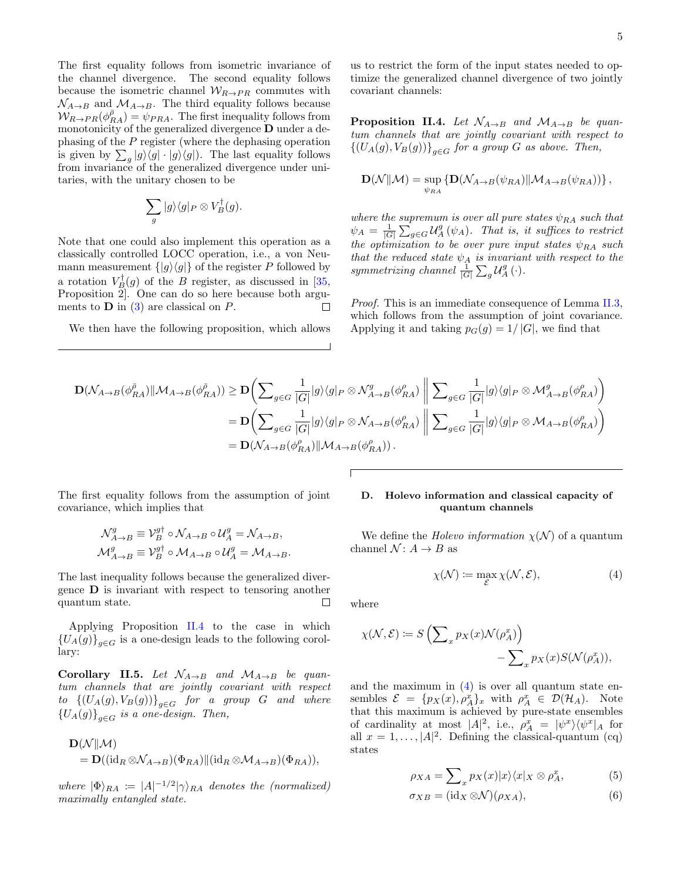The first equality follows from isometric invariance of the channel divergence. The second equality follows because the isometric channel $\mathcal{W}_{R\to PR}$ commutes with $\mathcal{N}_{A\to B}$ and $\mathcal{M}_{A\to B}$. The third equality follows because $\mathcal{W}_{R\to PR}(\phi^{\bar{\rho}}_{RA}) = \psi_{PRA}$. The first inequality follows from monotonicity of the generalized divergence $\mathbf{D}$ under a dephasing of the $P$ register (where the dephasing operation is given by $\sum_g |g\rangle\langle g| \cdot |g\rangle\langle g|$). The last equality follows from invariance of the generalized divergence under unitaries, with the unitary chosen to be

$$\sum_g |g\rangle\langle g|_P \otimes V_B^\dagger(g).$$

Note that one could also implement this operation as a classically controlled LOCC operation, i.e., a von Neumann measurement $\{|g\rangle\langle g|\}$ of the register $P$ followed by a rotation $V_B^\dagger(g)$ of the $B$ register, as discussed in [35, Proposition 2]. One can do so here because both arguments to $\mathbf{D}$ in (3) are classical on $P$. ∎

We then have the following proposition, which allows us to restrict the form of the input states needed to optimize the generalized channel divergence of two jointly covariant channels:

**Proposition II.4.** *Let $\mathcal{N}_{A\to B}$ and $\mathcal{M}_{A\to B}$ be quantum channels that are jointly covariant with respect to $\{(U_A(g), V_B(g))\}_{g\in G}$ for a group $G$ as above. Then,*

$$\mathbf{D}(\mathcal{N}\|\mathcal{M}) = \sup_{\psi_{RA}} \left\{\mathbf{D}(\mathcal{N}_{A\to B}(\psi_{RA})\|\mathcal{M}_{A\to B}(\psi_{RA}))\right\},$$

*where the supremum is over all pure states $\psi_{RA}$ such that $\psi_A = \frac{1}{|G|}\sum_{g\in G}\mathcal{U}_A^g(\psi_A)$. That is, it suffices to restrict the optimization to be over pure input states $\psi_{RA}$ such that the reduced state $\psi_A$ is invariant with respect to the symmetrizing channel $\frac{1}{|G|}\sum_g \mathcal{U}_A^g(\cdot)$.*

*Proof.* This is an immediate consequence of Lemma II.3, which follows from the assumption of joint covariance. Applying it and taking $p_G(g) = 1/|G|$, we find that

$$\begin{aligned}
\mathbf{D}(\mathcal{N}_{A\to B}(\phi^{\bar{\rho}}_{RA})\|\mathcal{M}_{A\to B}(\phi^{\bar{\rho}}_{RA})) &\geq \mathbf{D}\bigg(\sum_{g\in G}\frac{1}{|G|}|g\rangle\langle g|_P \otimes \mathcal{N}^g_{A\to B}(\phi^\rho_{RA}) \,\bigg\|\, \sum_{g\in G}\frac{1}{|G|}|g\rangle\langle g|_P \otimes \mathcal{M}^g_{A\to B}(\phi^\rho_{RA})\bigg)\\
&= \mathbf{D}\bigg(\sum_{g\in G}\frac{1}{|G|}|g\rangle\langle g|_P \otimes \mathcal{N}_{A\to B}(\phi^\rho_{RA}) \,\bigg\|\, \sum_{g\in G}\frac{1}{|G|}|g\rangle\langle g|_P \otimes \mathcal{M}_{A\to B}(\phi^\rho_{RA})\bigg)\\
&= \mathbf{D}(\mathcal{N}_{A\to B}(\phi^\rho_{RA})\|\mathcal{M}_{A\to B}(\phi^\rho_{RA}))\,.
\end{aligned}$$

The first equality follows from the assumption of joint covariance, which implies that

$$\begin{aligned}
\mathcal{N}^g_{A\to B} &\equiv \mathcal{V}_B^{g\dagger}\circ\mathcal{N}_{A\to B}\circ\mathcal{U}_A^g = \mathcal{N}_{A\to B},\\
\mathcal{M}^g_{A\to B} &\equiv \mathcal{V}_B^{g\dagger}\circ\mathcal{M}_{A\to B}\circ\mathcal{U}_A^g = \mathcal{M}_{A\to B}.
\end{aligned}$$

The last inequality follows because the generalized divergence $\mathbf{D}$ is invariant with respect to tensoring another quantum state. ∎

Applying Proposition II.4 to the case in which $\{U_A(g)\}_{g\in G}$ is a one-design leads to the following corollary:

**Corollary II.5.** *Let $\mathcal{N}_{A\to B}$ and $\mathcal{M}_{A\to B}$ be quantum channels that are jointly covariant with respect to $\{(U_A(g), V_B(g))\}_{g\in G}$ for a group $G$ and where $\{U_A(g)\}_{g\in G}$ is a one-design. Then,*

$$\begin{aligned}
&\mathbf{D}(\mathcal{N}\|\mathcal{M})\\
&\quad= \mathbf{D}((\mathrm{id}_R\otimes\mathcal{N}_{A\to B})(\Phi_{RA})\|(\mathrm{id}_R\otimes\mathcal{M}_{A\to B})(\Phi_{RA})),
\end{aligned}$$

*where $|\Phi\rangle_{RA} \coloneqq |A|^{-1/2}|\gamma\rangle_{RA}$ denotes the (normalized) maximally entangled state.*

### D. Holevo information and classical capacity of quantum channels

We define the *Holevo information* $\chi(\mathcal{N})$ of a quantum channel $\mathcal{N}\colon A\to B$ as

$$\chi(\mathcal{N}) \coloneqq \max_{\mathcal{E}} \chi(\mathcal{N},\mathcal{E}), \tag{4}$$

where

$$\begin{aligned}
\chi(\mathcal{N},\mathcal{E}) \coloneqq S\left(\sum\nolimits_x p_X(x)\mathcal{N}(\rho_A^x)\right)&\\
- \sum\nolimits_x p_X(x) S(\mathcal{N}(\rho_A^x))&,
\end{aligned}$$

and the maximum in (4) is over all quantum state ensembles $\mathcal{E} = \{p_X(x), \rho_A^x\}_x$ with $\rho_A^x \in \mathcal{D}(\mathcal{H}_A)$. Note that this maximum is achieved by pure-state ensembles of cardinality at most $|A|^2$, i.e., $\rho_A^x = |\psi^x\rangle\langle\psi^x|_A$ for all $x = 1,\ldots,|A|^2$. Defining the classical-quantum (cq) states

$$\rho_{XA} = \sum\nolimits_x p_X(x)|x\rangle\langle x|_X \otimes \rho_A^x, \tag{5}$$

$$\sigma_{XB} = (\mathrm{id}_X\otimes\mathcal{N})(\rho_{XA}), \tag{6}$$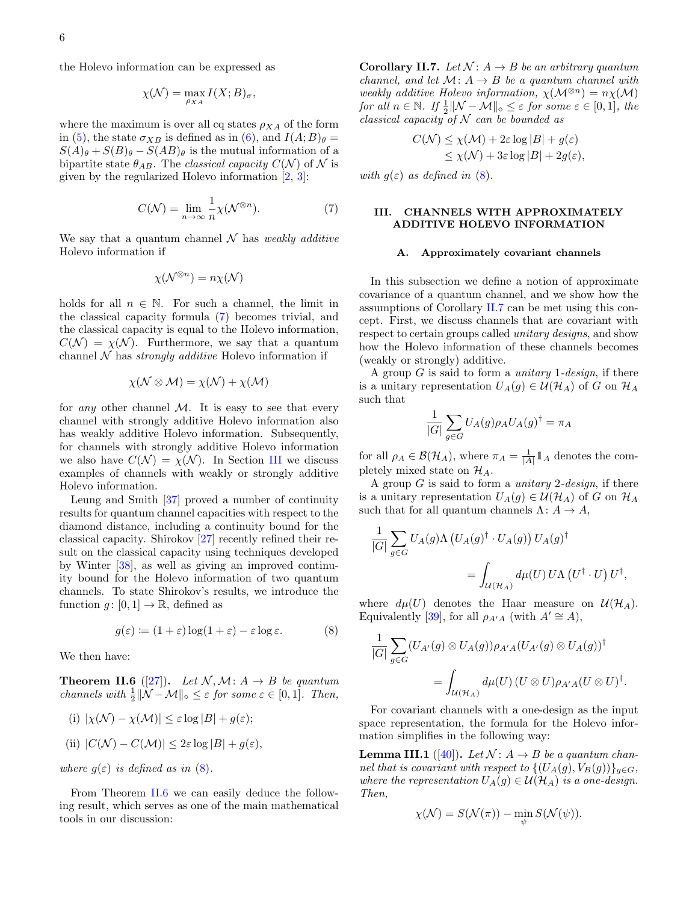the Holevo information can be expressed as

$$\chi(\mathcal{N}) = \max_{\rho_{XA}} I(X;B)_\sigma,$$

where the maximum is over all cq states $\rho_{XA}$ of the form in (5), the state $\sigma_{XB}$ is defined as in (6), and $I(A;B)_\theta = S(A)_\theta + S(B)_\theta - S(AB)_\theta$ is the mutual information of a bipartite state $\theta_{AB}$. The *classical capacity* $C(\mathcal{N})$ of $\mathcal{N}$ is given by the regularized Holevo information [2, 3]:

$$C(\mathcal{N}) = \lim_{n\to\infty} \frac{1}{n}\chi(\mathcal{N}^{\otimes n}). \tag{7}$$

We say that a quantum channel $\mathcal{N}$ has *weakly additive* Holevo information if

$$\chi(\mathcal{N}^{\otimes n}) = n\chi(\mathcal{N})$$

holds for all $n \in \mathbb{N}$. For such a channel, the limit in the classical capacity formula (7) becomes trivial, and the classical capacity is equal to the Holevo information, $C(\mathcal{N}) = \chi(\mathcal{N})$. Furthermore, we say that a quantum channel $\mathcal{N}$ has *strongly additive* Holevo information if

$$\chi(\mathcal{N}\otimes\mathcal{M}) = \chi(\mathcal{N}) + \chi(\mathcal{M})$$

for *any* other channel $\mathcal{M}$. It is easy to see that every channel with strongly additive Holevo information also has weakly additive Holevo information. Subsequently, for channels with strongly additive Holevo information we also have $C(\mathcal{N}) = \chi(\mathcal{N})$. In Section III we discuss examples of channels with weakly or strongly additive Holevo information.

Leung and Smith [37] proved a number of continuity results for quantum channel capacities with respect to the diamond distance, including a continuity bound for the classical capacity. Shirokov [27] recently refined their result on the classical capacity using techniques developed by Winter [38], as well as giving an improved continuity bound for the Holevo information of two quantum channels. To state Shirokov's results, we introduce the function $g\colon [0,1]\to\mathbb{R}$, defined as

$$g(\varepsilon) := (1+\varepsilon)\log(1+\varepsilon) - \varepsilon\log\varepsilon. \tag{8}$$

We then have:

**Theorem II.6** ([27])**.** *Let $\mathcal{N},\mathcal{M}\colon A\to B$ be quantum channels with $\frac{1}{2}\|\mathcal{N}-\mathcal{M}\|_\diamond \leq \varepsilon$ for some $\varepsilon\in[0,1]$. Then,*

(i) $|\chi(\mathcal{N}) - \chi(\mathcal{M})| \leq \varepsilon\log|B| + g(\varepsilon)$;

(ii) $|C(\mathcal{N}) - C(\mathcal{M})| \leq 2\varepsilon\log|B| + g(\varepsilon)$,

*where $g(\varepsilon)$ is defined as in (8).*

From Theorem II.6 we can easily deduce the following result, which serves as one of the main mathematical tools in our discussion:

**Corollary II.7.** *Let $\mathcal{N}\colon A\to B$ be an arbitrary quantum channel, and let $\mathcal{M}\colon A\to B$ be a quantum channel with weakly additive Holevo information, $\chi(\mathcal{M}^{\otimes n}) = n\chi(\mathcal{M})$ for all $n\in\mathbb{N}$. If $\frac{1}{2}\|\mathcal{N}-\mathcal{M}\|_\diamond\leq\varepsilon$ for some $\varepsilon\in[0,1]$, the classical capacity of $\mathcal{N}$ can be bounded as*

$$\begin{aligned} C(\mathcal{N}) &\leq \chi(\mathcal{M}) + 2\varepsilon\log|B| + g(\varepsilon)\\ &\leq \chi(\mathcal{N}) + 3\varepsilon\log|B| + 2g(\varepsilon), \end{aligned}$$

*with $g(\varepsilon)$ as defined in (8).*

## III. CHANNELS WITH APPROXIMATELY ADDITIVE HOLEVO INFORMATION

### A. Approximately covariant channels

In this subsection we define a notion of approximate covariance of a quantum channel, and we show how the assumptions of Corollary II.7 can be met using this concept. First, we discuss channels that are covariant with respect to certain groups called *unitary designs*, and show how the Holevo information of these channels becomes (weakly or strongly) additive.

A group $G$ is said to form a *unitary 1-design*, if there is a unitary representation $U_A(g)\in\mathcal{U}(\mathcal{H}_A)$ of $G$ on $\mathcal{H}_A$ such that

$$\frac{1}{|G|}\sum_{g\in G} U_A(g)\rho_A U_A(g)^\dagger = \pi_A$$

for all $\rho_A\in\mathcal{B}(\mathcal{H}_A)$, where $\pi_A = \frac{1}{|A|}\mathbb{1}_A$ denotes the completely mixed state on $\mathcal{H}_A$.

A group $G$ is said to form a *unitary 2-design*, if there is a unitary representation $U_A(g)\in\mathcal{U}(\mathcal{H}_A)$ of $G$ on $\mathcal{H}_A$ such that for all quantum channels $\Lambda\colon A\to A$,

$$\begin{aligned} \frac{1}{|G|}\sum_{g\in G} U_A(g)\Lambda\left(U_A(g)^\dagger\cdot U_A(g)\right)U_A(g)^\dagger &\\ = \int_{\mathcal{U}(\mathcal{H}_A)} d\mu(U)\, U\Lambda\left(U^\dagger\cdot U\right)U^\dagger&, \end{aligned}$$

where $d\mu(U)$ denotes the Haar measure on $\mathcal{U}(\mathcal{H}_A)$. Equivalently [39], for all $\rho_{A'A}$ (with $A'\cong A$),

$$\begin{aligned} \frac{1}{|G|}\sum_{g\in G} (U_{A'}(g)\otimes U_A(g))\rho_{A'A}(U_{A'}(g)\otimes U_A(g))^\dagger &\\ = \int_{\mathcal{U}(\mathcal{H}_A)} d\mu(U)\,(U\otimes U)\rho_{A'A}(U\otimes U)^\dagger&. \end{aligned}$$

For covariant channels with a one-design as the input space representation, the formula for the Holevo information simplifies in the following way:

**Lemma III.1** ([40])**.** *Let $\mathcal{N}\colon A\to B$ be a quantum channel that is covariant with respect to $\{(U_A(g),V_B(g))\}_{g\in G}$, where the representation $U_A(g)\in\mathcal{U}(\mathcal{H}_A)$ is a one-design. Then,*

$$\chi(\mathcal{N}) = S(\mathcal{N}(\pi)) - \min_\psi S(\mathcal{N}(\psi)).$$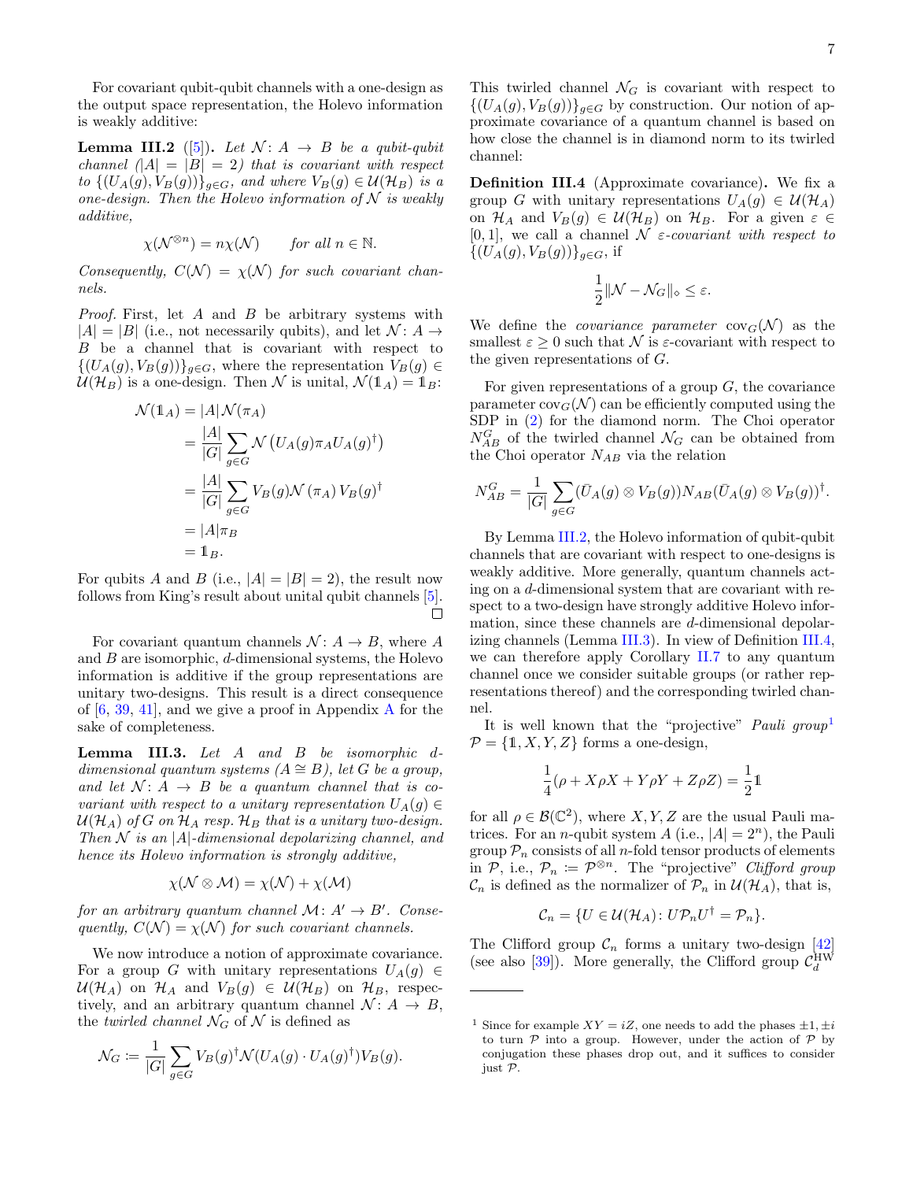For covariant qubit-qubit channels with a one-design as the output space representation, the Holevo information is weakly additive:

**Lemma III.2** ([5])**.** *Let $\mathcal{N}\colon A \to B$ be a qubit-qubit channel ($|A| = |B| = 2$) that is covariant with respect to $\{(U_A(g), V_B(g))\}_{g\in G}$, and where $V_B(g) \in \mathcal{U}(\mathcal{H}_B)$ is a one-design. Then the Holevo information of $\mathcal{N}$ is weakly additive,*

$$\chi(\mathcal{N}^{\otimes n}) = n\chi(\mathcal{N}) \qquad \text{for all } n \in \mathbb{N}.$$

*Consequently, $C(\mathcal{N}) = \chi(\mathcal{N})$ for such covariant channels.*

*Proof.* First, let $A$ and $B$ be arbitrary systems with $|A| = |B|$ (i.e., not necessarily qubits), and let $\mathcal{N}\colon A \to B$ be a channel that is covariant with respect to $\{(U_A(g), V_B(g))\}_{g\in G}$, where the representation $V_B(g) \in \mathcal{U}(\mathcal{H}_B)$ is a one-design. Then $\mathcal{N}$ is unital, $\mathcal{N}(\mathbb{1}_A) = \mathbb{1}_B$:

$$\begin{aligned}
\mathcal{N}(\mathbb{1}_A) &= |A|\mathcal{N}(\pi_A) \\
&= \frac{|A|}{|G|}\sum_{g\in G} \mathcal{N}\left(U_A(g)\pi_A U_A(g)^\dagger\right) \\
&= \frac{|A|}{|G|}\sum_{g\in G} V_B(g)\mathcal{N}\left(\pi_A\right)V_B(g)^\dagger \\
&= |A|\pi_B \\
&= \mathbb{1}_B.
\end{aligned}$$

For qubits $A$ and $B$ (i.e., $|A| = |B| = 2$), the result now follows from King's result about unital qubit channels [5]. $\square$

For covariant quantum channels $\mathcal{N}\colon A \to B$, where $A$ and $B$ are isomorphic, $d$-dimensional systems, the Holevo information is additive if the group representations are unitary two-designs. This result is a direct consequence of [6, 39, 41], and we give a proof in Appendix A for the sake of completeness.

**Lemma III.3.** *Let $A$ and $B$ be isomorphic $d$-dimensional quantum systems ($A \cong B$), let $G$ be a group, and let $\mathcal{N}\colon A \to B$ be a quantum channel that is covariant with respect to a unitary representation $U_A(g) \in \mathcal{U}(\mathcal{H}_A)$ of $G$ on $\mathcal{H}_A$ resp. $\mathcal{H}_B$ that is a unitary two-design. Then $\mathcal{N}$ is an $|A|$-dimensional depolarizing channel, and hence its Holevo information is strongly additive,*

$$\chi(\mathcal{N}\otimes\mathcal{M}) = \chi(\mathcal{N}) + \chi(\mathcal{M})$$

*for an arbitrary quantum channel $\mathcal{M}\colon A' \to B'$. Consequently, $C(\mathcal{N}) = \chi(\mathcal{N})$ for such covariant channels.*

We now introduce a notion of approximate covariance. For a group $G$ with unitary representations $U_A(g) \in \mathcal{U}(\mathcal{H}_A)$ on $\mathcal{H}_A$ and $V_B(g) \in \mathcal{U}(\mathcal{H}_B)$ on $\mathcal{H}_B$, respectively, and an arbitrary quantum channel $\mathcal{N}\colon A \to B$, the *twirled channel* $\mathcal{N}_G$ of $\mathcal{N}$ is defined as

$$\mathcal{N}_G := \frac{1}{|G|}\sum_{g\in G} V_B(g)^\dagger\mathcal{N}(U_A(g)\cdot U_A(g)^\dagger)V_B(g).$$

This twirled channel $\mathcal{N}_G$ is covariant with respect to $\{(U_A(g), V_B(g))\}_{g\in G}$ by construction. Our notion of approximate covariance of a quantum channel is based on how close the channel is in diamond norm to its twirled channel:

**Definition III.4** (Approximate covariance)**.** We fix a group $G$ with unitary representations $U_A(g) \in \mathcal{U}(\mathcal{H}_A)$ on $\mathcal{H}_A$ and $V_B(g) \in \mathcal{U}(\mathcal{H}_B)$ on $\mathcal{H}_B$. For a given $\varepsilon \in [0, 1]$, we call a channel $\mathcal{N}$ *$\varepsilon$-covariant with respect to* $\{(U_A(g), V_B(g))\}_{g\in G}$, if

$$\frac{1}{2}\|\mathcal{N} - \mathcal{N}_G\|_\diamond \leq \varepsilon.$$

We define the *covariance parameter* $\operatorname{cov}_G(\mathcal{N})$ as the smallest $\varepsilon \geq 0$ such that $\mathcal{N}$ is $\varepsilon$-covariant with respect to the given representations of $G$.

For given representations of a group $G$, the covariance parameter $\operatorname{cov}_G(\mathcal{N})$ can be efficiently computed using the SDP in (2) for the diamond norm. The Choi operator $N_{AB}^G$ of the twirled channel $\mathcal{N}_G$ can be obtained from the Choi operator $N_{AB}$ via the relation

$$N_{AB}^G = \frac{1}{|G|}\sum_{g\in G}(\bar{U}_A(g)\otimes V_B(g))N_{AB}(\bar{U}_A(g)\otimes V_B(g))^\dagger.$$

By Lemma III.2, the Holevo information of qubit-qubit channels that are covariant with respect to one-designs is weakly additive. More generally, quantum channels acting on a $d$-dimensional system that are covariant with respect to a two-design have strongly additive Holevo information, since these channels are $d$-dimensional depolarizing channels (Lemma III.3). In view of Definition III.4, we can therefore apply Corollary II.7 to any quantum channel once we consider suitable groups (or rather representations thereof) and the corresponding twirled channel.

It is well known that the "projective" *Pauli group*[1] $\mathcal{P} = \{\mathbb{1}, X, Y, Z\}$ forms a one-design,

$$\frac{1}{4}(\rho + X\rho X + Y\rho Y + Z\rho Z) = \frac{1}{2}\mathbb{1}$$

for all $\rho \in \mathcal{B}(\mathbb{C}^2)$, where $X, Y, Z$ are the usual Pauli matrices. For an $n$-qubit system $A$ (i.e., $|A| = 2^n$), the Pauli group $\mathcal{P}_n$ consists of all $n$-fold tensor products of elements in $\mathcal{P}$, i.e., $\mathcal{P}_n := \mathcal{P}^{\otimes n}$. The "projective" *Clifford group* $\mathcal{C}_n$ is defined as the normalizer of $\mathcal{P}_n$ in $\mathcal{U}(\mathcal{H}_A)$, that is,

$$\mathcal{C}_n = \{U \in \mathcal{U}(\mathcal{H}_A)\colon U\mathcal{P}_n U^\dagger = \mathcal{P}_n\}.$$

The Clifford group $\mathcal{C}_n$ forms a unitary two-design [42] (see also [39]). More generally, the Clifford group $\mathcal{C}_d^{\mathrm{HW}}$

---

[1] Since for example $XY = iZ$, one needs to add the phases $\pm 1, \pm i$ to turn $\mathcal{P}$ into a group. However, under the action of $\mathcal{P}$ by conjugation these phases drop out, and it suffices to consider just $\mathcal{P}$.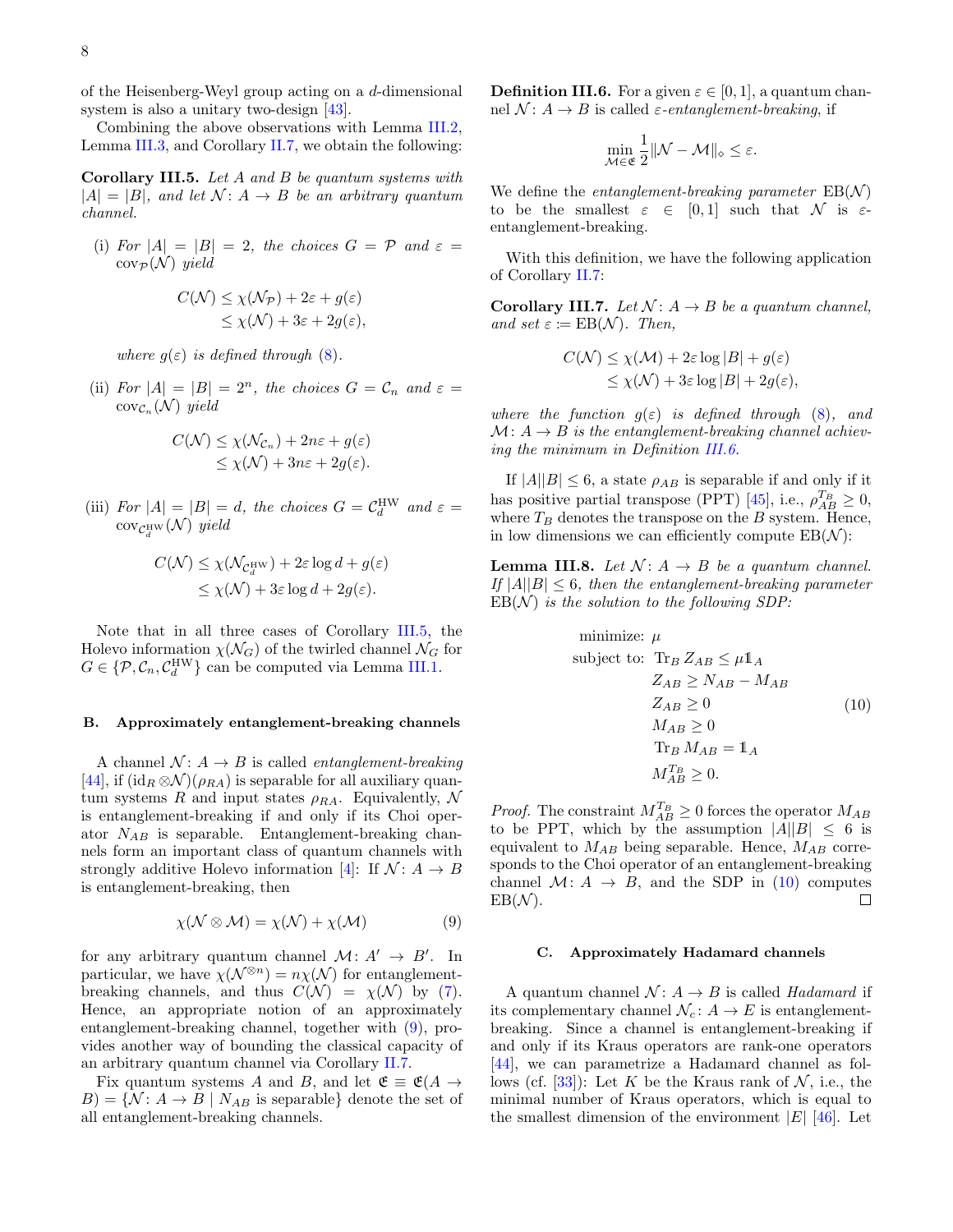of the Heisenberg-Weyl group acting on a $d$-dimensional system is also a unitary two-design [43].

Combining the above observations with Lemma III.2, Lemma III.3, and Corollary II.7, we obtain the following:

**Corollary III.5.** *Let $A$ and $B$ be quantum systems with $|A| = |B|$, and let $\mathcal{N}: A \to B$ be an arbitrary quantum channel.*

(i) *For $|A| = |B| = 2$, the choices $G = \mathcal{P}$ and $\varepsilon = \mathrm{cov}_{\mathcal{P}}(\mathcal{N})$ yield*

$$\begin{aligned} C(\mathcal{N}) &\leq \chi(\mathcal{N}_{\mathcal{P}}) + 2\varepsilon + g(\varepsilon) \\ &\leq \chi(\mathcal{N}) + 3\varepsilon + 2g(\varepsilon), \end{aligned}$$

*where $g(\varepsilon)$ is defined through (8).*

(ii) *For $|A| = |B| = 2^n$, the choices $G = \mathcal{C}_n$ and $\varepsilon = \mathrm{cov}_{\mathcal{C}_n}(\mathcal{N})$ yield*

$$\begin{aligned} C(\mathcal{N}) &\leq \chi(\mathcal{N}_{\mathcal{C}_n}) + 2n\varepsilon + g(\varepsilon) \\ &\leq \chi(\mathcal{N}) + 3n\varepsilon + 2g(\varepsilon). \end{aligned}$$

(iii) *For $|A| = |B| = d$, the choices $G = \mathcal{C}_d^{\mathrm{HW}}$ and $\varepsilon = \mathrm{cov}_{\mathcal{C}_d^{\mathrm{HW}}}(\mathcal{N})$ yield*

$$\begin{aligned} C(\mathcal{N}) &\leq \chi(\mathcal{N}_{\mathcal{C}_d^{\mathrm{HW}}}) + 2\varepsilon \log d + g(\varepsilon) \\ &\leq \chi(\mathcal{N}) + 3\varepsilon \log d + 2g(\varepsilon). \end{aligned}$$

Note that in all three cases of Corollary III.5, the Holevo information $\chi(\mathcal{N}_G)$ of the twirled channel $\mathcal{N}_G$ for $G \in \{\mathcal{P}, \mathcal{C}_n, \mathcal{C}_d^{\mathrm{HW}}\}$ can be computed via Lemma III.1.

### B. Approximately entanglement-breaking channels

A channel $\mathcal{N}: A \to B$ is called *entanglement-breaking* [44], if $(\mathrm{id}_R \otimes \mathcal{N})(\rho_{RA})$ is separable for all auxiliary quantum systems $R$ and input states $\rho_{RA}$. Equivalently, $\mathcal{N}$ is entanglement-breaking if and only if its Choi operator $N_{AB}$ is separable. Entanglement-breaking channels form an important class of quantum channels with strongly additive Holevo information [4]: If $\mathcal{N}: A \to B$ is entanglement-breaking, then

$$\chi(\mathcal{N} \otimes \mathcal{M}) = \chi(\mathcal{N}) + \chi(\mathcal{M}) \tag{9}$$

for any arbitrary quantum channel $\mathcal{M}: A' \to B'$. In particular, we have $\chi(\mathcal{N}^{\otimes n}) = n\chi(\mathcal{N})$ for entanglement-breaking channels, and thus $C(\mathcal{N}) = \chi(\mathcal{N})$ by (7). Hence, an appropriate notion of an approximately entanglement-breaking channel, together with (9), provides another way of bounding the classical capacity of an arbitrary quantum channel via Corollary II.7.

Fix quantum systems $A$ and $B$, and let $\mathfrak{E} \equiv \mathfrak{E}(A \to B) = \{\mathcal{N}: A \to B \mid N_{AB} \text{ is separable}\}$ denote the set of all entanglement-breaking channels.

**Definition III.6.** For a given $\varepsilon \in [0,1]$, a quantum channel $\mathcal{N}: A \to B$ is called *$\varepsilon$-entanglement-breaking*, if

$$\min_{\mathcal{M} \in \mathfrak{E}} \frac{1}{2} \|\mathcal{N} - \mathcal{M}\|_\diamond \leq \varepsilon.$$

We define the *entanglement-breaking parameter* $\mathrm{EB}(\mathcal{N})$ to be the smallest $\varepsilon \in [0,1]$ such that $\mathcal{N}$ is $\varepsilon$-entanglement-breaking.

With this definition, we have the following application of Corollary II.7:

**Corollary III.7.** *Let $\mathcal{N}: A \to B$ be a quantum channel, and set $\varepsilon := \mathrm{EB}(\mathcal{N})$. Then,*

$$\begin{aligned} C(\mathcal{N}) &\leq \chi(\mathcal{M}) + 2\varepsilon \log |B| + g(\varepsilon) \\ &\leq \chi(\mathcal{N}) + 3\varepsilon \log |B| + 2g(\varepsilon), \end{aligned}$$

*where the function $g(\varepsilon)$ is defined through (8), and $\mathcal{M}: A \to B$ is the entanglement-breaking channel achieving the minimum in Definition III.6.*

If $|A||B| \leq 6$, a state $\rho_{AB}$ is separable if and only if it has positive partial transpose (PPT) [45], i.e., $\rho_{AB}^{T_B} \geq 0$, where $T_B$ denotes the transpose on the $B$ system. Hence, in low dimensions we can efficiently compute $\mathrm{EB}(\mathcal{N})$:

**Lemma III.8.** *Let $\mathcal{N}: A \to B$ be a quantum channel. If $|A||B| \leq 6$, then the entanglement-breaking parameter $\mathrm{EB}(\mathcal{N})$ is the solution to the following SDP:*

$$\begin{aligned} \text{minimize: } & \mu \\ \text{subject to: } & \operatorname{Tr}_B Z_{AB} \leq \mu \mathbb{1}_A \\ & Z_{AB} \geq N_{AB} - M_{AB} \\ & Z_{AB} \geq 0 \\ & M_{AB} \geq 0 \\ & \operatorname{Tr}_B M_{AB} = \mathbb{1}_A \\ & M_{AB}^{T_B} \geq 0. \end{aligned} \tag{10}$$

*Proof.* The constraint $M_{AB}^{T_B} \geq 0$ forces the operator $M_{AB}$ to be PPT, which by the assumption $|A||B| \leq 6$ is equivalent to $M_{AB}$ being separable. Hence, $M_{AB}$ corresponds to the Choi operator of an entanglement-breaking channel $\mathcal{M}: A \to B$, and the SDP in (10) computes $\mathrm{EB}(\mathcal{N})$. $\square$

### C. Approximately Hadamard channels

A quantum channel $\mathcal{N}: A \to B$ is called *Hadamard* if its complementary channel $\mathcal{N}_c: A \to E$ is entanglement-breaking. Since a channel is entanglement-breaking if and only if its Kraus operators are rank-one operators [44], we can parametrize a Hadamard channel as follows (cf. [33]): Let $K$ be the Kraus rank of $\mathcal{N}$, i.e., the minimal number of Kraus operators, which is equal to the smallest dimension of the environment $|E|$ [46]. Let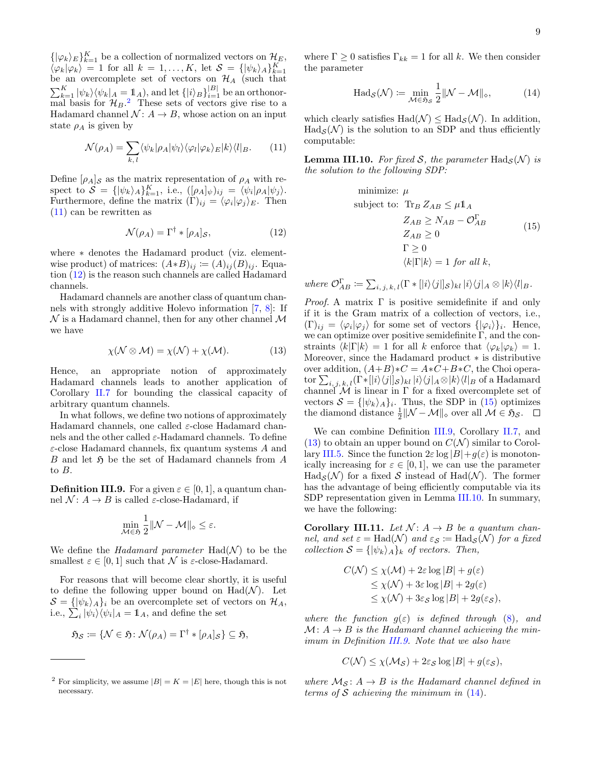$\{|\varphi_k\rangle_E\}_{k=1}^K$ be a collection of normalized vectors on $\mathcal{H}_E$, $\langle\varphi_k|\varphi_k\rangle = 1$ for all $k = 1, \ldots, K$, let $\mathcal{S} = \{|\psi_k\rangle_A\}_{k=1}^K$ be an overcomplete set of vectors on $\mathcal{H}_A$ (such that $\sum_{k=1}^K |\psi_k\rangle\langle\psi_k|_A = \mathbb{1}_A$), and let $\{|i\rangle_B\}_{i=1}^{|B|}$ be an orthonormal basis for $\mathcal{H}_B$.[2] These sets of vectors give rise to a Hadamard channel $\mathcal{N}\colon A \to B$, whose action on an input state $\rho_A$ is given by

$$\mathcal{N}(\rho_A) = \sum_{k,\,l} \langle\psi_k|\rho_A|\psi_l\rangle\langle\varphi_l|\varphi_k\rangle_E |k\rangle\langle l|_B. \tag{11}$$

Define $[\rho_A]_{\mathcal{S}}$ as the matrix representation of $\rho_A$ with respect to $\mathcal{S} = \{|\psi_k\rangle_A\}_{k=1}^K$, i.e., $([\rho_A]_\psi)_{ij} = \langle\psi_i|\rho_A|\psi_j\rangle$. Furthermore, define the matrix $(\Gamma)_{ij} = \langle\varphi_i|\varphi_j\rangle_E$. Then (11) can be rewritten as

$$\mathcal{N}(\rho_A) = \Gamma^\dagger * [\rho_A]_{\mathcal{S}}, \tag{12}$$

where $*$ denotes the Hadamard product (viz. element-wise product) of matrices: $(A*B)_{ij} \coloneqq (A)_{ij}(B)_{ij}$. Equation (12) is the reason such channels are called Hadamard channels.

Hadamard channels are another class of quantum channels with strongly additive Holevo information [7, 8]: If $\mathcal{N}$ is a Hadamard channel, then for any other channel $\mathcal{M}$ we have

$$\chi(\mathcal{N} \otimes \mathcal{M}) = \chi(\mathcal{N}) + \chi(\mathcal{M}). \tag{13}$$

Hence, an appropriate notion of approximately Hadamard channels leads to another application of Corollary II.7 for bounding the classical capacity of arbitrary quantum channels.

In what follows, we define two notions of approximately Hadamard channels, one called $\varepsilon$-close Hadamard channels and the other called $\varepsilon$-Hadamard channels. To define $\varepsilon$-close Hadamard channels, fix quantum systems $A$ and $B$ and let $\mathfrak{H}$ be the set of Hadamard channels from $A$ to $B$.

**Definition III.9.** For a given $\varepsilon \in [0, 1]$, a quantum channel $\mathcal{N}\colon A \to B$ is called $\varepsilon$-close-Hadamard, if

$$\min_{\mathcal{M}\in\mathfrak{H}} \frac{1}{2}\|\mathcal{N} - \mathcal{M}\|_\diamond \leq \varepsilon.$$

We define the *Hadamard parameter* $\mathrm{Had}(\mathcal{N})$ to be the smallest $\varepsilon \in [0, 1]$ such that $\mathcal{N}$ is $\varepsilon$-close-Hadamard.

For reasons that will become clear shortly, it is useful to define the following upper bound on $\mathrm{Had}(\mathcal{N})$. Let $\mathcal{S} = \{|\psi_k\rangle_A\}_i$ be an overcomplete set of vectors on $\mathcal{H}_A$, i.e., $\sum_i |\psi_i\rangle\langle\psi_i|_A = \mathbb{1}_A$, and define the set

$$\mathfrak{H}_{\mathcal{S}} \coloneqq \{\mathcal{N} \in \mathfrak{H}\colon \mathcal{N}(\rho_A) = \Gamma^\dagger * [\rho_A]_{\mathcal{S}}\} \subseteq \mathfrak{H},$$

where $\Gamma \geq 0$ satisfies $\Gamma_{kk} = 1$ for all $k$. We then consider the parameter

$$\mathrm{Had}_{\mathcal{S}}(\mathcal{N}) \coloneqq \min_{\mathcal{M}\in\mathfrak{H}_{\mathcal{S}}} \frac{1}{2}\|\mathcal{N} - \mathcal{M}\|_\diamond, \tag{14}$$

which clearly satisfies $\mathrm{Had}(\mathcal{N}) \leq \mathrm{Had}_{\mathcal{S}}(\mathcal{N})$. In addition, $\mathrm{Had}_{\mathcal{S}}(\mathcal{N})$ is the solution to an SDP and thus efficiently computable:

**Lemma III.10.** *For fixed $\mathcal{S}$, the parameter $\mathrm{Had}_{\mathcal{S}}(\mathcal{N})$ is the solution to the following SDP:*

$$\begin{aligned}
\text{minimize: } & \mu \\
\text{subject to: } & \mathrm{Tr}_B\, Z_{AB} \leq \mu \mathbb{1}_A \\
& Z_{AB} \geq N_{AB} - \mathcal{O}_{AB}^\Gamma \\
& Z_{AB} \geq 0 \\
& \Gamma \geq 0 \\
& \langle k|\Gamma|k\rangle = 1 \text{ for all } k,
\end{aligned} \tag{15}$$

*where $\mathcal{O}_{AB}^\Gamma \coloneqq \sum_{i,\,j,\,k,\,l} (\Gamma * [|i\rangle\langle j|]_{\mathcal{S}})_{kl}\, |i\rangle\langle j|_A \otimes |k\rangle\langle l|_B$.*

*Proof.* A matrix $\Gamma$ is positive semidefinite if and only if it is the Gram matrix of a collection of vectors, i.e., $(\Gamma)_{ij} = \langle\varphi_i|\varphi_j\rangle$ for some set of vectors $\{|\varphi_i\rangle\}_i$. Hence, we can optimize over positive semidefinite $\Gamma$, and the constraints $\langle k|\Gamma|k\rangle = 1$ for all $k$ enforce that $\langle\varphi_k|\varphi_k\rangle = 1$. Moreover, since the Hadamard product $*$ is distributive over addition, $(A+B)*C = A*C+B*C$, the Choi operator $\sum_{i,\,j,\,k,\,l} (\Gamma * [|i\rangle\langle j|]_{\mathcal{S}})_{kl}\, |i\rangle\langle j|_A \otimes |k\rangle\langle l|_B$ of a Hadamard channel $\mathcal{M}$ is linear in $\Gamma$ for a fixed overcomplete set of vectors $\mathcal{S} = \{|\psi_k\rangle_A\}_i$. Thus, the SDP in (15) optimizes the diamond distance $\frac{1}{2}\|\mathcal{N} - \mathcal{M}\|_\diamond$ over all $\mathcal{M} \in \mathfrak{H}_{\mathcal{S}}$. $\square$

We can combine Definition III.9, Corollary II.7, and (13) to obtain an upper bound on $C(\mathcal{N})$ similar to Corollary III.5. Since the function $2\varepsilon \log|B| + g(\varepsilon)$ is monotonically increasing for $\varepsilon \in [0, 1]$, we can use the parameter $\mathrm{Had}_{\mathcal{S}}(\mathcal{N})$ for a fixed $\mathcal{S}$ instead of $\mathrm{Had}(\mathcal{N})$. The former has the advantage of being efficiently computable via its SDP representation given in Lemma III.10. In summary, we have the following:

**Corollary III.11.** *Let $\mathcal{N}\colon A \to B$ be a quantum channel, and set $\varepsilon = \mathrm{Had}(\mathcal{N})$ and $\varepsilon_{\mathcal{S}} \coloneqq \mathrm{Had}_{\mathcal{S}}(\mathcal{N})$ for a fixed collection $\mathcal{S} = \{|\psi_k\rangle_A\}_k$ of vectors. Then,*

$$\begin{aligned}
C(\mathcal{N}) &\leq \chi(\mathcal{M}) + 2\varepsilon \log|B| + g(\varepsilon) \\
&\leq \chi(\mathcal{N}) + 3\varepsilon \log|B| + 2g(\varepsilon) \\
&\leq \chi(\mathcal{N}) + 3\varepsilon_{\mathcal{S}} \log|B| + 2g(\varepsilon_{\mathcal{S}}),
\end{aligned}$$

*where the function $g(\varepsilon)$ is defined through (8), and $\mathcal{M}\colon A \to B$ is the Hadamard channel achieving the minimum in Definition III.9. Note that we also have*

$$C(\mathcal{N}) \leq \chi(\mathcal{M}_{\mathcal{S}}) + 2\varepsilon_{\mathcal{S}} \log|B| + g(\varepsilon_{\mathcal{S}}),$$

*where $\mathcal{M}_{\mathcal{S}}\colon A \to B$ is the Hadamard channel defined in terms of $\mathcal{S}$ achieving the minimum in (14).*

---

[2] For simplicity, we assume $|B| = K = |E|$ here, though this is not necessary.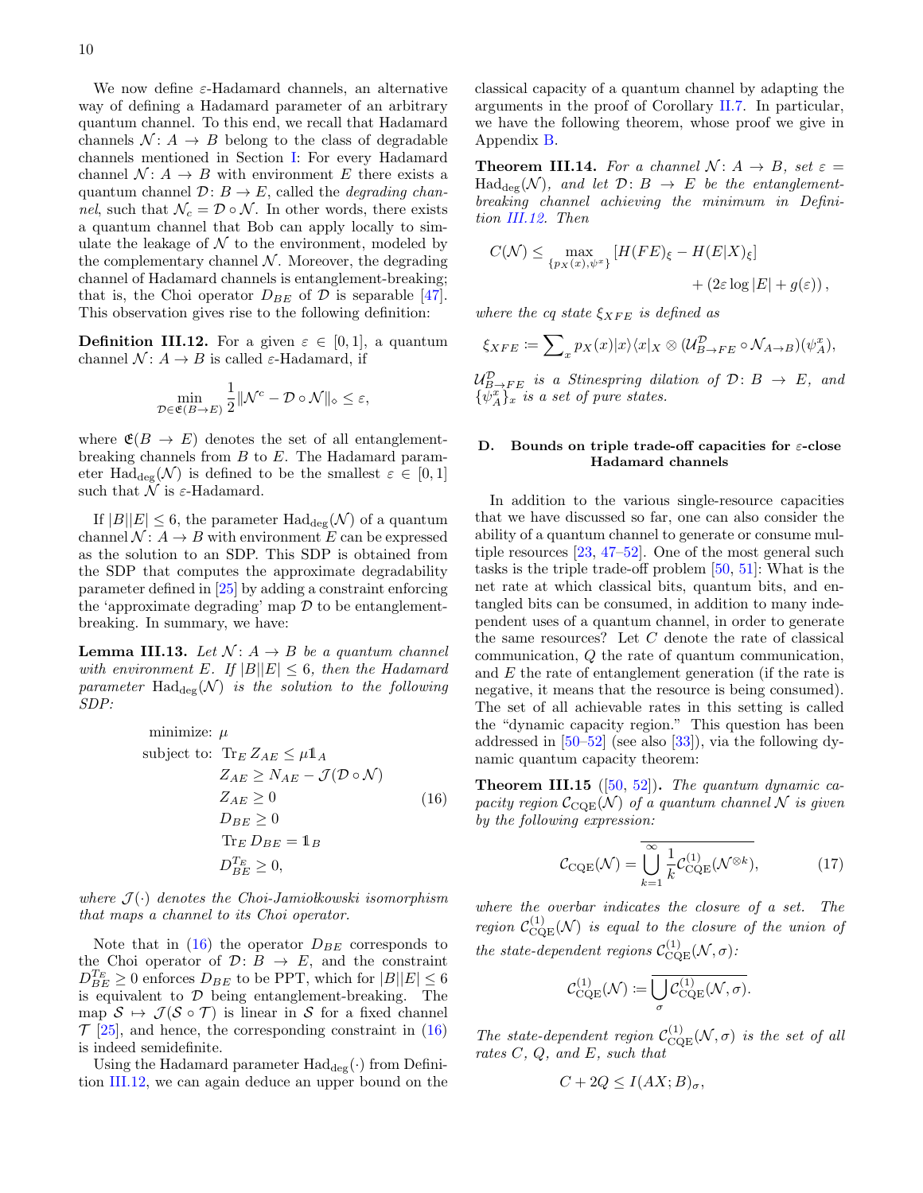We now define $\varepsilon$-Hadamard channels, an alternative way of defining a Hadamard parameter of an arbitrary quantum channel. To this end, we recall that Hadamard channels $\mathcal{N}\colon A \to B$ belong to the class of degradable channels mentioned in Section I: For every Hadamard channel $\mathcal{N}\colon A \to B$ with environment $E$ there exists a quantum channel $\mathcal{D}\colon B \to E$, called the *degrading channel*, such that $\mathcal{N}_c = \mathcal{D} \circ \mathcal{N}$. In other words, there exists a quantum channel that Bob can apply locally to simulate the leakage of $\mathcal{N}$ to the environment, modeled by the complementary channel $\mathcal{N}$. Moreover, the degrading channel of Hadamard channels is entanglement-breaking; that is, the Choi operator $D_{BE}$ of $\mathcal{D}$ is separable [47]. This observation gives rise to the following definition:

**Definition III.12.** For a given $\varepsilon \in [0, 1]$, a quantum channel $\mathcal{N}\colon A \to B$ is called $\varepsilon$-Hadamard, if

$$\min_{\mathcal{D}\in\mathfrak{E}(B\to E)} \frac{1}{2}\|\mathcal{N}^c - \mathcal{D}\circ\mathcal{N}\|_\diamond \leq \varepsilon,$$

where $\mathfrak{E}(B \to E)$ denotes the set of all entanglement-breaking channels from $B$ to $E$. The Hadamard parameter $\mathrm{Had}_{\mathrm{deg}}(\mathcal{N})$ is defined to be the smallest $\varepsilon \in [0, 1]$ such that $\mathcal{N}$ is $\varepsilon$-Hadamard.

If $|B||E| \leq 6$, the parameter $\mathrm{Had}_{\mathrm{deg}}(\mathcal{N})$ of a quantum channel $\mathcal{N}\colon A \to B$ with environment $E$ can be expressed as the solution to an SDP. This SDP is obtained from the SDP that computes the approximate degradability parameter defined in [25] by adding a constraint enforcing the 'approximate degrading' map $\mathcal{D}$ to be entanglement-breaking. In summary, we have:

**Lemma III.13.** *Let $\mathcal{N}\colon A \to B$ be a quantum channel with environment $E$. If $|B||E| \leq 6$, then the Hadamard parameter $\mathrm{Had}_{\mathrm{deg}}(\mathcal{N})$ is the solution to the following SDP:*

$$\begin{aligned}
\text{minimize: } & \mu \\
\text{subject to: } & \operatorname{Tr}_E Z_{AE} \leq \mu \mathbb{1}_A \\
& Z_{AE} \geq N_{AE} - \mathcal{J}(\mathcal{D}\circ\mathcal{N}) \\
& Z_{AE} \geq 0 \\
& D_{BE} \geq 0 \\
& \operatorname{Tr}_E D_{BE} = \mathbb{1}_B \\
& D_{BE}^{T_E} \geq 0,
\end{aligned} \tag{16}$$

*where $\mathcal{J}(\cdot)$ denotes the Choi-Jamiołkowski isomorphism that maps a channel to its Choi operator.*

Note that in (16) the operator $D_{BE}$ corresponds to the Choi operator of $\mathcal{D}\colon B \to E$, and the constraint $D_{BE}^{T_E} \geq 0$ enforces $D_{BE}$ to be PPT, which for $|B||E| \leq 6$ is equivalent to $\mathcal{D}$ being entanglement-breaking. The map $\mathcal{S} \mapsto \mathcal{J}(\mathcal{S} \circ \mathcal{T})$ is linear in $\mathcal{S}$ for a fixed channel $\mathcal{T}$ [25], and hence, the corresponding constraint in (16) is indeed semidefinite.

Using the Hadamard parameter $\mathrm{Had}_{\mathrm{deg}}(\cdot)$ from Definition III.12, we can again deduce an upper bound on the classical capacity of a quantum channel by adapting the arguments in the proof of Corollary II.7. In particular, we have the following theorem, whose proof we give in Appendix B.

**Theorem III.14.** *For a channel $\mathcal{N}\colon A \to B$, set $\varepsilon = \mathrm{Had}_{\mathrm{deg}}(\mathcal{N})$, and let $\mathcal{D}\colon B \to E$ be the entanglement-breaking channel achieving the minimum in Definition III.12. Then*

$$C(\mathcal{N}) \leq \max_{\{p_X(x),\psi^x\}} [H(FE)_\xi - H(E|X)_\xi] + (2\varepsilon \log|E| + g(\varepsilon)),$$

*where the cq state $\xi_{XFE}$ is defined as*

$$\xi_{XFE} \coloneqq \sum_x p_X(x)|x\rangle\langle x|_X \otimes (\mathcal{U}^{\mathcal{D}}_{B\to FE}\circ\mathcal{N}_{A\to B})(\psi^x_A),$$

*$\mathcal{U}^{\mathcal{D}}_{B\to FE}$ is a Stinespring dilation of $\mathcal{D}\colon B \to E$, and $\{\psi^x_A\}_x$ is a set of pure states.*

### D. Bounds on triple trade-off capacities for $\varepsilon$-close Hadamard channels

In addition to the various single-resource capacities that we have discussed so far, one can also consider the ability of a quantum channel to generate or consume multiple resources [23, 47–52]. One of the most general such tasks is the triple trade-off problem [50, 51]: What is the net rate at which classical bits, quantum bits, and entangled bits can be consumed, in addition to many independent uses of a quantum channel, in order to generate the same resources? Let $C$ denote the rate of classical communication, $Q$ the rate of quantum communication, and $E$ the rate of entanglement generation (if the rate is negative, it means that the resource is being consumed). The set of all achievable rates in this setting is called the "dynamic capacity region." This question has been addressed in [50–52] (see also [33]), via the following dynamic quantum capacity theorem:

**Theorem III.15** ([50, 52])**.** *The quantum dynamic capacity region $\mathcal{C}_{\mathrm{CQE}}(\mathcal{N})$ of a quantum channel $\mathcal{N}$ is given by the following expression:*

$$\mathcal{C}_{\mathrm{CQE}}(\mathcal{N}) = \overline{\bigcup_{k=1}^{\infty} \frac{1}{k}\mathcal{C}^{(1)}_{\mathrm{CQE}}(\mathcal{N}^{\otimes k})}, \tag{17}$$

*where the overbar indicates the closure of a set. The region $\mathcal{C}^{(1)}_{\mathrm{CQE}}(\mathcal{N})$ is equal to the closure of the union of the state-dependent regions $\mathcal{C}^{(1)}_{\mathrm{CQE}}(\mathcal{N}, \sigma)$:*

$$\mathcal{C}^{(1)}_{\mathrm{CQE}}(\mathcal{N}) \coloneqq \overline{\bigcup_\sigma \mathcal{C}^{(1)}_{\mathrm{CQE}}(\mathcal{N}, \sigma)}.$$

*The state-dependent region $\mathcal{C}^{(1)}_{\mathrm{CQE}}(\mathcal{N}, \sigma)$ is the set of all rates $C$, $Q$, and $E$, such that*

$$C + 2Q \leq I(AX; B)_\sigma,$$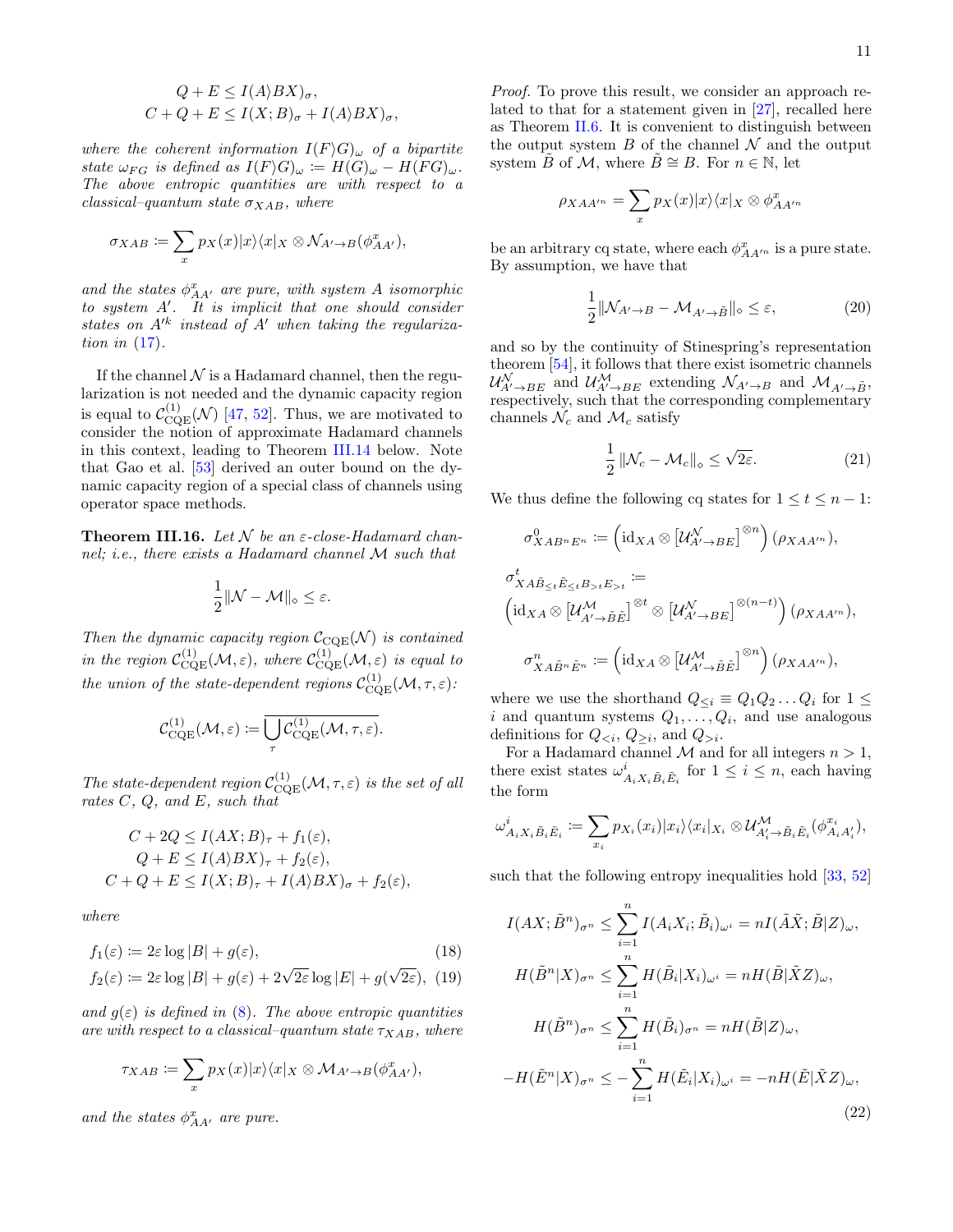$$Q + E \leq I(A\rangle BX)_\sigma,$$
$$C + Q + E \leq I(X;B)_\sigma + I(A\rangle BX)_\sigma,$$

*where the coherent information $I(F\rangle G)_\omega$ of a bipartite state $\omega_{FG}$ is defined as $I(F\rangle G)_\omega := H(G)_\omega - H(FG)_\omega$. The above entropic quantities are with respect to a classical–quantum state $\sigma_{XAB}$, where*

$$\sigma_{XAB} := \sum_x p_X(x)|x\rangle\langle x|_X \otimes \mathcal{N}_{A'\to B}(\phi^x_{AA'}),$$

*and the states $\phi^x_{AA'}$ are pure, with system $A$ isomorphic to system $A'$. It is implicit that one should consider states on $A'^k$ instead of $A'$ when taking the regularization in (17).*

If the channel $\mathcal{N}$ is a Hadamard channel, then the regularization is not needed and the dynamic capacity region is equal to $\mathcal{C}^{(1)}_{\text{CQE}}(\mathcal{N})$ [47, 52]. Thus, we are motivated to consider the notion of approximate Hadamard channels in this context, leading to Theorem III.14 below. Note that Gao et al. [53] derived an outer bound on the dynamic capacity region of a special class of channels using operator space methods.

**Theorem III.16.** *Let $\mathcal{N}$ be an $\varepsilon$-close-Hadamard channel; i.e., there exists a Hadamard channel $\mathcal{M}$ such that*

$$\frac{1}{2}\|\mathcal{N} - \mathcal{M}\|_\diamond \leq \varepsilon.$$

*Then the dynamic capacity region $\mathcal{C}_{\text{CQE}}(\mathcal{N})$ is contained in the region $\mathcal{C}^{(1)}_{\text{CQE}}(\mathcal{M},\varepsilon)$, where $\mathcal{C}^{(1)}_{\text{CQE}}(\mathcal{M},\varepsilon)$ is equal to the union of the state-dependent regions $\mathcal{C}^{(1)}_{\text{CQE}}(\mathcal{M},\tau,\varepsilon)$:*

$$\mathcal{C}^{(1)}_{\text{CQE}}(\mathcal{M},\varepsilon) := \overline{\bigcup_\tau \mathcal{C}^{(1)}_{\text{CQE}}(\mathcal{M},\tau,\varepsilon)}.$$

*The state-dependent region $\mathcal{C}^{(1)}_{\text{CQE}}(\mathcal{M},\tau,\varepsilon)$ is the set of all rates $C$, $Q$, and $E$, such that*

$$C + 2Q \leq I(AX;B)_\tau + f_1(\varepsilon),$$
$$Q + E \leq I(A\rangle BX)_\tau + f_2(\varepsilon),$$
$$C + Q + E \leq I(X;B)_\tau + I(A\rangle BX)_\sigma + f_2(\varepsilon),$$

*where*

$$f_1(\varepsilon) := 2\varepsilon \log|B| + g(\varepsilon), \tag{18}$$
$$f_2(\varepsilon) := 2\varepsilon \log|B| + g(\varepsilon) + 2\sqrt{2\varepsilon}\log|E| + g(\sqrt{2\varepsilon}), \tag{19}$$

*and $g(\varepsilon)$ is defined in (8). The above entropic quantities are with respect to a classical–quantum state $\tau_{XAB}$, where*

$$\tau_{XAB} := \sum_x p_X(x)|x\rangle\langle x|_X \otimes \mathcal{M}_{A'\to B}(\phi^x_{AA'}),$$

*and the states $\phi^x_{AA'}$ are pure.*

*Proof.* To prove this result, we consider an approach related to that for a statement given in [27], recalled here as Theorem II.6. It is convenient to distinguish between the output system $B$ of the channel $\mathcal{N}$ and the output system $\tilde{B}$ of $\mathcal{M}$, where $\tilde{B} \cong B$. For $n \in \mathbb{N}$, let

$$\rho_{XAA'^n} = \sum_x p_X(x)|x\rangle\langle x|_X \otimes \phi^x_{AA'^n}$$

be an arbitrary cq state, where each $\phi^x_{AA'^n}$ is a pure state. By assumption, we have that

$$\frac{1}{2}\|\mathcal{N}_{A'\to B} - \mathcal{M}_{A'\to\tilde{B}}\|_\diamond \leq \varepsilon, \tag{20}$$

and so by the continuity of Stinespring's representation theorem [54], it follows that there exist isometric channels $\mathcal{U}^{\mathcal{N}}_{A'\to BE}$ and $\mathcal{U}^{\mathcal{M}}_{A'\to BE}$ extending $\mathcal{N}_{A'\to B}$ and $\mathcal{M}_{A'\to\tilde{B}}$, respectively, such that the corresponding complementary channels $\mathcal{N}_c$ and $\mathcal{M}_c$ satisfy

$$\frac{1}{2}\|\mathcal{N}_c - \mathcal{M}_c\|_\diamond \leq \sqrt{2\varepsilon}. \tag{21}$$

We thus define the following cq states for $1 \leq t \leq n-1$:

$$\sigma^0_{XAB^nE^n} := \left(\text{id}_{XA} \otimes \left[\mathcal{U}^{\mathcal{N}}_{A'\to BE}\right]^{\otimes n}\right)(\rho_{XAA'^n}),$$

$$\sigma^t_{XA\tilde{B}_{\leq t}\tilde{E}_{\leq t}B_{>t}E_{>t}} :=$$
$$\left(\text{id}_{XA} \otimes \left[\mathcal{U}^{\mathcal{M}}_{A'\to\tilde{B}\tilde{E}}\right]^{\otimes t} \otimes \left[\mathcal{U}^{\mathcal{N}}_{A'\to BE}\right]^{\otimes(n-t)}\right)(\rho_{XAA'^n}),$$

$$\sigma^n_{XA\tilde{B}^n\tilde{E}^n} := \left(\text{id}_{XA} \otimes \left[\mathcal{U}^{\mathcal{M}}_{A'\to\tilde{B}\tilde{E}}\right]^{\otimes n}\right)(\rho_{XAA'^n}),$$

where we use the shorthand $Q_{\leq i} \equiv Q_1Q_2\ldots Q_i$ for $1 \leq i$ and quantum systems $Q_1,\ldots,Q_i$, and use analogous definitions for $Q_{<i}$, $Q_{\geq i}$, and $Q_{>i}$.

For a Hadamard channel $\mathcal{M}$ and for all integers $n > 1$, there exist states $\omega^i_{A_iX_i\tilde{B}_i\tilde{E}_i}$ for $1 \leq i \leq n$, each having the form

$$\omega^i_{A_iX_i\tilde{B}_i\tilde{E}_i} := \sum_{x_i} p_{X_i}(x_i)|x_i\rangle\langle x_i|_{X_i} \otimes \mathcal{U}^{\mathcal{M}}_{A'_i\to\tilde{B}_i\tilde{E}_i}(\phi^{x_i}_{A_iA'_i}),$$

such that the following entropy inequalities hold [33, 52]

$$I(AX;\tilde{B}^n)_{\sigma^n} \leq \sum_{i=1}^n I(A_iX_i;\tilde{B}_i)_{\omega^i} = nI(\tilde{A}\tilde{X};\tilde{B}|Z)_\omega,$$

$$H(\tilde{B}^n|X)_{\sigma^n} \leq \sum_{i=1}^n H(\tilde{B}_i|X_i)_{\omega^i} = nH(\tilde{B}|\tilde{X}Z)_\omega,$$

$$H(\tilde{B}^n)_{\sigma^n} \leq \sum_{i=1}^n H(\tilde{B}_i)_{\sigma^n} = nH(\tilde{B}|Z)_\omega,$$

$$-H(\tilde{E}^n|X)_{\sigma^n} \leq -\sum_{i=1}^n H(\tilde{E}_i|X_i)_{\omega^i} = -nH(\tilde{E}|\tilde{X}Z)_\omega, \tag{22}$$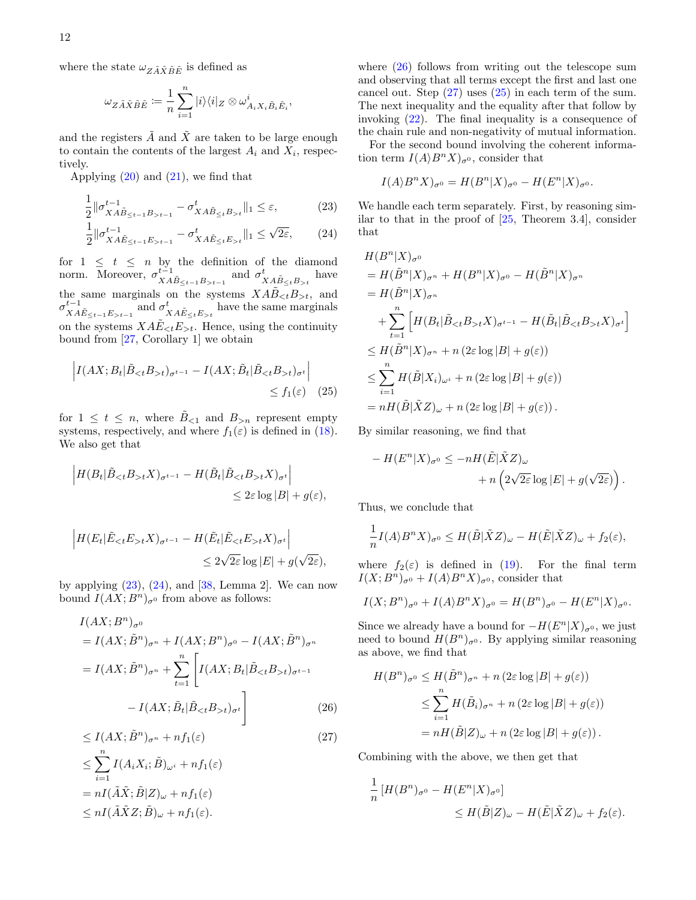where the state $\omega_{Z\tilde{A}\tilde{X}\tilde{B}\tilde{E}}$ is defined as

$$\omega_{Z\tilde{A}\tilde{X}\tilde{B}\tilde{E}} := \frac{1}{n}\sum_{i=1}^{n} |i\rangle\langle i|_Z \otimes \omega^i_{A_i X_i \tilde{B}_i \tilde{E}_i},$$

and the registers $\tilde{A}$ and $\tilde{X}$ are taken to be large enough to contain the contents of the largest $A_i$ and $X_i$, respectively.

Applying (20) and (21), we find that

$$\frac{1}{2}\|\sigma^{t-1}_{XA\tilde{B}_{\leq t-1}B_{>t-1}} - \sigma^{t}_{XA\tilde{B}_{\leq t}B_{>t}}\|_1 \leq \varepsilon, \tag{23}$$

$$\frac{1}{2}\|\sigma^{t-1}_{XA\tilde{E}_{\leq t-1}E_{>t-1}} - \sigma^{t}_{XA\tilde{E}_{\leq t}E_{>t}}\|_1 \leq \sqrt{2\varepsilon}, \tag{24}$$

for $1 \leq t \leq n$ by the definition of the diamond norm. Moreover, $\sigma^{t-1}_{XA\tilde{B}_{\leq t-1}B_{>t-1}}$ and $\sigma^{t}_{XA\tilde{B}_{\leq t}B_{>t}}$ have the same marginals on the systems $XA\tilde{B}_{<t}B_{>t}$, and $\sigma^{t-1}_{XA\tilde{E}_{\leq t-1}E_{>t-1}}$ and $\sigma^{t}_{XA\tilde{E}_{\leq t}E_{>t}}$ have the same marginals on the systems $XA\tilde{E}_{<t}E_{>t}$. Hence, using the continuity bound from [27, Corollary 1] we obtain

$$\left| I(AX;B_t|\tilde{B}_{<t}B_{>t})_{\sigma^{t-1}} - I(AX;\tilde{B}_t|\tilde{B}_{<t}B_{>t})_{\sigma^t} \right| \leq f_1(\varepsilon) \tag{25}$$

for $1 \leq t \leq n$, where $\tilde{B}_{<1}$ and $B_{>n}$ represent empty systems, respectively, and where $f_1(\varepsilon)$ is defined in (18). We also get that

$$\left| H(B_t|\tilde{B}_{<t}B_{>t}X)_{\sigma^{t-1}} - H(\tilde{B}_t|\tilde{B}_{<t}B_{>t}X)_{\sigma^t} \right| \leq 2\varepsilon \log|B| + g(\varepsilon),$$

$$\left| H(E_t|\tilde{E}_{<t}E_{>t}X)_{\sigma^{t-1}} - H(\tilde{E}_t|\tilde{E}_{<t}E_{>t}X)_{\sigma^t} \right| \leq 2\sqrt{2\varepsilon}\log|E| + g(\sqrt{2\varepsilon}),$$

by applying (23), (24), and [38, Lemma 2]. We can now bound $I(AX;B^n)_{\sigma^0}$ from above as follows:

$$\begin{aligned}
&I(AX;B^n)_{\sigma^0} \\
&= I(AX;\tilde{B}^n)_{\sigma^n} + I(AX;B^n)_{\sigma^0} - I(AX;\tilde{B}^n)_{\sigma^n} \\
&= I(AX;\tilde{B}^n)_{\sigma^n} + \sum_{t=1}^{n}\Bigg[ I(AX;B_t|\tilde{B}_{<t}B_{>t})_{\sigma^{t-1}} \\
&\qquad - I(AX;\tilde{B}_t|\tilde{B}_{<t}B_{>t})_{\sigma^t} \Bigg] \qquad (26)\\
&\leq I(AX;\tilde{B}^n)_{\sigma^n} + nf_1(\varepsilon) \qquad (27)\\
&\leq \sum_{i=1}^{n} I(A_iX_i;\tilde{B})_{\omega^i} + nf_1(\varepsilon) \\
&= nI(\tilde{A}\tilde{X};\tilde{B}|Z)_{\omega} + nf_1(\varepsilon) \\
&\leq nI(\tilde{A}\tilde{X}Z;\tilde{B})_{\omega} + nf_1(\varepsilon).
\end{aligned}$$

where (26) follows from writing out the telescope sum and observing that all terms except the first and last one cancel out. Step (27) uses (25) in each term of the sum. The next inequality and the equality after that follow by invoking (22). The final inequality is a consequence of the chain rule and non-negativity of mutual information.

For the second bound involving the coherent information term $I(A\rangle B^n X)_{\sigma^0}$, consider that

$$I(A\rangle B^n X)_{\sigma^0} = H(B^n|X)_{\sigma^0} - H(E^n|X)_{\sigma^0}.$$

We handle each term separately. First, by reasoning similar to that in the proof of [25, Theorem 3.4], consider that

$$\begin{aligned}
&H(B^n|X)_{\sigma^0} \\
&= H(\tilde{B}^n|X)_{\sigma^n} + H(B^n|X)_{\sigma^0} - H(\tilde{B}^n|X)_{\sigma^n} \\
&= H(\tilde{B}^n|X)_{\sigma^n} \\
&\quad + \sum_{t=1}^{n}\Big[ H(B_t|\tilde{B}_{<t}B_{>t}X)_{\sigma^{t-1}} - H(\tilde{B}_t|\tilde{B}_{<t}B_{>t}X)_{\sigma^t} \Big] \\
&\leq H(\tilde{B}^n|X)_{\sigma^n} + n\left(2\varepsilon\log|B| + g(\varepsilon)\right) \\
&\leq \sum_{i=1}^{n} H(\tilde{B}|X_i)_{\omega^i} + n\left(2\varepsilon\log|B| + g(\varepsilon)\right) \\
&= nH(\tilde{B}|\tilde{X}Z)_{\omega} + n\left(2\varepsilon\log|B| + g(\varepsilon)\right).
\end{aligned}$$

By similar reasoning, we find that

$$-H(E^n|X)_{\sigma^0} \leq -nH(\tilde{E}|\tilde{X}Z)_{\omega} + n\left(2\sqrt{2\varepsilon}\log|E| + g(\sqrt{2\varepsilon})\right).$$

Thus, we conclude that

$$\frac{1}{n}I(A\rangle B^n X)_{\sigma^0} \leq H(\tilde{B}|\tilde{X}Z)_{\omega} - H(\tilde{E}|\tilde{X}Z)_{\omega} + f_2(\varepsilon),$$

where $f_2(\varepsilon)$ is defined in (19). For the final term $I(X;B^n)_{\sigma^0} + I(A\rangle B^n X)_{\sigma^0}$, consider that

$$I(X;B^n)_{\sigma^0} + I(A\rangle B^n X)_{\sigma^0} = H(B^n)_{\sigma^0} - H(E^n|X)_{\sigma^0}.$$

Since we already have a bound for $-H(E^n|X)_{\sigma^0}$, we just need to bound $H(B^n)_{\sigma^0}$. By applying similar reasoning as above, we find that

$$\begin{aligned}
H(B^n)_{\sigma^0} &\leq H(\tilde{B}^n)_{\sigma^n} + n\left(2\varepsilon\log|B| + g(\varepsilon)\right) \\
&\leq \sum_{i=1}^{n} H(\tilde{B}_i)_{\sigma^n} + n\left(2\varepsilon\log|B| + g(\varepsilon)\right) \\
&= nH(\tilde{B}|Z)_{\omega} + n\left(2\varepsilon\log|B| + g(\varepsilon)\right).
\end{aligned}$$

Combining with the above, we then get that

$$\frac{1}{n}\left[H(B^n)_{\sigma^0} - H(E^n|X)_{\sigma^0}\right] \leq H(\tilde{B}|Z)_{\omega} - H(\tilde{E}|\tilde{X}Z)_{\omega} + f_2(\varepsilon).$$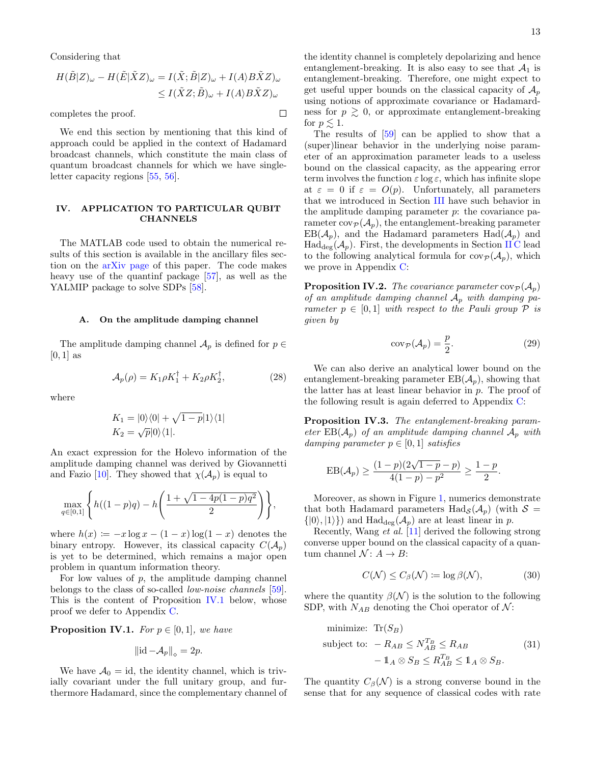Considering that

$$
\begin{aligned}
H(\tilde{B}|Z)_\omega - H(\tilde{E}|\tilde{X}Z)_\omega &= I(\tilde{X};\tilde{B}|Z)_\omega + I(A\rangle B\tilde{X}Z)_\omega \\
&\leq I(\tilde{X}Z;\tilde{B})_\omega + I(A\rangle B\tilde{X}Z)_\omega
\end{aligned}
$$

completes the proof. □

We end this section by mentioning that this kind of approach could be applied in the context of Hadamard broadcast channels, which constitute the main class of quantum broadcast channels for which we have single-letter capacity regions [55, 56].

## IV. APPLICATION TO PARTICULAR QUBIT CHANNELS

The MATLAB code used to obtain the numerical results of this section is available in the ancillary files section on the arXiv page of this paper. The code makes heavy use of the quantinf package [57], as well as the YALMIP package to solve SDPs [58].

### A. On the amplitude damping channel

The amplitude damping channel $\mathcal{A}_p$ is defined for $p \in [0,1]$ as

$$
\mathcal{A}_p(\rho) = K_1 \rho K_1^\dagger + K_2 \rho K_2^\dagger, \tag{28}
$$

where

$$
\begin{aligned}
K_1 &= |0\rangle\langle 0| + \sqrt{1-p}|1\rangle\langle 1| \\
K_2 &= \sqrt{p}|0\rangle\langle 1|.
\end{aligned}
$$

An exact expression for the Holevo information of the amplitude damping channel was derived by Giovannetti and Fazio [10]. They showed that $\chi(\mathcal{A}_p)$ is equal to

$$
\max_{q\in[0,1]} \left\{ h((1-p)q) - h\left(\frac{1+\sqrt{1-4p(1-p)q^2}}{2}\right)\right\},
$$

where $h(x) \coloneqq -x\log x - (1-x)\log(1-x)$ denotes the binary entropy. However, its classical capacity $C(\mathcal{A}_p)$ is yet to be determined, which remains a major open problem in quantum information theory.

For low values of $p$, the amplitude damping channel belongs to the class of so-called *low-noise channels* [59]. This is the content of Proposition IV.1 below, whose proof we defer to Appendix C.

**Proposition IV.1.** *For $p \in [0,1]$, we have*

$$
\|\mathrm{id} - \mathcal{A}_p\|_\diamond = 2p.
$$

We have $\mathcal{A}_0 = \mathrm{id}$, the identity channel, which is trivially covariant under the full unitary group, and furthermore Hadamard, since the complementary channel of the identity channel is completely depolarizing and hence entanglement-breaking. It is also easy to see that $\mathcal{A}_1$ is entanglement-breaking. Therefore, one might expect to get useful upper bounds on the classical capacity of $\mathcal{A}_p$ using notions of approximate covariance or Hadamardness for $p \gtrsim 0$, or approximate entanglement-breaking for $p \lesssim 1$.

The results of [59] can be applied to show that a (super)linear behavior in the underlying noise parameter of an approximation parameter leads to a useless bound on the classical capacity, as the appearing error term involves the function $\varepsilon\log\varepsilon$, which has infinite slope at $\varepsilon = 0$ if $\varepsilon = O(p)$. Unfortunately, all parameters that we introduced in Section III have such behavior in the amplitude damping parameter $p$: the covariance parameter $\mathrm{cov}_\mathcal{P}(\mathcal{A}_p)$, the entanglement-breaking parameter $\mathrm{EB}(\mathcal{A}_p)$, and the Hadamard parameters $\mathrm{Had}(\mathcal{A}_p)$ and $\mathrm{Had}_{\mathrm{deg}}(\mathcal{A}_p)$. First, the developments in Section II C lead to the following analytical formula for $\mathrm{cov}_\mathcal{P}(\mathcal{A}_p)$, which we prove in Appendix C:

**Proposition IV.2.** *The covariance parameter $\mathrm{cov}_\mathcal{P}(\mathcal{A}_p)$ of an amplitude damping channel $\mathcal{A}_p$ with damping parameter $p \in [0,1]$ with respect to the Pauli group $\mathcal{P}$ is given by*

$$
\mathrm{cov}_\mathcal{P}(\mathcal{A}_p) = \frac{p}{2}. \tag{29}
$$

We can also derive an analytical lower bound on the entanglement-breaking parameter $\mathrm{EB}(\mathcal{A}_p)$, showing that the latter has at least linear behavior in $p$. The proof of the following result is again deferred to Appendix C:

**Proposition IV.3.** *The entanglement-breaking parameter $\mathrm{EB}(\mathcal{A}_p)$ of an amplitude damping channel $\mathcal{A}_p$ with damping parameter $p \in [0,1]$ satisfies*

$$
\mathrm{EB}(\mathcal{A}_p) \geq \frac{(1-p)(2\sqrt{1-p}-p)}{4(1-p)-p^2} \geq \frac{1-p}{2}.
$$

Moreover, as shown in Figure 1, numerics demonstrate that both Hadamard parameters $\mathrm{Had}_\mathcal{S}(\mathcal{A}_p)$ (with $\mathcal{S} = \{|0\rangle, |1\rangle\}$) and $\mathrm{Had}_{\mathrm{deg}}(\mathcal{A}_p)$ are at least linear in $p$.

Recently, Wang *et al.* [11] derived the following strong converse upper bound on the classical capacity of a quantum channel $\mathcal{N}\colon A \to B$:

$$
C(\mathcal{N}) \leq C_\beta(\mathcal{N}) \coloneqq \log\beta(\mathcal{N}), \tag{30}
$$

where the quantity $\beta(\mathcal{N})$ is the solution to the following SDP, with $N_{AB}$ denoting the Choi operator of $\mathcal{N}$:

$$
\begin{aligned}
\text{minimize: } & \mathrm{Tr}(S_B) \\
\text{subject to: } & -R_{AB} \leq N_{AB}^{T_B} \leq R_{AB} \\
& -\mathbb{1}_A\otimes S_B \leq R_{AB}^{T_B} \leq \mathbb{1}_A\otimes S_B.
\end{aligned} \tag{31}
$$

The quantity $C_\beta(\mathcal{N})$ is a strong converse bound in the sense that for any sequence of classical codes with rate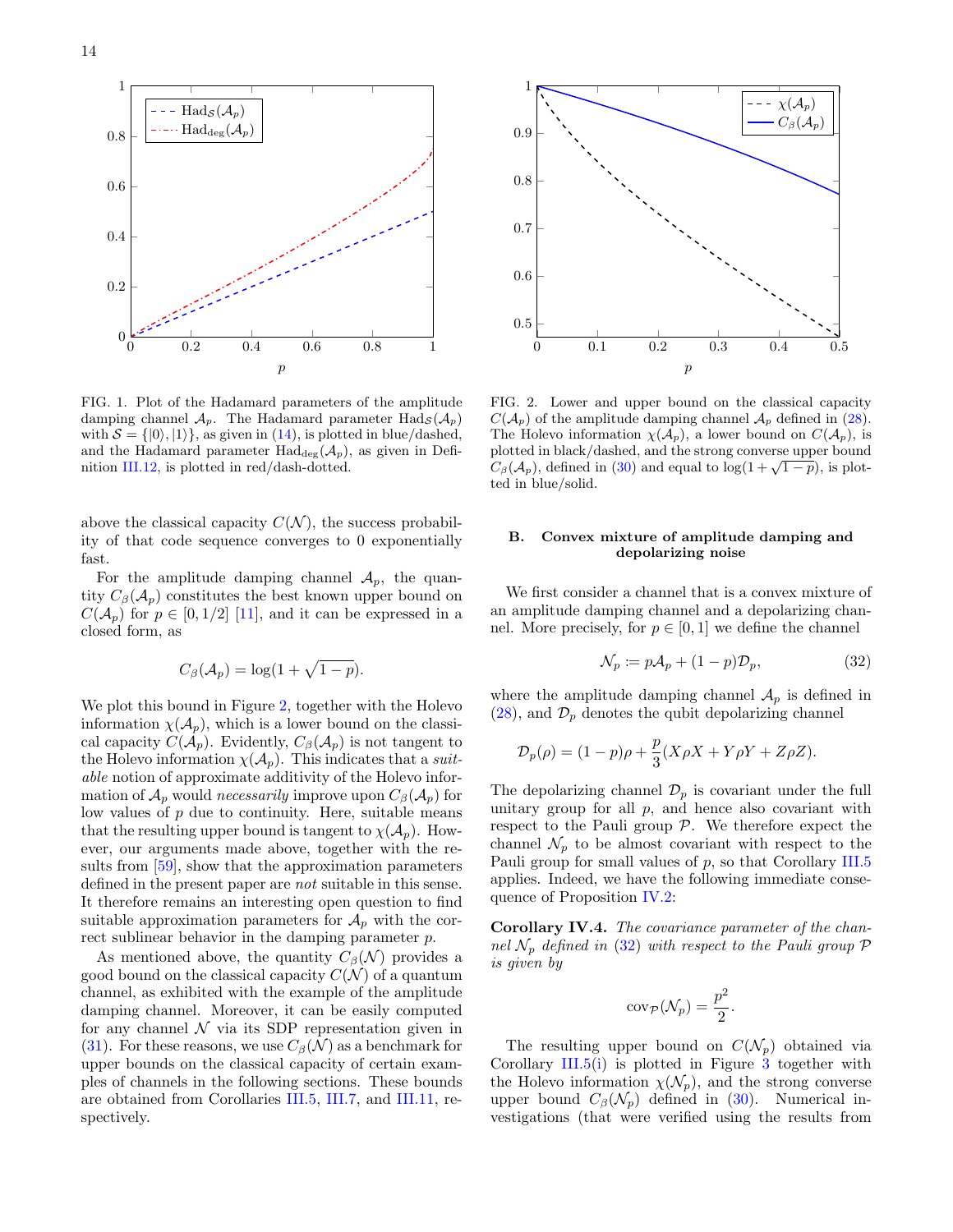FIG. 1. Plot of the Hadamard parameters of the amplitude damping channel $\mathcal{A}_p$. The Hadamard parameter $\mathrm{Had}_{\mathcal{S}}(\mathcal{A}_p)$ with $\mathcal{S} = \{|0\rangle, |1\rangle\}$, as given in (14), is plotted in blue/dashed, and the Hadamard parameter $\mathrm{Had}_{\deg}(\mathcal{A}_p)$, as given in Definition III.12, is plotted in red/dash-dotted.

FIG. 2. Lower and upper bound on the classical capacity $C(\mathcal{A}_p)$ of the amplitude damping channel $\mathcal{A}_p$ defined in (28). The Holevo information $\chi(\mathcal{A}_p)$, a lower bound on $C(\mathcal{A}_p)$, is plotted in black/dashed, and the strong converse upper bound $C_\beta(\mathcal{A}_p)$, defined in (30) and equal to $\log(1+\sqrt{1-p})$, is plotted in blue/solid.

above the classical capacity $C(\mathcal{N})$, the success probability of that code sequence converges to 0 exponentially fast.

For the amplitude damping channel $\mathcal{A}_p$, the quantity $C_\beta(\mathcal{A}_p)$ constitutes the best known upper bound on $C(\mathcal{A}_p)$ for $p \in [0, 1/2]$ [11], and it can be expressed in a closed form, as

$$C_\beta(\mathcal{A}_p) = \log(1 + \sqrt{1-p}).$$

We plot this bound in Figure 2, together with the Holevo information $\chi(\mathcal{A}_p)$, which is a lower bound on the classical capacity $C(\mathcal{A}_p)$. Evidently, $C_\beta(\mathcal{A}_p)$ is not tangent to the Holevo information $\chi(\mathcal{A}_p)$. This indicates that a *suitable* notion of approximate additivity of the Holevo information of $\mathcal{A}_p$ would *necessarily* improve upon $C_\beta(\mathcal{A}_p)$ for low values of $p$ due to continuity. Here, suitable means that the resulting upper bound is tangent to $\chi(\mathcal{A}_p)$. However, our arguments made above, together with the results from [59], show that the approximation parameters defined in the present paper are *not* suitable in this sense. It therefore remains an interesting open question to find suitable approximation parameters for $\mathcal{A}_p$ with the correct sublinear behavior in the damping parameter $p$.

As mentioned above, the quantity $C_\beta(\mathcal{N})$ provides a good bound on the classical capacity $C(\mathcal{N})$ of a quantum channel, as exhibited with the example of the amplitude damping channel. Moreover, it can be easily computed for any channel $\mathcal{N}$ via its SDP representation given in (31). For these reasons, we use $C_\beta(\mathcal{N})$ as a benchmark for upper bounds on the classical capacity of certain examples of channels in the following sections. These bounds are obtained from Corollaries III.5, III.7, and III.11, respectively.

### B. Convex mixture of amplitude damping and depolarizing noise

We first consider a channel that is a convex mixture of an amplitude damping channel and a depolarizing channel. More precisely, for $p \in [0, 1]$ we define the channel

$$\mathcal{N}_p := p\mathcal{A}_p + (1-p)\mathcal{D}_p, \tag{32}$$

where the amplitude damping channel $\mathcal{A}_p$ is defined in (28), and $\mathcal{D}_p$ denotes the qubit depolarizing channel

$$\mathcal{D}_p(\rho) = (1-p)\rho + \frac{p}{3}(X\rho X + Y\rho Y + Z\rho Z).$$

The depolarizing channel $\mathcal{D}_p$ is covariant under the full unitary group for all $p$, and hence also covariant with respect to the Pauli group $\mathcal{P}$. We therefore expect the channel $\mathcal{N}_p$ to be almost covariant with respect to the Pauli group for small values of $p$, so that Corollary III.5 applies. Indeed, we have the following immediate consequence of Proposition IV.2:

**Corollary IV.4.** *The covariance parameter of the channel $\mathcal{N}_p$ defined in (32) with respect to the Pauli group $\mathcal{P}$ is given by*

$$\mathrm{cov}_{\mathcal{P}}(\mathcal{N}_p) = \frac{p^2}{2}.$$

The resulting upper bound on $C(\mathcal{N}_p)$ obtained via Corollary III.5(i) is plotted in Figure 3 together with the Holevo information $\chi(\mathcal{N}_p)$, and the strong converse upper bound $C_\beta(\mathcal{N}_p)$ defined in (30). Numerical investigations (that were verified using the results from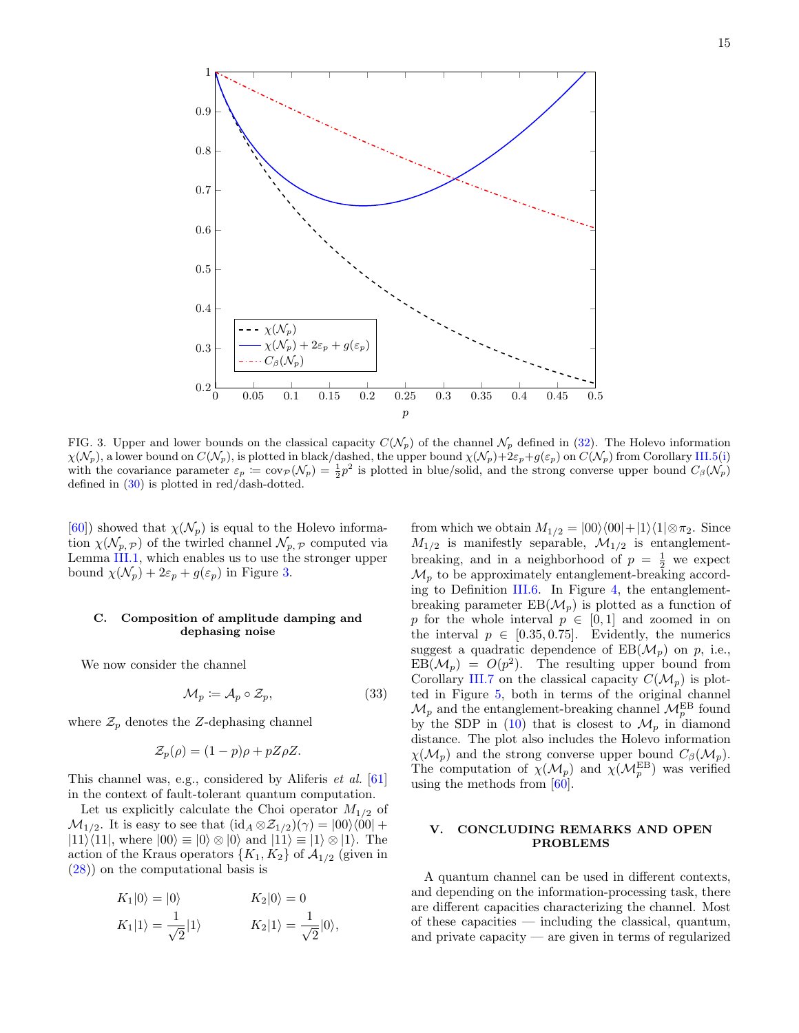FIG. 3. Upper and lower bounds on the classical capacity $C(\mathcal{N}_p)$ of the channel $\mathcal{N}_p$ defined in (32). The Holevo information $\chi(\mathcal{N}_p)$, a lower bound on $C(\mathcal{N}_p)$, is plotted in black/dashed, the upper bound $\chi(\mathcal{N}_p)+2\varepsilon_p+g(\varepsilon_p)$ on $C(\mathcal{N}_p)$ from Corollary III.5(i) with the covariance parameter $\varepsilon_p := \operatorname{cov}_{\mathcal{P}}(\mathcal{N}_p) = \frac{1}{2}p^2$ is plotted in blue/solid, and the strong converse upper bound $C_\beta(\mathcal{N}_p)$ defined in (30) is plotted in red/dash-dotted.

[60]) showed that $\chi(\mathcal{N}_p)$ is equal to the Holevo information $\chi(\mathcal{N}_{p,\mathcal{P}})$ of the twirled channel $\mathcal{N}_{p,\mathcal{P}}$ computed via Lemma III.1, which enables us to use the stronger upper bound $\chi(\mathcal{N}_p)+2\varepsilon_p+g(\varepsilon_p)$ in Figure 3.

### C. Composition of amplitude damping and dephasing noise

We now consider the channel

$$\mathcal{M}_p := \mathcal{A}_p \circ \mathcal{Z}_p, \tag{33}$$

where $\mathcal{Z}_p$ denotes the $Z$-dephasing channel

$$\mathcal{Z}_p(\rho) = (1-p)\rho + pZ\rho Z.$$

This channel was, e.g., considered by Aliferis *et al.* [61] in the context of fault-tolerant quantum computation.

Let us explicitly calculate the Choi operator $M_{1/2}$ of $\mathcal{M}_{1/2}$. It is easy to see that $(\mathrm{id}_A \otimes \mathcal{Z}_{1/2})(\gamma) = |00\rangle\langle 00| + |11\rangle\langle 11|$, where $|00\rangle \equiv |0\rangle \otimes |0\rangle$ and $|11\rangle \equiv |1\rangle \otimes |1\rangle$. The action of the Kraus operators $\{K_1, K_2\}$ of $\mathcal{A}_{1/2}$ (given in (28)) on the computational basis is

$$K_1|0\rangle = |0\rangle \qquad K_2|0\rangle = 0$$
$$K_1|1\rangle = \frac{1}{\sqrt{2}}|1\rangle \qquad K_2|1\rangle = \frac{1}{\sqrt{2}}|0\rangle,$$

from which we obtain $M_{1/2} = |00\rangle\langle 00| + |1\rangle\langle 1| \otimes \pi_2$. Since $M_{1/2}$ is manifestly separable, $\mathcal{M}_{1/2}$ is entanglement-breaking, and in a neighborhood of $p = \frac{1}{2}$ we expect $\mathcal{M}_p$ to be approximately entanglement-breaking according to Definition III.6. In Figure 4, the entanglement-breaking parameter $\mathrm{EB}(\mathcal{M}_p)$ is plotted as a function of $p$ for the whole interval $p \in [0,1]$ and zoomed in on the interval $p \in [0.35, 0.75]$. Evidently, the numerics suggest a quadratic dependence of $\mathrm{EB}(\mathcal{M}_p)$ on $p$, i.e., $\mathrm{EB}(\mathcal{M}_p) = O(p^2)$. The resulting upper bound from Corollary III.7 on the classical capacity $C(\mathcal{M}_p)$ is plotted in Figure 5, both in terms of the original channel $\mathcal{M}_p$ and the entanglement-breaking channel $\mathcal{M}_p^{\mathrm{EB}}$ found by the SDP in (10) that is closest to $\mathcal{M}_p$ in diamond distance. The plot also includes the Holevo information $\chi(\mathcal{M}_p)$ and the strong converse upper bound $C_\beta(\mathcal{M}_p)$. The computation of $\chi(\mathcal{M}_p)$ and $\chi(\mathcal{M}_p^{\mathrm{EB}})$ was verified using the methods from [60].

## V. CONCLUDING REMARKS AND OPEN PROBLEMS

A quantum channel can be used in different contexts, and depending on the information-processing task, there are different capacities characterizing the channel. Most of these capacities — including the classical, quantum, and private capacity — are given in terms of regularized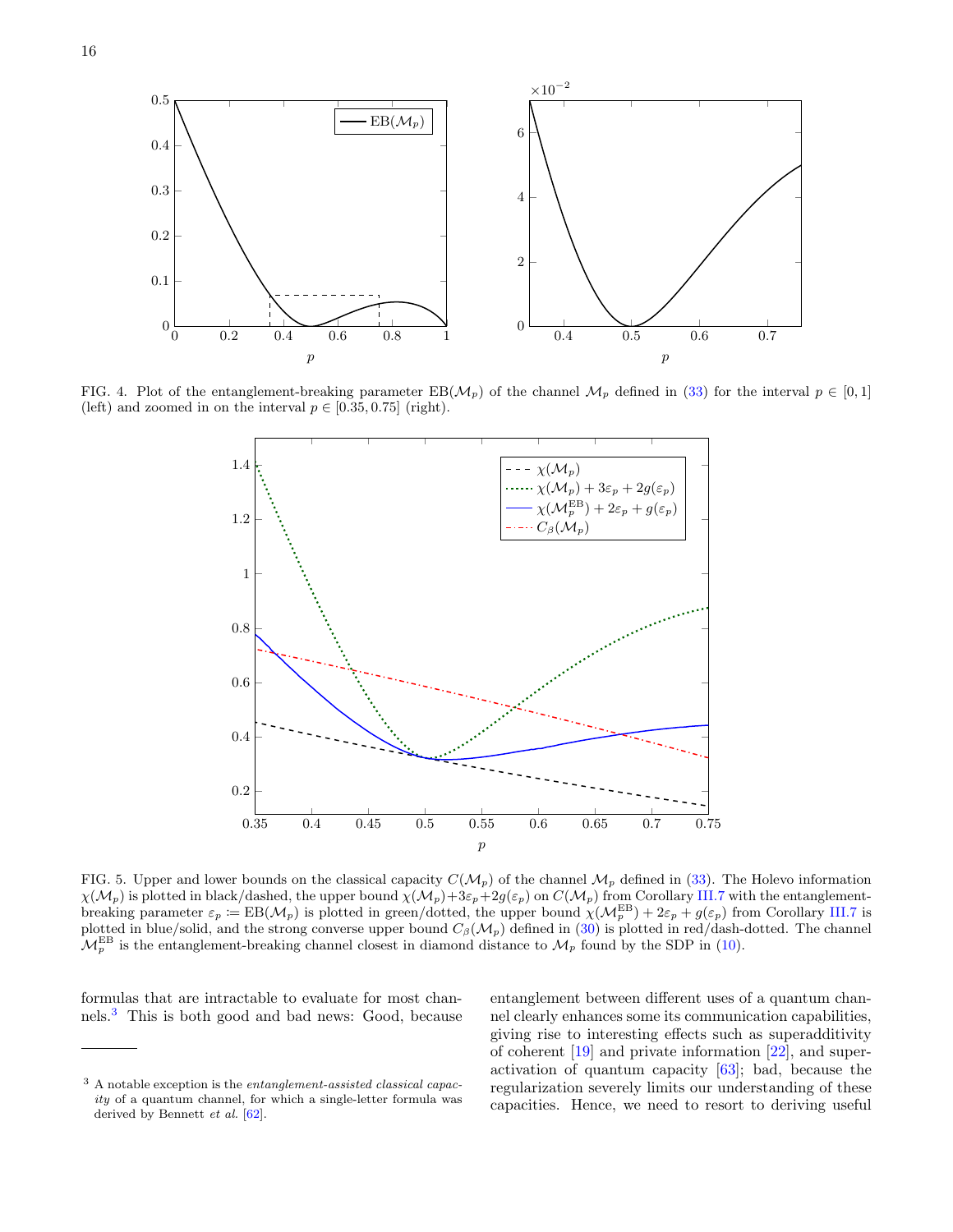FIG. 4. Plot of the entanglement-breaking parameter $\mathrm{EB}(\mathcal{M}_p)$ of the channel $\mathcal{M}_p$ defined in (33) for the interval $p \in [0,1]$ (left) and zoomed in on the interval $p \in [0.35, 0.75]$ (right).

FIG. 5. Upper and lower bounds on the classical capacity $C(\mathcal{M}_p)$ of the channel $\mathcal{M}_p$ defined in (33). The Holevo information $\chi(\mathcal{M}_p)$ is plotted in black/dashed, the upper bound $\chi(\mathcal{M}_p)+3\varepsilon_p+2g(\varepsilon_p)$ on $C(\mathcal{M}_p)$ from Corollary III.7 with the entanglement-breaking parameter $\varepsilon_p := \mathrm{EB}(\mathcal{M}_p)$ is plotted in green/dotted, the upper bound $\chi(\mathcal{M}_p^{\mathrm{EB}}) + 2\varepsilon_p + g(\varepsilon_p)$ from Corollary III.7 is plotted in blue/solid, and the strong converse upper bound $C_\beta(\mathcal{M}_p)$ defined in (30) is plotted in red/dash-dotted. The channel $\mathcal{M}_p^{\mathrm{EB}}$ is the entanglement-breaking channel closest in diamond distance to $\mathcal{M}_p$ found by the SDP in (10).

formulas that are intractable to evaluate for most channels.[3] This is both good and bad news: Good, because entanglement between different uses of a quantum channel clearly enhances some its communication capabilities, giving rise to interesting effects such as superadditivity of coherent [19] and private information [22], and superactivation of quantum capacity [63]; bad, because the regularization severely limits our understanding of these capacities. Hence, we need to resort to deriving useful

[3] A notable exception is the *entanglement-assisted classical capacity* of a quantum channel, for which a single-letter formula was derived by Bennett *et al.* [62].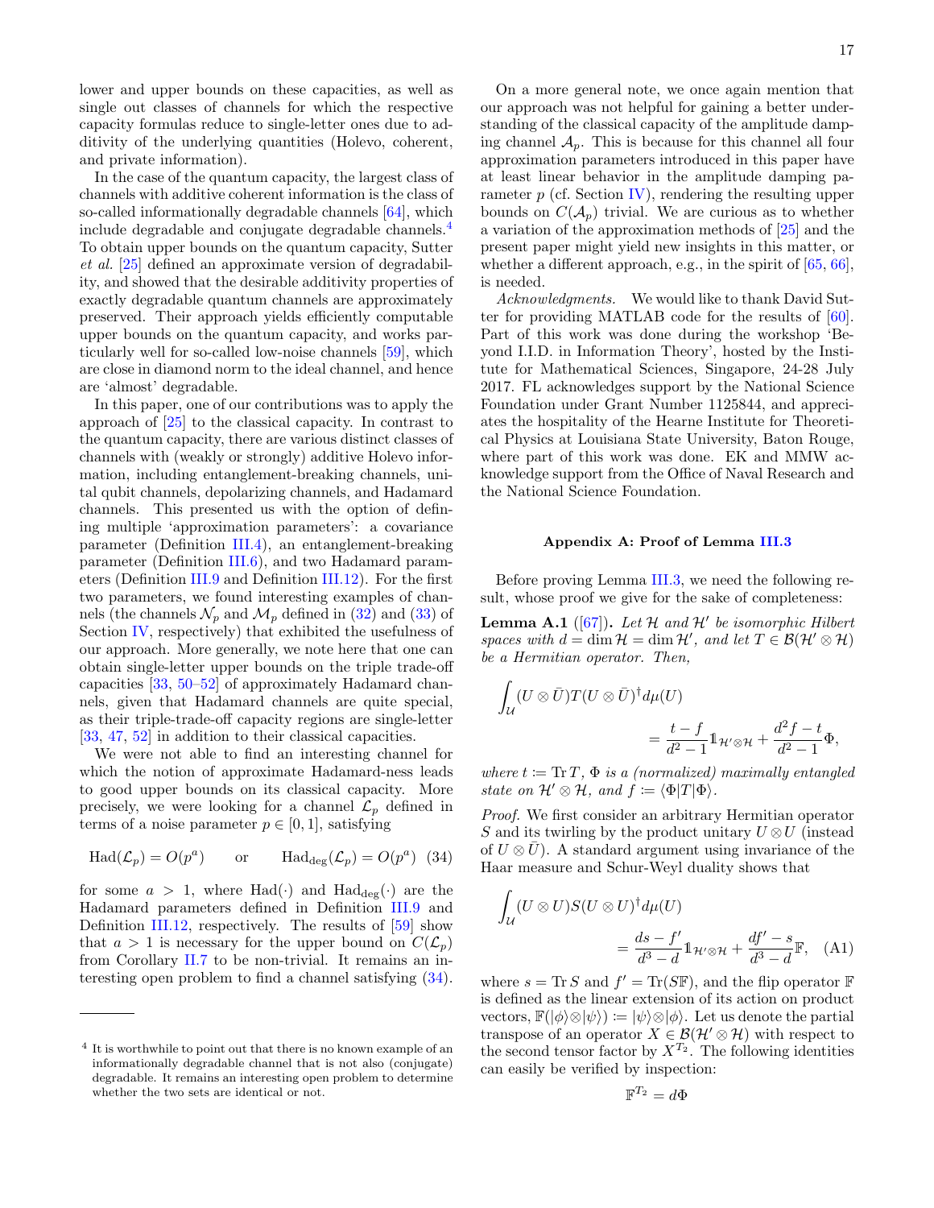lower and upper bounds on these capacities, as well as single out classes of channels for which the respective capacity formulas reduce to single-letter ones due to additivity of the underlying quantities (Holevo, coherent, and private information).

In the case of the quantum capacity, the largest class of channels with additive coherent information is the class of so-called informationally degradable channels [64], which include degradable and conjugate degradable channels.[4] To obtain upper bounds on the quantum capacity, Sutter *et al.* [25] defined an approximate version of degradability, and showed that the desirable additivity properties of exactly degradable quantum channels are approximately preserved. Their approach yields efficiently computable upper bounds on the quantum capacity, and works particularly well for so-called low-noise channels [59], which are close in diamond norm to the ideal channel, and hence are 'almost' degradable.

In this paper, one of our contributions was to apply the approach of [25] to the classical capacity. In contrast to the quantum capacity, there are various distinct classes of channels with (weakly or strongly) additive Holevo information, including entanglement-breaking channels, unital qubit channels, depolarizing channels, and Hadamard channels. This presented us with the option of defining multiple 'approximation parameters': a covariance parameter (Definition III.4), an entanglement-breaking parameter (Definition III.6), and two Hadamard parameters (Definition III.9 and Definition III.12). For the first two parameters, we found interesting examples of channels (the channels $\mathcal{N}_p$ and $\mathcal{M}_p$ defined in (32) and (33) of Section IV, respectively) that exhibited the usefulness of our approach. More generally, we note here that one can obtain single-letter upper bounds on the triple trade-off capacities [33, 50–52] of approximately Hadamard channels, given that Hadamard channels are quite special, as their triple-trade-off capacity regions are single-letter [33, 47, 52] in addition to their classical capacities.

We were not able to find an interesting channel for which the notion of approximate Hadamard-ness leads to good upper bounds on its classical capacity. More precisely, we were looking for a channel $\mathcal{L}_p$ defined in terms of a noise parameter $p \in [0, 1]$, satisfying

$$\operatorname{Had}(\mathcal{L}_p) = O(p^a) \qquad \text{or} \qquad \operatorname{Had}_{\deg}(\mathcal{L}_p) = O(p^a) \quad (34)$$

for some $a > 1$, where $\operatorname{Had}(\cdot)$ and $\operatorname{Had}_{\deg}(\cdot)$ are the Hadamard parameters defined in Definition III.9 and Definition III.12, respectively. The results of [59] show that $a > 1$ is necessary for the upper bound on $C(\mathcal{L}_p)$ from Corollary II.7 to be non-trivial. It remains an interesting open problem to find a channel satisfying (34).

[4] It is worthwhile to point out that there is no known example of an informationally degradable channel that is not also (conjugate) degradable. It remains an interesting open problem to determine whether the two sets are identical or not.

On a more general note, we once again mention that our approach was not helpful for gaining a better understanding of the classical capacity of the amplitude damping channel $\mathcal{A}_p$. This is because for this channel all four approximation parameters introduced in this paper have at least linear behavior in the amplitude damping parameter $p$ (cf. Section IV), rendering the resulting upper bounds on $C(\mathcal{A}_p)$ trivial. We are curious as to whether a variation of the approximation methods of [25] and the present paper might yield new insights in this matter, or whether a different approach, e.g., in the spirit of [65, 66], is needed.

*Acknowledgments.* We would like to thank David Sutter for providing MATLAB code for the results of [60]. Part of this work was done during the workshop 'Beyond I.I.D. in Information Theory', hosted by the Institute for Mathematical Sciences, Singapore, 24-28 July 2017. FL acknowledges support by the National Science Foundation under Grant Number 1125844, and appreciates the hospitality of the Hearne Institute for Theoretical Physics at Louisiana State University, Baton Rouge, where part of this work was done. EK and MMW acknowledge support from the Office of Naval Research and the National Science Foundation.

## Appendix A: Proof of Lemma III.3

Before proving Lemma III.3, we need the following result, whose proof we give for the sake of completeness:

**Lemma A.1** ([67]). *Let $\mathcal{H}$ and $\mathcal{H}'$ be isomorphic Hilbert spaces with $d = \dim \mathcal{H} = \dim \mathcal{H}'$, and let $T \in \mathcal{B}(\mathcal{H}' \otimes \mathcal{H})$ be a Hermitian operator. Then,*

$$\int_{\mathcal{U}} (U \otimes \bar{U}) T (U \otimes \bar{U})^\dagger d\mu(U) = \frac{t - f}{d^2 - 1} \mathbb{1}_{\mathcal{H}' \otimes \mathcal{H}} + \frac{d^2 f - t}{d^2 - 1} \Phi,$$

*where $t := \operatorname{Tr} T$, $\Phi$ is a (normalized) maximally entangled state on $\mathcal{H}' \otimes \mathcal{H}$, and $f := \langle \Phi | T | \Phi \rangle$.*

*Proof.* We first consider an arbitrary Hermitian operator $S$ and its twirling by the product unitary $U \otimes U$ (instead of $U \otimes \bar{U}$). A standard argument using invariance of the Haar measure and Schur-Weyl duality shows that

$$\int_{\mathcal{U}} (U \otimes U) S (U \otimes U)^\dagger d\mu(U) = \frac{ds - f'}{d^3 - d} \mathbb{1}_{\mathcal{H}' \otimes \mathcal{H}} + \frac{df' - s}{d^3 - d} \mathbb{F}, \quad \text{(A1)}$$

where $s = \operatorname{Tr} S$ and $f' = \operatorname{Tr}(S\mathbb{F})$, and the flip operator $\mathbb{F}$ is defined as the linear extension of its action on product vectors, $\mathbb{F}(|\phi\rangle \otimes |\psi\rangle) := |\psi\rangle \otimes |\phi\rangle$. Let us denote the partial transpose of an operator $X \in \mathcal{B}(\mathcal{H}' \otimes \mathcal{H})$ with respect to the second tensor factor by $X^{T_2}$. The following identities can easily be verified by inspection:

$$\mathbb{F}^{T_2} = d\Phi$$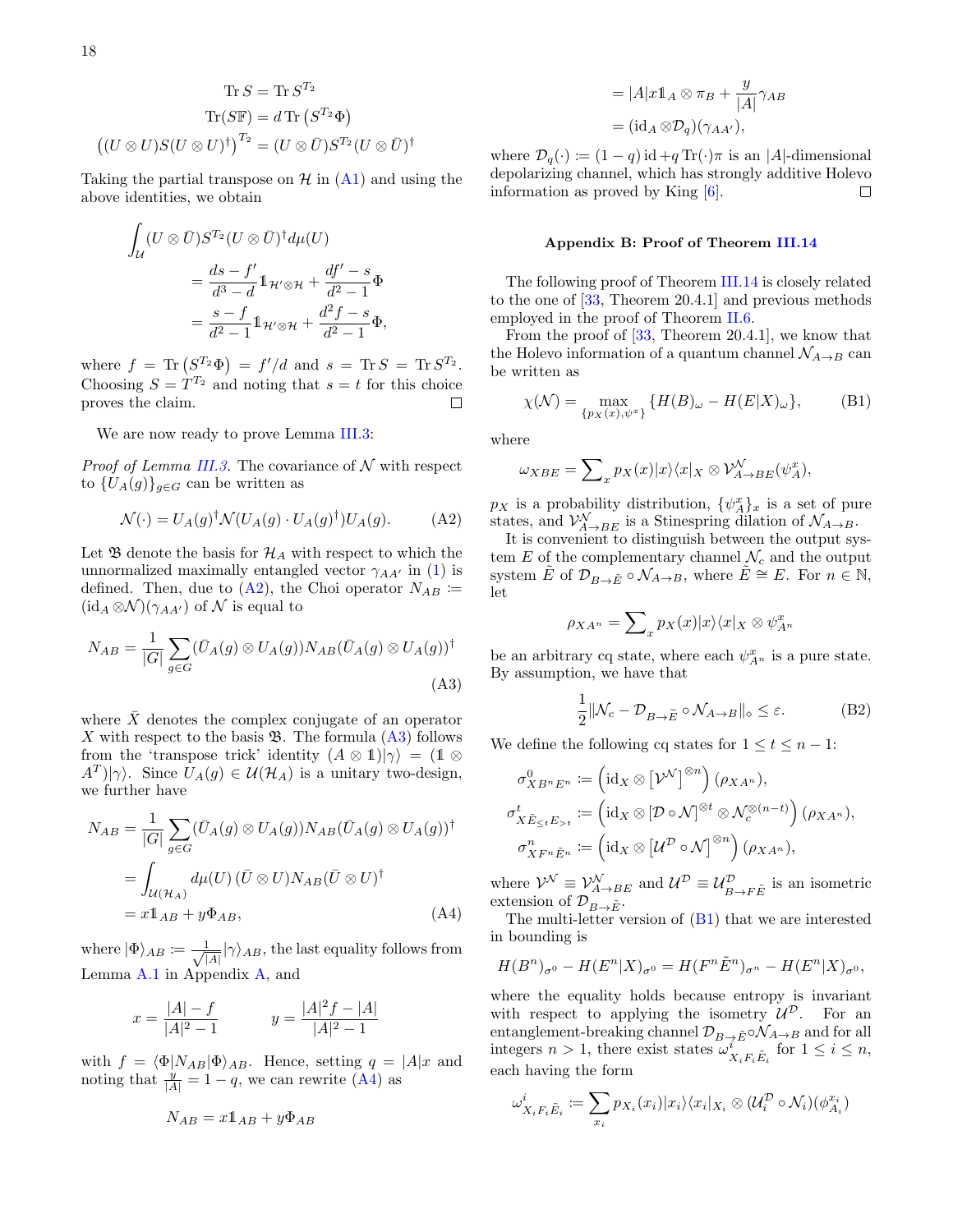$$\operatorname{Tr} S = \operatorname{Tr} S^{T_2}$$
$$\operatorname{Tr}(S\mathbb{F}) = d \operatorname{Tr}\left(S^{T_2}\Phi\right)$$
$$\left((U\otimes U)S(U\otimes U)^\dagger\right)^{T_2} = (U\otimes \bar{U})S^{T_2}(U\otimes\bar{U})^\dagger$$

Taking the partial transpose on $\mathcal{H}$ in (A1) and using the above identities, we obtain

$$\begin{aligned}
\int_{\mathcal{U}} &(U\otimes\bar{U})S^{T_2}(U\otimes\bar{U})^\dagger d\mu(U)\\
&= \frac{ds-f'}{d^3-d}\mathbb{1}_{\mathcal{H}'\otimes\mathcal{H}} + \frac{df'-s}{d^2-1}\Phi\\
&= \frac{s-f}{d^2-1}\mathbb{1}_{\mathcal{H}'\otimes\mathcal{H}} + \frac{d^2f-s}{d^2-1}\Phi,
\end{aligned}$$

where $f = \operatorname{Tr}\left(S^{T_2}\Phi\right) = f'/d$ and $s = \operatorname{Tr} S = \operatorname{Tr} S^{T_2}$. Choosing $S = T^{T_2}$ and noting that $s = t$ for this choice proves the claim. □

We are now ready to prove Lemma III.3:

*Proof of Lemma III.3.* The covariance of $\mathcal{N}$ with respect to $\{U_A(g)\}_{g\in G}$ can be written as

$$\mathcal{N}(\cdot) = U_A(g)^\dagger \mathcal{N}(U_A(g)\cdot U_A(g)^\dagger)U_A(g). \tag{A2}$$

Let $\mathfrak{B}$ denote the basis for $\mathcal{H}_A$ with respect to which the unnormalized maximally entangled vector $\gamma_{AA'}$ in (1) is defined. Then, due to (A2), the Choi operator $N_{AB} := (\mathrm{id}_A\otimes\mathcal{N})(\gamma_{AA'})$ of $\mathcal{N}$ is equal to

$$N_{AB} = \frac{1}{|G|}\sum_{g\in G}(\bar{U}_A(g)\otimes U_A(g))N_{AB}(\bar{U}_A(g)\otimes U_A(g))^\dagger \tag{A3}$$

where $\bar{X}$ denotes the complex conjugate of an operator $X$ with respect to the basis $\mathfrak{B}$. The formula (A3) follows from the 'transpose trick' identity $(A\otimes\mathbb{1})|\gamma\rangle = (\mathbb{1}\otimes A^T)|\gamma\rangle$. Since $U_A(g)\in\mathcal{U}(\mathcal{H}_A)$ is a unitary two-design, we further have

$$\begin{aligned}
N_{AB} &= \frac{1}{|G|}\sum_{g\in G}(\bar{U}_A(g)\otimes U_A(g))N_{AB}(\bar{U}_A(g)\otimes U_A(g))^\dagger\\
&= \int_{\mathcal{U}(\mathcal{H}_A)} d\mu(U)\,(\bar{U}\otimes U)N_{AB}(\bar{U}\otimes U)^\dagger\\
&= x\mathbb{1}_{AB} + y\Phi_{AB},
\end{aligned}\tag{A4}$$

where $|\Phi\rangle_{AB} := \frac{1}{\sqrt{|A|}}|\gamma\rangle_{AB}$, the last equality follows from Lemma A.1 in Appendix A, and

$$x = \frac{|A|-f}{|A|^2-1} \qquad y = \frac{|A|^2 f - |A|}{|A|^2-1}$$

with $f = \langle\Phi|N_{AB}|\Phi\rangle_{AB}$. Hence, setting $q = |A|x$ and noting that $\frac{y}{|A|} = 1-q$, we can rewrite (A4) as

$$\begin{aligned}
N_{AB} &= x\mathbb{1}_{AB} + y\Phi_{AB}\\
&= |A|x\mathbb{1}_A\otimes\pi_B + \frac{y}{|A|}\gamma_{AB}\\
&= (\mathrm{id}_A\otimes\mathcal{D}_q)(\gamma_{AA'}),
\end{aligned}$$

where $\mathcal{D}_q(\cdot) := (1-q)\,\mathrm{id} + q\operatorname{Tr}(\cdot)\pi$ is an $|A|$-dimensional depolarizing channel, which has strongly additive Holevo information as proved by King [6]. □

## Appendix B: Proof of Theorem III.14

The following proof of Theorem III.14 is closely related to the one of [33, Theorem 20.4.1] and previous methods employed in the proof of Theorem II.6.

From the proof of [33, Theorem 20.4.1], we know that the Holevo information of a quantum channel $\mathcal{N}_{A\to B}$ can be written as

$$\chi(\mathcal{N}) = \max_{\{p_X(x),\psi^x\}}\{H(B)_\omega - H(E|X)_\omega\}, \tag{B1}$$

where

$$\omega_{XBE} = \sum\nolimits_x p_X(x)|x\rangle\langle x|_X\otimes\mathcal{V}^{\mathcal{N}}_{A\to BE}(\psi^x_A),$$

$p_X$ is a probability distribution, $\{\psi_A^x\}_x$ is a set of pure states, and $\mathcal{V}^{\mathcal{N}}_{A\to BE}$ is a Stinespring dilation of $\mathcal{N}_{A\to B}$.

It is convenient to distinguish between the output system $E$ of the complementary channel $\mathcal{N}_c$ and the output system $\tilde{E}$ of $\mathcal{D}_{B\to\tilde{E}}\circ\mathcal{N}_{A\to B}$, where $\tilde{E}\cong E$. For $n\in\mathbb{N}$, let

$$\rho_{XA^n} = \sum\nolimits_x p_X(x)|x\rangle\langle x|_X\otimes\psi^x_{A^n}$$

be an arbitrary cq state, where each $\psi^x_{A^n}$ is a pure state. By assumption, we have that

$$\frac{1}{2}\|\mathcal{N}_c - \mathcal{D}_{B\to\tilde{E}}\circ\mathcal{N}_{A\to B}\|_\diamond \leq \varepsilon. \tag{B2}$$

We define the following cq states for $1\leq t\leq n-1$:

$$\begin{aligned}
\sigma^0_{XB^nE^n} &:= \left(\mathrm{id}_X\otimes\left[\mathcal{V}^{\mathcal{N}}\right]^{\otimes n}\right)(\rho_{XA^n}),\\
\sigma^t_{X\tilde{E}_{\leq t}E_{>t}} &:= \left(\mathrm{id}_X\otimes[\mathcal{D}\circ\mathcal{N}]^{\otimes t}\otimes\mathcal{N}_c^{\otimes(n-t)}\right)(\rho_{XA^n}),\\
\sigma^n_{XF^n\tilde{E}^n} &:= \left(\mathrm{id}_X\otimes\left[\mathcal{U}^{\mathcal{D}}\circ\mathcal{N}\right]^{\otimes n}\right)(\rho_{XA^n}),
\end{aligned}$$

where $\mathcal{V}^{\mathcal{N}}\equiv\mathcal{V}^{\mathcal{N}}_{A\to BE}$ and $\mathcal{U}^{\mathcal{D}}\equiv\mathcal{U}^{\mathcal{D}}_{B\to F\tilde{E}}$ is an isometric extension of $\mathcal{D}_{B\to\tilde{E}}$.

The multi-letter version of (B1) that we are interested in bounding is

$$H(B^n)_{\sigma^0} - H(E^n|X)_{\sigma^0} = H(F^n\tilde{E}^n)_{\sigma^n} - H(E^n|X)_{\sigma^0},$$

where the equality holds because entropy is invariant with respect to applying the isometry $\mathcal{U}^{\mathcal{D}}$. For an entanglement-breaking channel $\mathcal{D}_{B\to\tilde{E}}\circ\mathcal{N}_{A\to B}$ and for all integers $n>1$, there exist states $\omega^i_{X_iF_i\tilde{E}_i}$ for $1\leq i\leq n$, each having the form

$$\omega^i_{X_iF_i\tilde{E}_i} := \sum_{x_i} p_{X_i}(x_i)|x_i\rangle\langle x_i|_{X_i}\otimes(\mathcal{U}^{\mathcal{D}}_i\circ\mathcal{N}_i)(\phi^{x_i}_{A_i})$$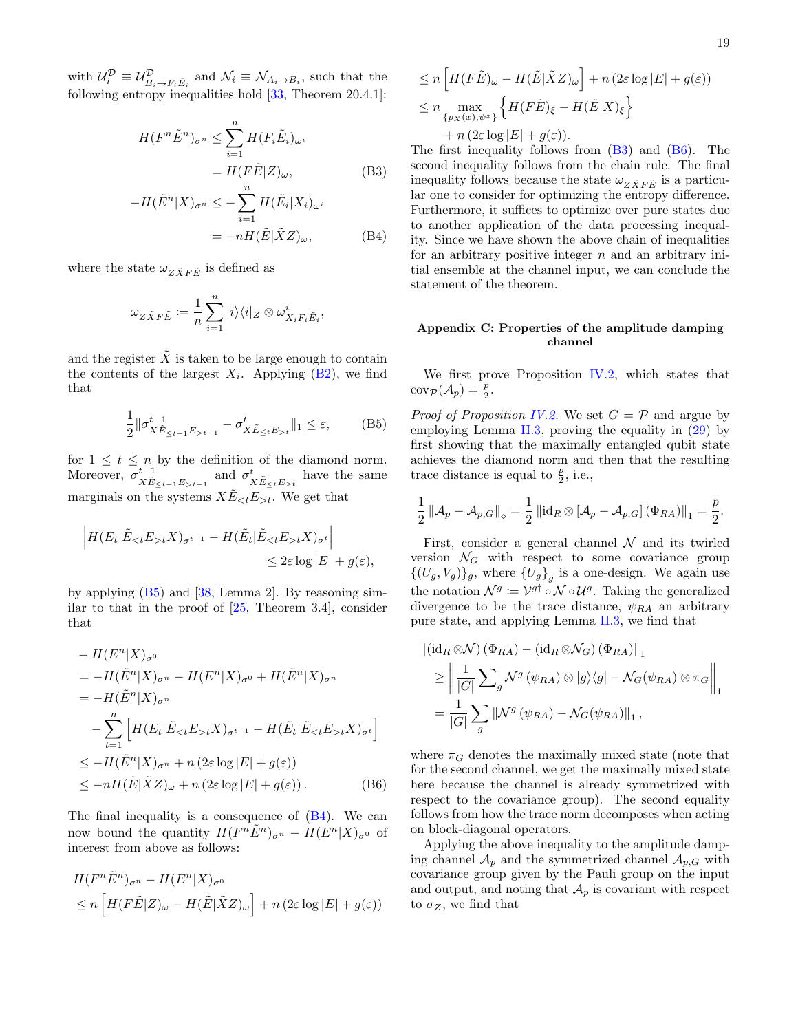with $\mathcal{U}_i^{\mathcal{D}} \equiv \mathcal{U}^{\mathcal{D}}_{B_i \to F_i \tilde{E}_i}$ and $\mathcal{N}_i \equiv \mathcal{N}_{A_i \to B_i}$, such that the following entropy inequalities hold [33, Theorem 20.4.1]:

$$
\begin{aligned}
H(F^n \tilde{E}^n)_{\sigma^n} &\leq \sum_{i=1}^n H(F_i \tilde{E}_i)_{\omega^i} \\
&= H(F\tilde{E}|Z)_\omega, \qquad \text{(B3)}\\
-H(\tilde{E}^n|X)_{\sigma^n} &\leq -\sum_{i=1}^n H(\tilde{E}_i|X_i)_{\omega^i} \\
&= -nH(\tilde{E}|\tilde{X}Z)_\omega, \qquad \text{(B4)}
\end{aligned}
$$

where the state $\omega_{Z\tilde{X}F\tilde{E}}$ is defined as

$$
\omega_{Z\tilde{X}F\tilde{E}} := \frac{1}{n}\sum_{i=1}^n |i\rangle\langle i|_Z \otimes \omega^i_{X_i F_i \tilde{E}_i},
$$

and the register $\tilde{X}$ is taken to be large enough to contain the contents of the largest $X_i$. Applying (B2), we find that

$$
\frac{1}{2}\|\sigma^{t-1}_{X\tilde{E}_{\leq t-1}E_{>t-1}} - \sigma^t_{X\tilde{E}_{\leq t}E_{>t}}\|_1 \leq \varepsilon, \qquad \text{(B5)}
$$

for $1 \leq t \leq n$ by the definition of the diamond norm. Moreover, $\sigma^{t-1}_{X\tilde{E}_{\leq t-1}E_{>t-1}}$ and $\sigma^t_{X\tilde{E}_{\leq t}E_{>t}}$ have the same marginals on the systems $X\tilde{E}_{<t}E_{>t}$. We get that

$$
\begin{aligned}
\Big| H(E_t|\tilde{E}_{<t}E_{>t}X)_{\sigma^{t-1}} - H(\tilde{E}_t|\tilde{E}_{<t}E_{>t}X)_{\sigma^t}\Big| \\
\leq 2\varepsilon \log|E| + g(\varepsilon),
\end{aligned}
$$

by applying (B5) and [38, Lemma 2]. By reasoning similar to that in the proof of [25, Theorem 3.4], consider that

$$
\begin{aligned}
&-H(E^n|X)_{\sigma^0} \\
&= -H(\tilde{E}^n|X)_{\sigma^n} - H(E^n|X)_{\sigma^0} + H(\tilde{E}^n|X)_{\sigma^n} \\
&= -H(\tilde{E}^n|X)_{\sigma^n} \\
&\quad - \sum_{t=1}^n \Big[ H(E_t|\tilde{E}_{<t}E_{>t}X)_{\sigma^{t-1}} - H(\tilde{E}_t|\tilde{E}_{<t}E_{>t}X)_{\sigma^t}\Big] \\
&\leq -H(\tilde{E}^n|X)_{\sigma^n} + n\left(2\varepsilon\log|E| + g(\varepsilon)\right) \\
&\leq -nH(\tilde{E}|\tilde{X}Z)_\omega + n\left(2\varepsilon\log|E| + g(\varepsilon)\right). \qquad \text{(B6)}
\end{aligned}
$$

The final inequality is a consequence of (B4). We can now bound the quantity $H(F^n\tilde{E}^n)_{\sigma^n} - H(E^n|X)_{\sigma^0}$ of interest from above as follows:

$$
\begin{aligned}
&H(F^n\tilde{E}^n)_{\sigma^n} - H(E^n|X)_{\sigma^0} \\
&\leq n\Big[H(F\tilde{E}|Z)_\omega - H(\tilde{E}|\tilde{X}Z)_\omega\Big] + n\left(2\varepsilon\log|E| + g(\varepsilon)\right) \\
&\leq n\Big[H(F\tilde{E})_\omega - H(\tilde{E}|\tilde{X}Z)_\omega\Big] + n\left(2\varepsilon\log|E| + g(\varepsilon)\right) \\
&\leq n \max_{\{p_X(x),\psi^x\}} \Big\{ H(F\tilde{E})_\xi - H(\tilde{E}|X)_\xi \Big\} \\
&\quad + n\left(2\varepsilon\log|E| + g(\varepsilon)\right).
\end{aligned}
$$

The first inequality follows from (B3) and (B6). The second inequality follows from the chain rule. The final inequality follows because the state $\omega_{Z\tilde{X}F\tilde{E}}$ is a particular one to consider for optimizing the entropy difference. Furthermore, it suffices to optimize over pure states due to another application of the data processing inequality. Since we have shown the above chain of inequalities for an arbitrary positive integer $n$ and an arbitrary initial ensemble at the channel input, we can conclude the statement of the theorem.

## Appendix C: Properties of the amplitude damping channel

We first prove Proposition IV.2, which states that $\mathrm{cov}_{\mathcal{P}}(\mathcal{A}_p) = \frac{p}{2}$.

*Proof of Proposition IV.2.* We set $G = \mathcal{P}$ and argue by employing Lemma II.3, proving the equality in (29) by first showing that the maximally entangled qubit state achieves the diamond norm and then that the resulting trace distance is equal to $\frac{p}{2}$, i.e.,

$$
\frac{1}{2}\left\|\mathcal{A}_p - \mathcal{A}_{p,G}\right\|_\diamond = \frac{1}{2}\left\|\mathrm{id}_R \otimes \left[\mathcal{A}_p - \mathcal{A}_{p,G}\right](\Phi_{RA})\right\|_1 = \frac{p}{2}.
$$

First, consider a general channel $\mathcal{N}$ and its twirled version $\mathcal{N}_G$ with respect to some covariance group $\{(U_g, V_g)\}_g$, where $\{U_g\}_g$ is a one-design. We again use the notation $\mathcal{N}^g := \mathcal{V}^{g\dagger} \circ \mathcal{N} \circ \mathcal{U}^g$. Taking the generalized divergence to be the trace distance, $\psi_{RA}$ an arbitrary pure state, and applying Lemma II.3, we find that

$$
\begin{aligned}
&\left\|\left(\mathrm{id}_R \otimes \mathcal{N}\right)(\Phi_{RA}) - \left(\mathrm{id}_R \otimes \mathcal{N}_G\right)(\Phi_{RA})\right\|_1 \\
&\geq \left\| \frac{1}{|G|}\sum_g \mathcal{N}^g(\psi_{RA}) \otimes |g\rangle\langle g| - \mathcal{N}_G(\psi_{RA}) \otimes \pi_G \right\|_1 \\
&= \frac{1}{|G|}\sum_g \left\|\mathcal{N}^g(\psi_{RA}) - \mathcal{N}_G(\psi_{RA})\right\|_1,
\end{aligned}
$$

where $\pi_G$ denotes the maximally mixed state (note that for the second channel, we get the maximally mixed state here because the channel is already symmetrized with respect to the covariance group). The second equality follows from how the trace norm decomposes when acting on block-diagonal operators.

Applying the above inequality to the amplitude damping channel $\mathcal{A}_p$ and the symmetrized channel $\mathcal{A}_{p,G}$ with covariance group given by the Pauli group on the input and output, and noting that $\mathcal{A}_p$ is covariant with respect to $\sigma_Z$, we find that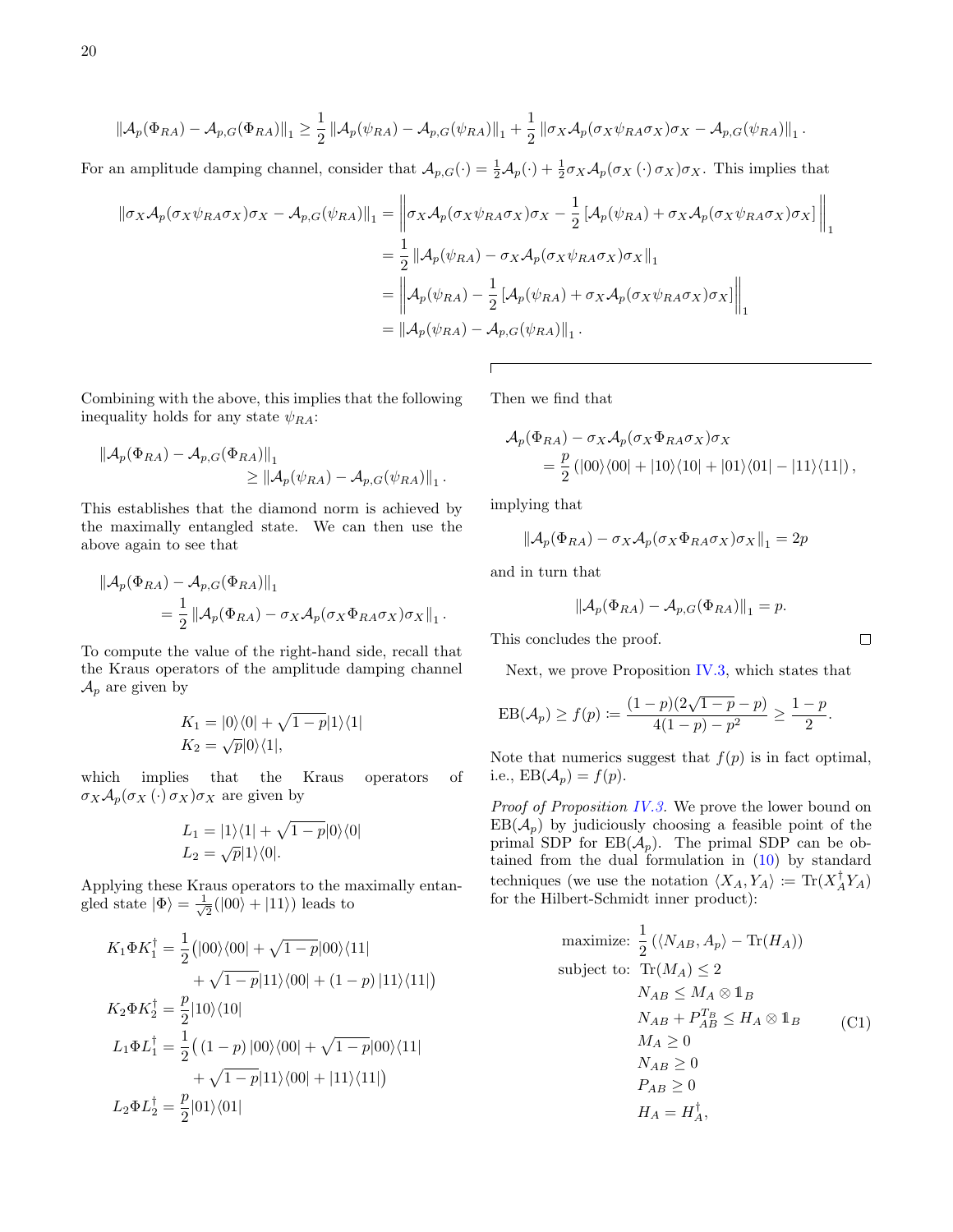$$\left\|\mathcal{A}_p(\Phi_{RA}) - \mathcal{A}_{p,G}(\Phi_{RA})\right\|_1 \geq \frac{1}{2}\left\|\mathcal{A}_p(\psi_{RA}) - \mathcal{A}_{p,G}(\psi_{RA})\right\|_1 + \frac{1}{2}\left\|\sigma_X \mathcal{A}_p(\sigma_X \psi_{RA}\sigma_X)\sigma_X - \mathcal{A}_{p,G}(\psi_{RA})\right\|_1.$$

For an amplitude damping channel, consider that $\mathcal{A}_{p,G}(\cdot) = \frac{1}{2}\mathcal{A}_p(\cdot) + \frac{1}{2}\sigma_X\mathcal{A}_p(\sigma_X\,(\cdot)\,\sigma_X)\sigma_X$. This implies that

$$\begin{aligned}
\left\|\sigma_X \mathcal{A}_p(\sigma_X \psi_{RA}\sigma_X)\sigma_X - \mathcal{A}_{p,G}(\psi_{RA})\right\|_1 &= \left\|\sigma_X \mathcal{A}_p(\sigma_X \psi_{RA}\sigma_X)\sigma_X - \frac{1}{2}\left[\mathcal{A}_p(\psi_{RA}) + \sigma_X \mathcal{A}_p(\sigma_X \psi_{RA}\sigma_X)\sigma_X\right]\right\|_1 \\
&= \frac{1}{2}\left\|\mathcal{A}_p(\psi_{RA}) - \sigma_X \mathcal{A}_p(\sigma_X \psi_{RA}\sigma_X)\sigma_X\right\|_1 \\
&= \left\|\mathcal{A}_p(\psi_{RA}) - \frac{1}{2}\left[\mathcal{A}_p(\psi_{RA}) + \sigma_X \mathcal{A}_p(\sigma_X \psi_{RA}\sigma_X)\sigma_X\right]\right\|_1 \\
&= \left\|\mathcal{A}_p(\psi_{RA}) - \mathcal{A}_{p,G}(\psi_{RA})\right\|_1.
\end{aligned}$$

Combining with the above, this implies that the following inequality holds for any state $\psi_{RA}$:

$$\left\|\mathcal{A}_p(\Phi_{RA}) - \mathcal{A}_{p,G}(\Phi_{RA})\right\|_1 \geq \left\|\mathcal{A}_p(\psi_{RA}) - \mathcal{A}_{p,G}(\psi_{RA})\right\|_1.$$

This establishes that the diamond norm is achieved by the maximally entangled state. We can then use the above again to see that

$$\left\|\mathcal{A}_p(\Phi_{RA}) - \mathcal{A}_{p,G}(\Phi_{RA})\right\|_1 = \frac{1}{2}\left\|\mathcal{A}_p(\Phi_{RA}) - \sigma_X \mathcal{A}_p(\sigma_X \Phi_{RA}\sigma_X)\sigma_X\right\|_1.$$

To compute the value of the right-hand side, recall that the Kraus operators of the amplitude damping channel $\mathcal{A}_p$ are given by

$$\begin{aligned}
K_1 &= |0\rangle\langle 0| + \sqrt{1-p}|1\rangle\langle 1| \\
K_2 &= \sqrt{p}|0\rangle\langle 1|,
\end{aligned}$$

which implies that the Kraus operators of $\sigma_X\mathcal{A}_p(\sigma_X\,(\cdot)\,\sigma_X)\sigma_X$ are given by

$$\begin{aligned}
L_1 &= |1\rangle\langle 1| + \sqrt{1-p}|0\rangle\langle 0| \\
L_2 &= \sqrt{p}|1\rangle\langle 0|.
\end{aligned}$$

Applying these Kraus operators to the maximally entangled state $|\Phi\rangle = \frac{1}{\sqrt{2}}(|00\rangle + |11\rangle)$ leads to

$$\begin{aligned}
K_1\Phi K_1^\dagger &= \frac{1}{2}\big(|00\rangle\langle 00| + \sqrt{1-p}|00\rangle\langle 11| \\
&\quad + \sqrt{1-p}|11\rangle\langle 00| + (1-p)\,|11\rangle\langle 11|\big) \\
K_2\Phi K_2^\dagger &= \frac{p}{2}|10\rangle\langle 10| \\
L_1\Phi L_1^\dagger &= \frac{1}{2}\big(\,(1-p)\,|00\rangle\langle 00| + \sqrt{1-p}|00\rangle\langle 11| \\
&\quad + \sqrt{1-p}|11\rangle\langle 00| + |11\rangle\langle 11|\big) \\
L_2\Phi L_2^\dagger &= \frac{p}{2}|01\rangle\langle 01|
\end{aligned}$$

Then we find that

$$\begin{aligned}
&\mathcal{A}_p(\Phi_{RA}) - \sigma_X\mathcal{A}_p(\sigma_X\Phi_{RA}\sigma_X)\sigma_X \\
&\qquad = \frac{p}{2}\left(|00\rangle\langle 00| + |10\rangle\langle 10| + |01\rangle\langle 01| - |11\rangle\langle 11|\right),
\end{aligned}$$

implying that

$$\left\|\mathcal{A}_p(\Phi_{RA}) - \sigma_X\mathcal{A}_p(\sigma_X\Phi_{RA}\sigma_X)\sigma_X\right\|_1 = 2p$$

and in turn that

$$\left\|\mathcal{A}_p(\Phi_{RA}) - \mathcal{A}_{p,G}(\Phi_{RA})\right\|_1 = p.$$

This concludes the proof. □

Next, we prove Proposition IV.3, which states that

$$\mathrm{EB}(\mathcal{A}_p) \geq f(p) := \frac{(1-p)(2\sqrt{1-p}-p)}{4(1-p)-p^2} \geq \frac{1-p}{2}.$$

Note that numerics suggest that $f(p)$ is in fact optimal, i.e., $\mathrm{EB}(\mathcal{A}_p) = f(p)$.

*Proof of Proposition IV.3.* We prove the lower bound on $\mathrm{EB}(\mathcal{A}_p)$ by judiciously choosing a feasible point of the primal SDP for $\mathrm{EB}(\mathcal{A}_p)$. The primal SDP can be obtained from the dual formulation in (10) by standard techniques (we use the notation $\langle X_A, Y_A\rangle := \mathrm{Tr}(X_A^\dagger Y_A)$ for the Hilbert-Schmidt inner product):

$$\begin{aligned}
\text{maximize: } & \frac{1}{2}\left(\langle N_{AB}, A_p\rangle - \mathrm{Tr}(H_A)\right) \\
\text{subject to: } & \mathrm{Tr}(M_A) \leq 2 \\
& N_{AB} \leq M_A \otimes \mathbb{1}_B \\
& N_{AB} + P_{AB}^{T_B} \leq H_A \otimes \mathbb{1}_B \\
& M_A \geq 0 \\
& N_{AB} \geq 0 \\
& P_{AB} \geq 0 \\
& H_A = H_A^\dagger,
\end{aligned} \tag{C1}$$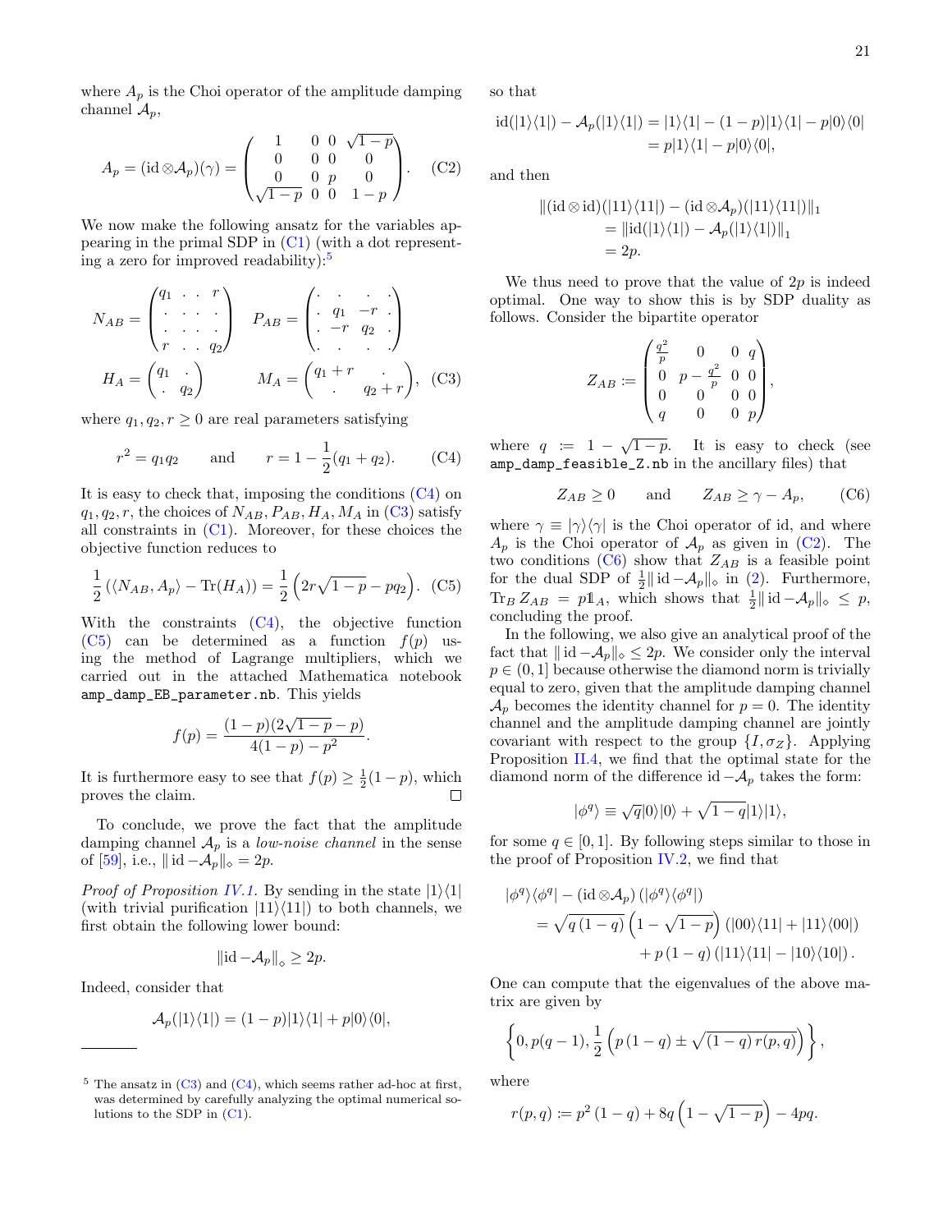where $A_p$ is the Choi operator of the amplitude damping channel $\mathcal{A}_p$,

$$A_p = (\mathrm{id} \otimes \mathcal{A}_p)(\gamma) = \begin{pmatrix} 1 & 0 & 0 & \sqrt{1-p} \\ 0 & 0 & 0 & 0 \\ 0 & 0 & p & 0 \\ \sqrt{1-p} & 0 & 0 & 1-p \end{pmatrix}. \tag{C2}$$

We now make the following ansatz for the variables appearing in the primal SDP in (C1) (with a dot representing a zero for improved readability):[5]

$$N_{AB} = \begin{pmatrix} q_1 & \cdot & \cdot & r \\ \cdot & \cdot & \cdot & \cdot \\ \cdot & \cdot & \cdot & \cdot \\ r & \cdot & \cdot & q_2 \end{pmatrix} \quad P_{AB} = \begin{pmatrix} \cdot & \cdot & \cdot & \cdot \\ \cdot & q_1 & -r & \cdot \\ \cdot & -r & q_2 & \cdot \\ \cdot & \cdot & \cdot & \cdot \end{pmatrix}$$
$$H_A = \begin{pmatrix} q_1 & \cdot \\ \cdot & q_2 \end{pmatrix} \qquad M_A = \begin{pmatrix} q_1 + r & \cdot \\ \cdot & q_2 + r \end{pmatrix}, \tag{C3}$$

where $q_1, q_2, r \geq 0$ are real parameters satisfying

$$r^2 = q_1 q_2 \qquad \text{and} \qquad r = 1 - \frac{1}{2}(q_1 + q_2). \tag{C4}$$

It is easy to check that, imposing the conditions (C4) on $q_1, q_2, r$, the choices of $N_{AB}, P_{AB}, H_A, M_A$ in (C3) satisfy all constraints in (C1). Moreover, for these choices the objective function reduces to

$$\frac{1}{2}\left(\langle N_{AB}, A_p\rangle - \mathrm{Tr}(H_A)\right) = \frac{1}{2}\left(2r\sqrt{1-p} - pq_2\right). \tag{C5}$$

With the constraints (C4), the objective function (C5) can be determined as a function $f(p)$ using the method of Lagrange multipliers, which we carried out in the attached Mathematica notebook `amp_damp_EB_parameter.nb`. This yields

$$f(p) = \frac{(1-p)(2\sqrt{1-p} - p)}{4(1-p) - p^2}.$$

It is furthermore easy to see that $f(p) \geq \frac{1}{2}(1-p)$, which proves the claim. ◻

To conclude, we prove the fact that the amplitude damping channel $\mathcal{A}_p$ is a *low-noise channel* in the sense of [59], i.e., $\|\mathrm{id} - \mathcal{A}_p\|_\diamond = 2p$.

*Proof of Proposition IV.1.* By sending in the state $|1\rangle\langle 1|$ (with trivial purification $|11\rangle\langle 11|$) to both channels, we first obtain the following lower bound:

$$\|\mathrm{id} - \mathcal{A}_p\|_\diamond \geq 2p.$$

Indeed, consider that

$$\mathcal{A}_p(|1\rangle\langle 1|) = (1-p)|1\rangle\langle 1| + p|0\rangle\langle 0|,$$

so that

$$\begin{aligned} \mathrm{id}(|1\rangle\langle 1|) - \mathcal{A}_p(|1\rangle\langle 1|) &= |1\rangle\langle 1| - (1-p)|1\rangle\langle 1| - p|0\rangle\langle 0| \\ &= p|1\rangle\langle 1| - p|0\rangle\langle 0|, \end{aligned}$$

and then

$$\begin{aligned} &\|(\mathrm{id} \otimes \mathrm{id})(|11\rangle\langle 11|) - (\mathrm{id} \otimes \mathcal{A}_p)(|11\rangle\langle 11|)\|_1 \\ &\quad = \|\mathrm{id}(|1\rangle\langle 1|) - \mathcal{A}_p(|1\rangle\langle 1|)\|_1 \\ &\quad = 2p. \end{aligned}$$

We thus need to prove that the value of $2p$ is indeed optimal. One way to show this is by SDP duality as follows. Consider the bipartite operator

$$Z_{AB} := \begin{pmatrix} \frac{q^2}{p} & 0 & 0 & q \\ 0 & p - \frac{q^2}{p} & 0 & 0 \\ 0 & 0 & 0 & 0 \\ q & 0 & 0 & p \end{pmatrix},$$

where $q := 1 - \sqrt{1-p}$. It is easy to check (see `amp_damp_feasible_Z.nb` in the ancillary files) that

$$Z_{AB} \geq 0 \qquad \text{and} \qquad Z_{AB} \geq \gamma - A_p, \tag{C6}$$

where $\gamma \equiv |\gamma\rangle\langle\gamma|$ is the Choi operator of id, and where $A_p$ is the Choi operator of $\mathcal{A}_p$ as given in (C2). The two conditions (C6) show that $Z_{AB}$ is a feasible point for the dual SDP of $\frac{1}{2}\|\mathrm{id} - \mathcal{A}_p\|_\diamond$ in (2). Furthermore, $\mathrm{Tr}_B Z_{AB} = p\mathbb{1}_A$, which shows that $\frac{1}{2}\|\mathrm{id} - \mathcal{A}_p\|_\diamond \leq p$, concluding the proof.

In the following, we also give an analytical proof of the fact that $\|\mathrm{id} - \mathcal{A}_p\|_\diamond \leq 2p$. We consider only the interval $p \in (0, 1]$ because otherwise the diamond norm is trivially equal to zero, given that the amplitude damping channel $\mathcal{A}_p$ becomes the identity channel for $p = 0$. The identity channel and the amplitude damping channel are jointly covariant with respect to the group $\{I, \sigma_Z\}$. Applying Proposition II.4, we find that the optimal state for the diamond norm of the difference $\mathrm{id} - \mathcal{A}_p$ takes the form:

$$|\phi^q\rangle \equiv \sqrt{q}|0\rangle|0\rangle + \sqrt{1-q}|1\rangle|1\rangle,$$

for some $q \in [0, 1]$. By following steps similar to those in the proof of Proposition IV.2, we find that

$$\begin{aligned} &|\phi^q\rangle\langle\phi^q| - (\mathrm{id} \otimes \mathcal{A}_p)\left(|\phi^q\rangle\langle\phi^q|\right) \\ &\quad = \sqrt{q(1-q)}\left(1 - \sqrt{1-p}\right)\left(|00\rangle\langle 11| + |11\rangle\langle 00|\right) \\ &\qquad + p(1-q)\left(|11\rangle\langle 11| - |10\rangle\langle 10|\right). \end{aligned}$$

One can compute that the eigenvalues of the above matrix are given by

$$\left\{0, p(q-1), \frac{1}{2}\left(p(1-q) \pm \sqrt{(1-q)\, r(p,q)}\right)\right\},$$

where

$$r(p, q) := p^2(1-q) + 8q\left(1 - \sqrt{1-p}\right) - 4pq.$$

[5] The ansatz in (C3) and (C4), which seems rather ad-hoc at first, was determined by carefully analyzing the optimal numerical solutions to the SDP in (C1).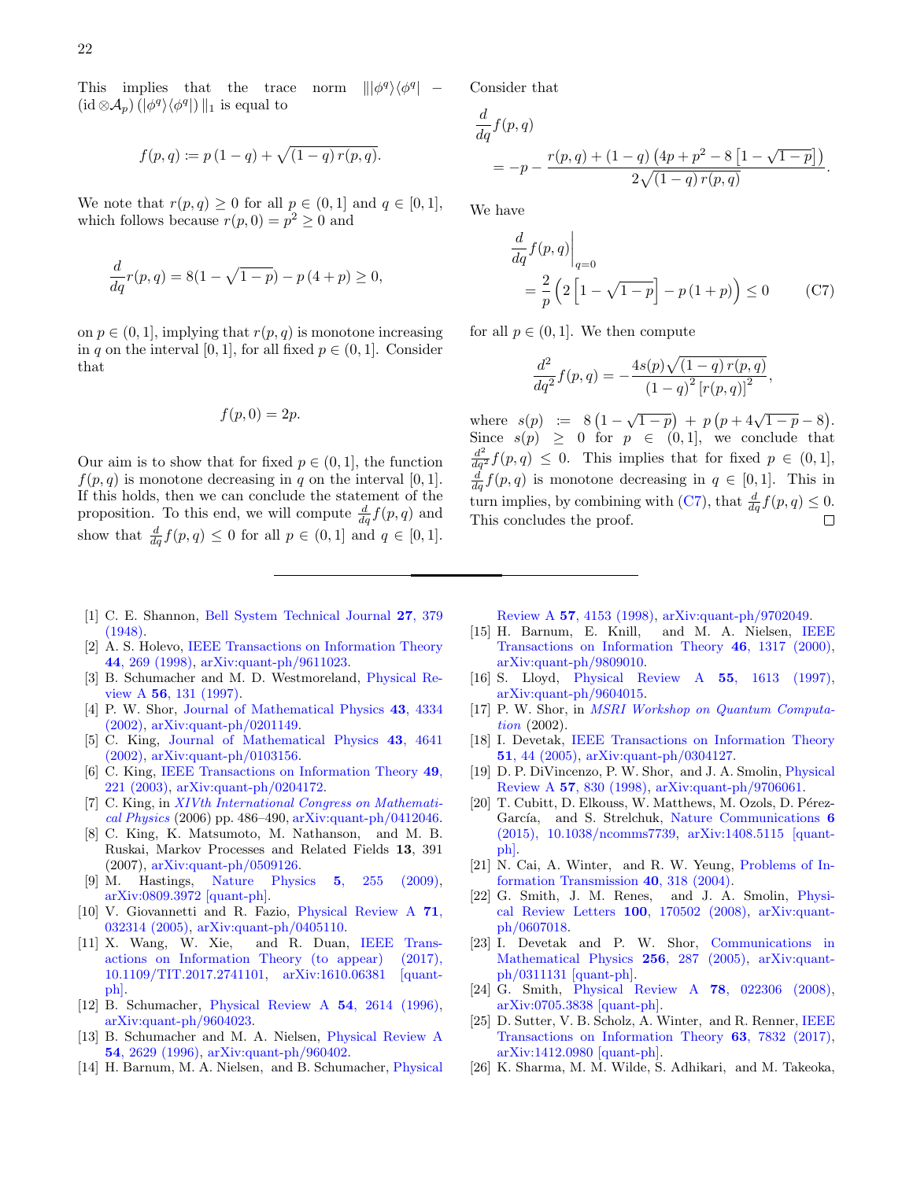This implies that the trace norm $\| |\phi^q\rangle\langle\phi^q| - (\text{id}\otimes\mathcal{A}_p)(|\phi^q\rangle\langle\phi^q|)\|_1$ is equal to

$$f(p,q) := p\,(1-q) + \sqrt{(1-q)\,r(p,q)}.$$

We note that $r(p,q) \geq 0$ for all $p \in (0,1]$ and $q \in [0,1]$, which follows because $r(p,0) = p^2 \geq 0$ and

$$\frac{d}{dq} r(p,q) = 8(1-\sqrt{1-p}) - p\,(4+p) \geq 0,$$

on $p \in (0,1]$, implying that $r(p,q)$ is monotone increasing in $q$ on the interval $[0,1]$, for all fixed $p \in (0,1]$. Consider that

$$f(p,0) = 2p.$$

Our aim is to show that for fixed $p \in (0,1]$, the function $f(p,q)$ is monotone decreasing in $q$ on the interval $[0,1]$. If this holds, then we can conclude the statement of the proposition. To this end, we will compute $\frac{d}{dq} f(p,q)$ and show that $\frac{d}{dq} f(p,q) \leq 0$ for all $p \in (0,1]$ and $q \in [0,1]$.

Consider that

$$\frac{d}{dq} f(p,q) = -p - \frac{r(p,q) + (1-q)\left(4p + p^2 - 8\left[1-\sqrt{1-p}\right]\right)}{2\sqrt{(1-q)\,r(p,q)}}.$$

We have

$$\left.\frac{d}{dq} f(p,q)\right|_{q=0} = \frac{2}{p}\left(2\left[1-\sqrt{1-p}\right] - p\,(1+p)\right) \leq 0 \tag{C7}$$

for all $p \in (0,1]$. We then compute

$$\frac{d^2}{dq^2} f(p,q) = -\frac{4s(p)\sqrt{(1-q)\,r(p,q)}}{(1-q)^2\,[r(p,q)]^2},$$

where $s(p) := 8\left(1-\sqrt{1-p}\right) + p\left(p + 4\sqrt{1-p} - 8\right)$. Since $s(p) \geq 0$ for $p \in (0,1]$, we conclude that $\frac{d^2}{dq^2} f(p,q) \leq 0$. This implies that for fixed $p \in (0,1]$, $\frac{d}{dq} f(p,q)$ is monotone decreasing in $q \in [0,1]$. This in turn implies, by combining with (C7), that $\frac{d}{dq} f(p,q) \leq 0$. This concludes the proof. ∎

---

[1] C. E. Shannon, Bell System Technical Journal **27**, 379 (1948).

[2] A. S. Holevo, IEEE Transactions on Information Theory **44**, 269 (1998), arXiv:quant-ph/9611023.

[3] B. Schumacher and M. D. Westmoreland, Physical Review A **56**, 131 (1997).

[4] P. W. Shor, Journal of Mathematical Physics **43**, 4334 (2002), arXiv:quant-ph/0201149.

[5] C. King, Journal of Mathematical Physics **43**, 4641 (2002), arXiv:quant-ph/0103156.

[6] C. King, IEEE Transactions on Information Theory **49**, 221 (2003), arXiv:quant-ph/0204172.

[7] C. King, in *XIVth International Congress on Mathematical Physics* (2006) pp. 486–490, arXiv:quant-ph/0412046.

[8] C. King, K. Matsumoto, M. Nathanson, and M. B. Ruskai, Markov Processes and Related Fields **13**, 391 (2007), arXiv:quant-ph/0509126.

[9] M. Hastings, Nature Physics **5**, 255 (2009), arXiv:0809.3972 [quant-ph].

[10] V. Giovannetti and R. Fazio, Physical Review A **71**, 032314 (2005), arXiv:quant-ph/0405110.

[11] X. Wang, W. Xie, and R. Duan, IEEE Transactions on Information Theory (to appear) (2017), 10.1109/TIT.2017.2741101, arXiv:1610.06381 [quant-ph].

[12] B. Schumacher, Physical Review A **54**, 2614 (1996), arXiv:quant-ph/9604023.

[13] B. Schumacher and M. A. Nielsen, Physical Review A **54**, 2629 (1996), arXiv:quant-ph/960402.

[14] H. Barnum, M. A. Nielsen, and B. Schumacher, Physical Review A **57**, 4153 (1998), arXiv:quant-ph/9702049.

[15] H. Barnum, E. Knill, and M. A. Nielsen, IEEE Transactions on Information Theory **46**, 1317 (2000), arXiv:quant-ph/9809010.

[16] S. Lloyd, Physical Review A **55**, 1613 (1997), arXiv:quant-ph/9604015.

[17] P. W. Shor, in *MSRI Workshop on Quantum Computation* (2002).

[18] I. Devetak, IEEE Transactions on Information Theory **51**, 44 (2005), arXiv:quant-ph/0304127.

[19] D. P. DiVincenzo, P. W. Shor, and J. A. Smolin, Physical Review A **57**, 830 (1998), arXiv:quant-ph/9706061.

[20] T. Cubitt, D. Elkouss, W. Matthews, M. Ozols, D. Pérez-García, and S. Strelchuk, Nature Communications **6** (2015), 10.1038/ncomms7739, arXiv:1408.5115 [quant-ph].

[21] N. Cai, A. Winter, and R. W. Yeung, Problems of Information Transmission **40**, 318 (2004).

[22] G. Smith, J. M. Renes, and J. A. Smolin, Physical Review Letters **100**, 170502 (2008), arXiv:quant-ph/0607018.

[23] I. Devetak and P. W. Shor, Communications in Mathematical Physics **256**, 287 (2005), arXiv:quant-ph/0311131 [quant-ph].

[24] G. Smith, Physical Review A **78**, 022306 (2008), arXiv:0705.3838 [quant-ph].

[25] D. Sutter, V. B. Scholz, A. Winter, and R. Renner, IEEE Transactions on Information Theory **63**, 7832 (2017), arXiv:1412.0980 [quant-ph].

[26] K. Sharma, M. M. Wilde, S. Adhikari, and M. Takeoka,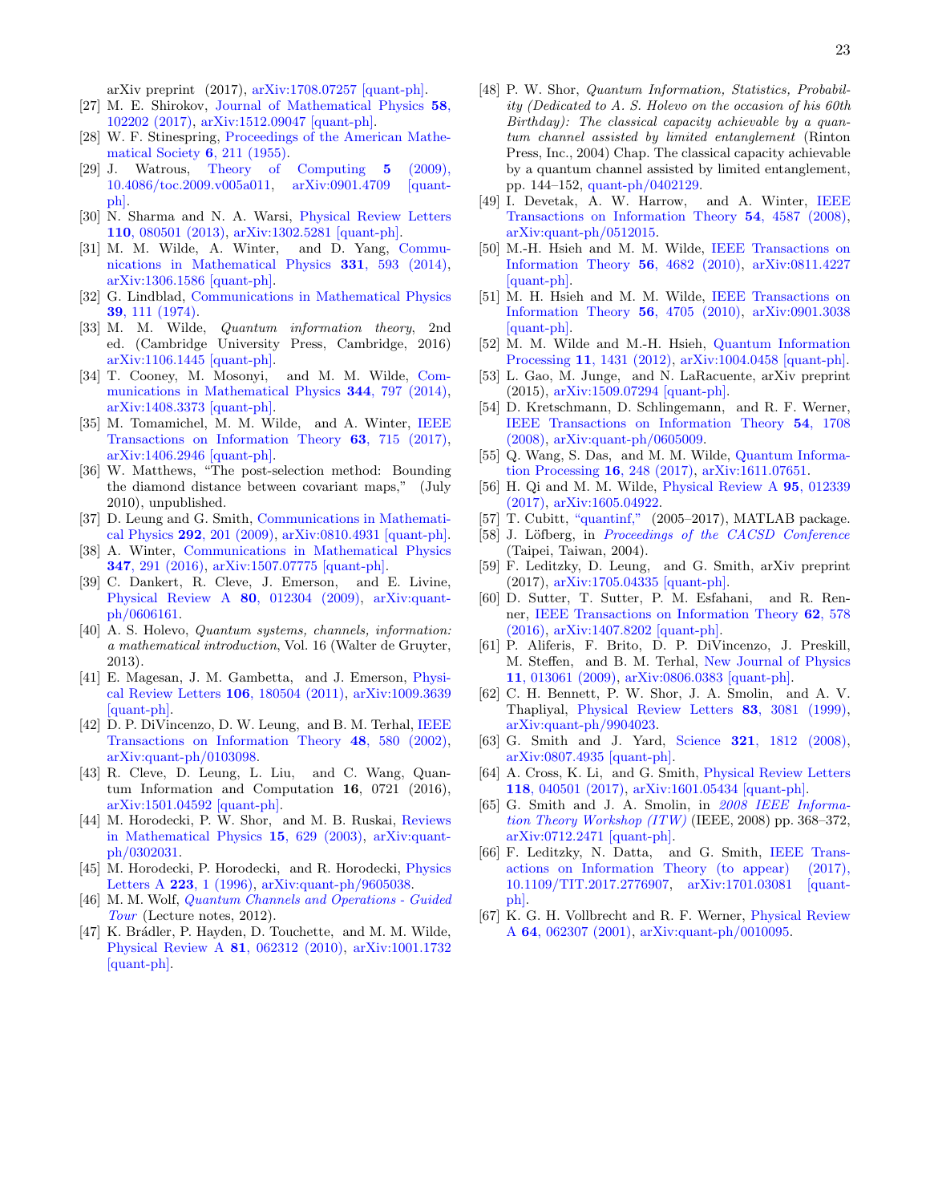arXiv preprint (2017), arXiv:1708.07257 [quant-ph].

[27] M. E. Shirokov, Journal of Mathematical Physics **58**, 102202 (2017), arXiv:1512.09047 [quant-ph].

[28] W. F. Stinespring, Proceedings of the American Mathematical Society **6**, 211 (1955).

[29] J. Watrous, Theory of Computing **5** (2009), 10.4086/toc.2009.v005a011, arXiv:0901.4709 [quant-ph].

[30] N. Sharma and N. A. Warsi, Physical Review Letters **110**, 080501 (2013), arXiv:1302.5281 [quant-ph].

[31] M. M. Wilde, A. Winter, and D. Yang, Communications in Mathematical Physics **331**, 593 (2014), arXiv:1306.1586 [quant-ph].

[32] G. Lindblad, Communications in Mathematical Physics **39**, 111 (1974).

[33] M. M. Wilde, *Quantum information theory*, 2nd ed. (Cambridge University Press, Cambridge, 2016) arXiv:1106.1445 [quant-ph].

[34] T. Cooney, M. Mosonyi, and M. M. Wilde, Communications in Mathematical Physics **344**, 797 (2014), arXiv:1408.3373 [quant-ph].

[35] M. Tomamichel, M. M. Wilde, and A. Winter, IEEE Transactions on Information Theory **63**, 715 (2017), arXiv:1406.2946 [quant-ph].

[36] W. Matthews, "The post-selection method: Bounding the diamond distance between covariant maps," (July 2010), unpublished.

[37] D. Leung and G. Smith, Communications in Mathematical Physics **292**, 201 (2009), arXiv:0810.4931 [quant-ph].

[38] A. Winter, Communications in Mathematical Physics **347**, 291 (2016), arXiv:1507.07775 [quant-ph].

[39] C. Dankert, R. Cleve, J. Emerson, and E. Livine, Physical Review A **80**, 012304 (2009), arXiv:quant-ph/0606161.

[40] A. S. Holevo, *Quantum systems, channels, information: a mathematical introduction*, Vol. 16 (Walter de Gruyter, 2013).

[41] E. Magesan, J. M. Gambetta, and J. Emerson, Physical Review Letters **106**, 180504 (2011), arXiv:1009.3639 [quant-ph].

[42] D. P. DiVincenzo, D. W. Leung, and B. M. Terhal, IEEE Transactions on Information Theory **48**, 580 (2002), arXiv:quant-ph/0103098.

[43] R. Cleve, D. Leung, L. Liu, and C. Wang, Quantum Information and Computation **16**, 0721 (2016), arXiv:1501.04592 [quant-ph].

[44] M. Horodecki, P. W. Shor, and M. B. Ruskai, Reviews in Mathematical Physics **15**, 629 (2003), arXiv:quant-ph/0302031.

[45] M. Horodecki, P. Horodecki, and R. Horodecki, Physics Letters A **223**, 1 (1996), arXiv:quant-ph/9605038.

[46] M. M. Wolf, *Quantum Channels and Operations - Guided Tour* (Lecture notes, 2012).

[47] K. Brádler, P. Hayden, D. Touchette, and M. M. Wilde, Physical Review A **81**, 062312 (2010), arXiv:1001.1732 [quant-ph].

[48] P. W. Shor, *Quantum Information, Statistics, Probability (Dedicated to A. S. Holevo on the occasion of his 60th Birthday): The classical capacity achievable by a quantum channel assisted by limited entanglement* (Rinton Press, Inc., 2004) Chap. The classical capacity achievable by a quantum channel assisted by limited entanglement, pp. 144–152, quant-ph/0402129.

[49] I. Devetak, A. W. Harrow, and A. Winter, IEEE Transactions on Information Theory **54**, 4587 (2008), arXiv:quant-ph/0512015.

[50] M.-H. Hsieh and M. M. Wilde, IEEE Transactions on Information Theory **56**, 4682 (2010), arXiv:0811.4227 [quant-ph].

[51] M. H. Hsieh and M. M. Wilde, IEEE Transactions on Information Theory **56**, 4705 (2010), arXiv:0901.3038 [quant-ph].

[52] M. M. Wilde and M.-H. Hsieh, Quantum Information Processing **11**, 1431 (2012), arXiv:1004.0458 [quant-ph].

[53] L. Gao, M. Junge, and N. LaRacuente, arXiv preprint (2015), arXiv:1509.07294 [quant-ph].

[54] D. Kretschmann, D. Schlingemann, and R. F. Werner, IEEE Transactions on Information Theory **54**, 1708 (2008), arXiv:quant-ph/0605009.

[55] Q. Wang, S. Das, and M. M. Wilde, Quantum Information Processing **16**, 248 (2017), arXiv:1611.07651.

[56] H. Qi and M. M. Wilde, Physical Review A **95**, 012339 (2017), arXiv:1605.04922.

[57] T. Cubitt, "quantinf," (2005–2017), MATLAB package.

[58] J. Löfberg, in *Proceedings of the CACSD Conference* (Taipei, Taiwan, 2004).

[59] F. Leditzky, D. Leung, and G. Smith, arXiv preprint (2017), arXiv:1705.04335 [quant-ph].

[60] D. Sutter, T. Sutter, P. M. Esfahani, and R. Renner, IEEE Transactions on Information Theory **62**, 578 (2016), arXiv:1407.8202 [quant-ph].

[61] P. Aliferis, F. Brito, D. P. DiVincenzo, J. Preskill, M. Steffen, and B. M. Terhal, New Journal of Physics **11**, 013061 (2009), arXiv:0806.0383 [quant-ph].

[62] C. H. Bennett, P. W. Shor, J. A. Smolin, and A. V. Thapliyal, Physical Review Letters **83**, 3081 (1999), arXiv:quant-ph/9904023.

[63] G. Smith and J. Yard, Science **321**, 1812 (2008), arXiv:0807.4935 [quant-ph].

[64] A. Cross, K. Li, and G. Smith, Physical Review Letters **118**, 040501 (2017), arXiv:1601.05434 [quant-ph].

[65] G. Smith and J. A. Smolin, in *2008 IEEE Information Theory Workshop (ITW)* (IEEE, 2008) pp. 368–372, arXiv:0712.2471 [quant-ph].

[66] F. Leditzky, N. Datta, and G. Smith, IEEE Transactions on Information Theory (to appear) (2017), 10.1109/TIT.2017.2776907, arXiv:1701.03081 [quant-ph].

[67] K. G. H. Vollbrecht and R. F. Werner, Physical Review A **64**, 062307 (2001), arXiv:quant-ph/0010095.